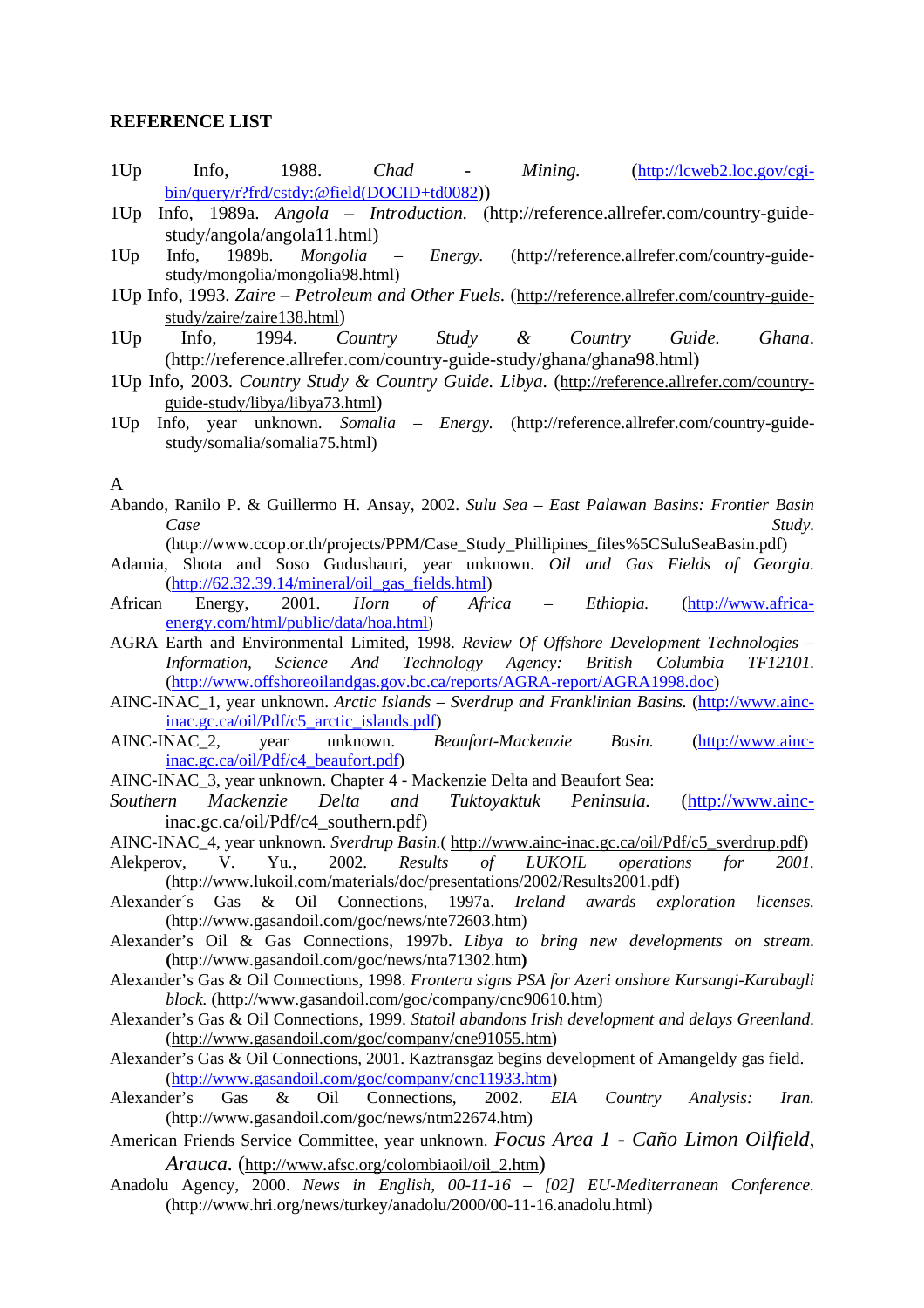**REFERENCE LIST**

1Up Info, 1988. *Chad - Mining.* (http://lcweb2.loc.gov/cgi-bin/query/r?frd/cstdy:@field(DOCID+td0082))

1Up Info, 1989a. *Angola – Introduction.* (http://reference.allrefer.com/country-guide-study/angola/angola11.html)

1Up Info, 1989b. *Mongolia – Energy.* (http://reference.allrefer.com/country-guide-study/mongolia/mongolia98.html)

1Up Info, 1993. *Zaire – Petroleum and Other Fuels.* (http://reference.allrefer.com/country-guide-study/zaire/zaire138.html)

1Up Info, 1994. *Country Study & Country Guide. Ghana*. (http://reference.allrefer.com/country-guide-study/ghana/ghana98.html)

1Up Info, 2003. *Country Study & Country Guide. Libya*. (http://reference.allrefer.com/country-guide-study/libya/libya73.html)

1Up Info, year unknown. *Somalia – Energy.* (http://reference.allrefer.com/country-guide-study/somalia/somalia75.html)

A

Abando, Ranilo P. & Guillermo H. Ansay, 2002. *Sulu Sea – East Palawan Basins: Frontier Basin Case Study.* (http://www.ccop.or.th/projects/PPM/Case_Study_Phillipines_files%5CSuluSeaBasin.pdf)

Adamia, Shota and Soso Gudushauri, year unknown. *Oil and Gas Fields of Georgia.* (http://62.32.39.14/mineral/oil_gas_fields.html)

African Energy, 2001. *Horn of Africa – Ethiopia.* (http://www.africa-energy.com/html/public/data/hoa.html)

AGRA Earth and Environmental Limited, 1998. *Review Of Offshore Development Technologies – Information, Science And Technology Agency: British Columbia TF12101.* (http://www.offshoreoilandgas.gov.bc.ca/reports/AGRA-report/AGRA1998.doc)

AINC-INAC_1, year unknown. *Arctic Islands – Sverdrup and Franklinian Basins.* (http://www.ainc-inac.gc.ca/oil/Pdf/c5_arctic_islands.pdf)

AINC-INAC_2, year unknown. *Beaufort-Mackenzie Basin.* (http://www.ainc-inac.gc.ca/oil/Pdf/c4_beaufort.pdf)

AINC-INAC_3, year unknown. Chapter 4 - Mackenzie Delta and Beaufort Sea: *Southern Mackenzie Delta and Tuktoyaktuk Peninsula.* (http://www.ainc-inac.gc.ca/oil/Pdf/c4_southern.pdf)

AINC-INAC_4, year unknown. *Sverdrup Basin.*( http://www.ainc-inac.gc.ca/oil/Pdf/c5_sverdrup.pdf)

Alekperov, V. Yu., 2002. *Results of LUKOIL operations for 2001.* (http://www.lukoil.com/materials/doc/presentations/2002/Results2001.pdf)

Alexander´s Gas & Oil Connections, 1997a. *Ireland awards exploration licenses.* (http://www.gasandoil.com/goc/news/nte72603.htm)

Alexander's Oil & Gas Connections, 1997b. *Libya to bring new developments on stream.* **(**http://www.gasandoil.com/goc/news/nta71302.htm**)**

Alexander's Gas & Oil Connections, 1998. *Frontera signs PSA for Azeri onshore Kursangi-Karabagli block.* (http://www.gasandoil.com/goc/company/cnc90610.htm)

Alexander's Gas & Oil Connections, 1999. *Statoil abandons Irish development and delays Greenland.* (http://www.gasandoil.com/goc/company/cne91055.htm)

Alexander's Gas & Oil Connections, 2001. Kaztransgaz begins development of Amangeldy gas field. (http://www.gasandoil.com/goc/company/cnc11933.htm)

Alexander's Gas & Oil Connections, 2002. *EIA Country Analysis: Iran.* (http://www.gasandoil.com/goc/news/ntm22674.htm)

American Friends Service Committee, year unknown. *Focus Area 1 - Caño Limon Oilfield, Arauca.* (http://www.afsc.org/colombiaoil/oil_2.htm)

Anadolu Agency, 2000. *News in English, 00-11-16 – [02] EU-Mediterranean Conference.* (http://www.hri.org/news/turkey/anadolu/2000/00-11-16.anadolu.html)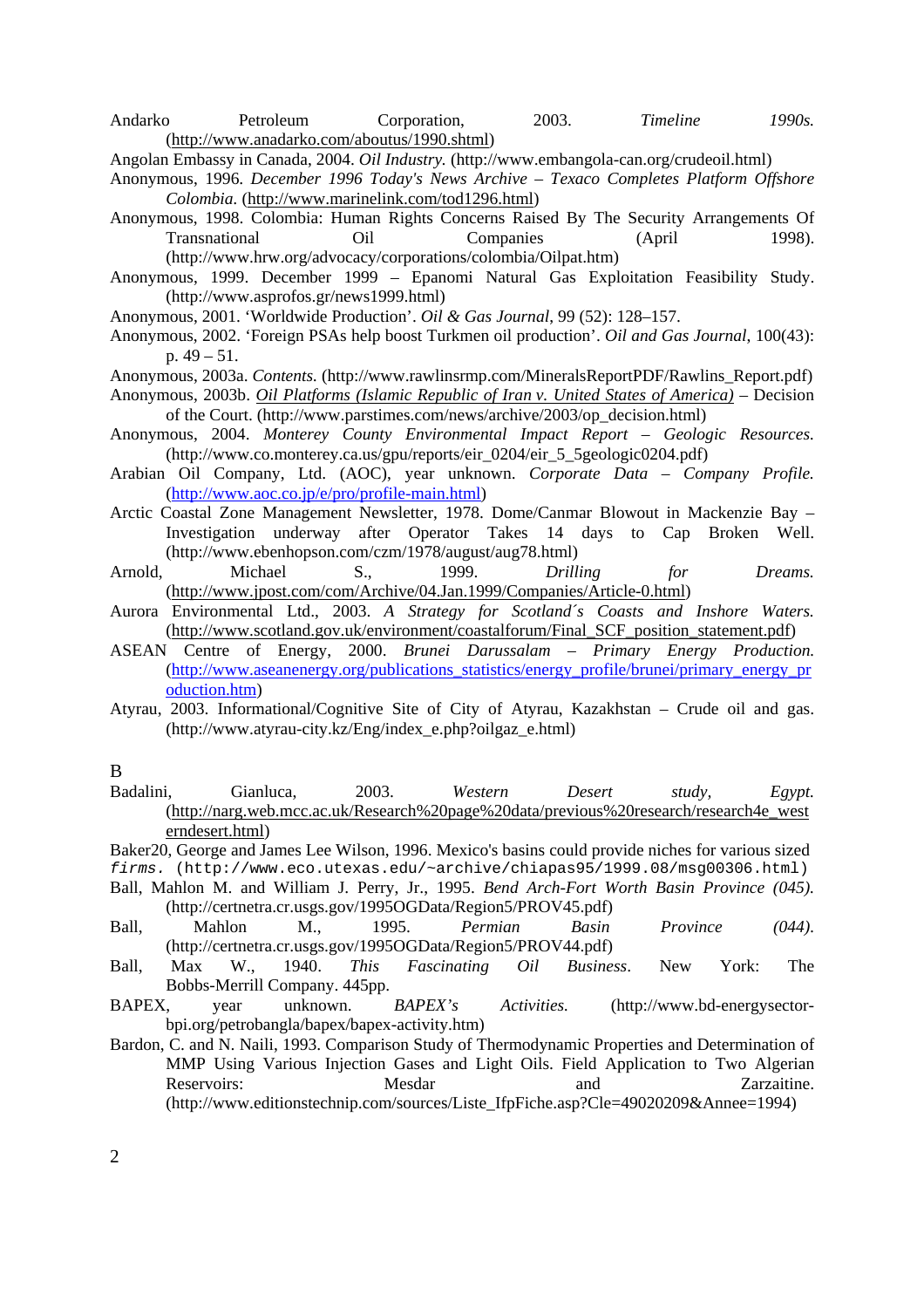Andarko Petroleum Corporation, 2003. *Timeline 1990s.* (http://www.anadarko.com/aboutus/1990.shtml)

Angolan Embassy in Canada, 2004. *Oil Industry.* (http://www.embangola-can.org/crudeoil.html)

Anonymous, 1996. *December 1996 Today's News Archive – Texaco Completes Platform Offshore Colombia.* (http://www.marinelink.com/tod1296.html)

Anonymous, 1998. Colombia: Human Rights Concerns Raised By The Security Arrangements Of Transnational Oil Companies (April 1998). (http://www.hrw.org/advocacy/corporations/colombia/Oilpat.htm)

Anonymous, 1999. December 1999 – Epanomi Natural Gas Exploitation Feasibility Study. (http://www.asprofos.gr/news1999.html)

Anonymous, 2001. 'Worldwide Production'. *Oil & Gas Journal*, 99 (52): 128–157.

Anonymous, 2002. 'Foreign PSAs help boost Turkmen oil production'. *Oil and Gas Journal*, 100(43): p. 49 – 51.

Anonymous, 2003a. *Contents.* (http://www.rawlinsrmp.com/MineralsReportPDF/Rawlins_Report.pdf)

Anonymous, 2003b. *Oil Platforms (Islamic Republic of Iran v. United States of America)* – Decision of the Court. (http://www.parstimes.com/news/archive/2003/op_decision.html)

Anonymous, 2004. *Monterey County Environmental Impact Report – Geologic Resources.* (http://www.co.monterey.ca.us/gpu/reports/eir_0204/eir_5_5geologic0204.pdf)

Arabian Oil Company, Ltd. (AOC), year unknown. *Corporate Data – Company Profile.* (http://www.aoc.co.jp/e/pro/profile-main.html)

Arctic Coastal Zone Management Newsletter, 1978. Dome/Canmar Blowout in Mackenzie Bay – Investigation underway after Operator Takes 14 days to Cap Broken Well. (http://www.ebenhopson.com/czm/1978/august/aug78.html)

Arnold, Michael S., 1999. *Drilling for Dreams.* (http://www.jpost.com/com/Archive/04.Jan.1999/Companies/Article-0.html)

Aurora Environmental Ltd., 2003. *A Strategy for Scotland´s Coasts and Inshore Waters.* (http://www.scotland.gov.uk/environment/coastalforum/Final_SCF_position_statement.pdf)

ASEAN Centre of Energy, 2000. *Brunei Darussalam – Primary Energy Production.* (http://www.aseanenergy.org/publications_statistics/energy_profile/brunei/primary_energy_production.htm)

Atyrau, 2003. Informational/Cognitive Site of City of Atyrau, Kazakhstan – Crude oil and gas. (http://www.atyrau-city.kz/Eng/index_e.php?oilgaz_e.html)

## B

Badalini, Gianluca, 2003. *Western Desert study, Egypt.* (http://narg.web.mcc.ac.uk/Research%20page%20data/previous%20research/research4e_westerndesert.html)

Baker20, George and James Lee Wilson, 1996. Mexico's basins could provide niches for various sized *firms.* (http://www.eco.utexas.edu/~archive/chiapas95/1999.08/msg00306.html)

Ball, Mahlon M. and William J. Perry, Jr., 1995. *Bend Arch-Fort Worth Basin Province (045).* (http://certnetra.cr.usgs.gov/1995OGData/Region5/PROV45.pdf)

Ball, Mahlon M., 1995. *Permian Basin Province (044).* (http://certnetra.cr.usgs.gov/1995OGData/Region5/PROV44.pdf)

Ball, Max W., 1940. *This Fascinating Oil Business*. New York: The Bobbs-Merrill Company. 445pp.

BAPEX, year unknown. *BAPEX's Activities.* (http://www.bd-energysector-bpi.org/petrobangla/bapex/bapex-activity.htm)

Bardon, C. and N. Naili, 1993. Comparison Study of Thermodynamic Properties and Determination of MMP Using Various Injection Gases and Light Oils. Field Application to Two Algerian Reservoirs: Mesdar and Zarzaitine. (http://www.editionstechnip.com/sources/Liste_IfpFiche.asp?Cle=49020209&Annee=1994)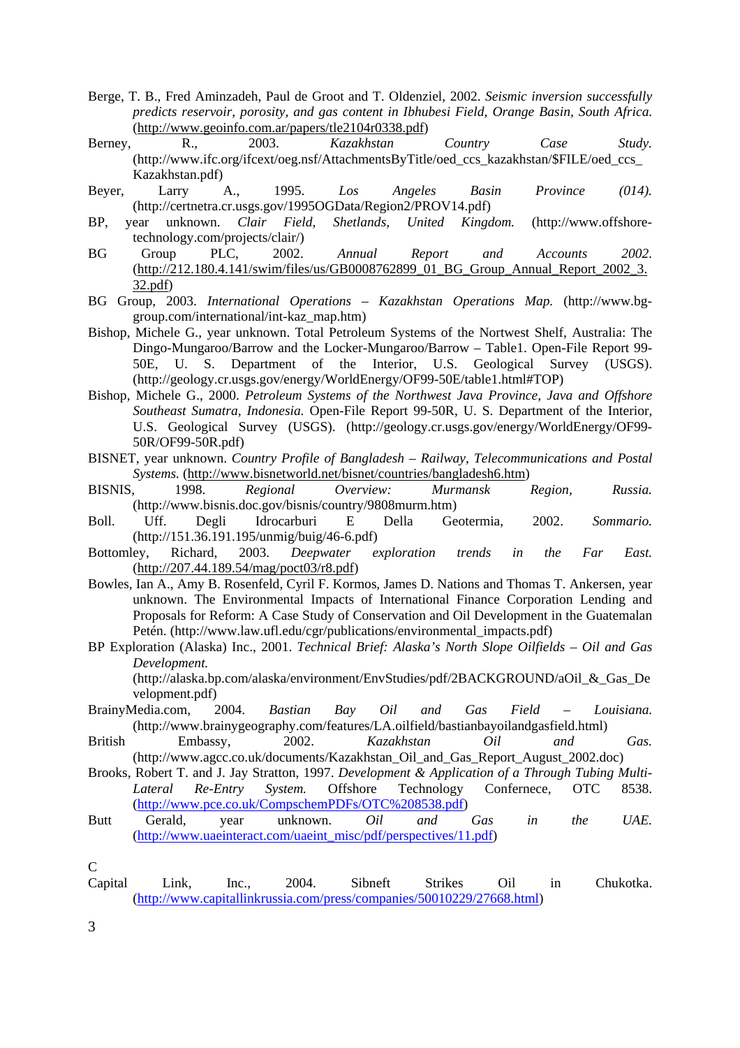Berge, T. B., Fred Aminzadeh, Paul de Groot and T. Oldenziel, 2002. *Seismic inversion successfully predicts reservoir, porosity, and gas content in Ibhubesi Field, Orange Basin, South Africa.* (http://www.geoinfo.com.ar/papers/tle2104r0338.pdf)

Berney, R., 2003. *Kazakhstan Country Case Study.* (http://www.ifc.org/ifcext/oeg.nsf/AttachmentsByTitle/oed_ccs_kazakhstan/$FILE/oed_ccs_Kazakhstan.pdf)

Beyer, Larry A., 1995. *Los Angeles Basin Province (014).* (http://certnetra.cr.usgs.gov/1995OGData/Region2/PROV14.pdf)

BP, year unknown. *Clair Field, Shetlands, United Kingdom.* (http://www.offshore-technology.com/projects/clair/)

BG Group PLC, 2002. *Annual Report and Accounts 2002.* (http://212.180.4.141/swim/files/us/GB0008762899_01_BG_Group_Annual_Report_2002_3.32.pdf)

BG Group, 2003. *International Operations – Kazakhstan Operations Map.* (http://www.bg-group.com/international/int-kaz_map.htm)

Bishop, Michele G., year unknown. Total Petroleum Systems of the Nortwest Shelf, Australia: The Dingo-Mungaroo/Barrow and the Locker-Mungaroo/Barrow – Table1. Open-File Report 99-50E, U. S. Department of the Interior, U.S. Geological Survey (USGS). (http://geology.cr.usgs.gov/energy/WorldEnergy/OF99-50E/table1.html#TOP)

Bishop, Michele G., 2000. *Petroleum Systems of the Northwest Java Province, Java and Offshore Southeast Sumatra, Indonesia.* Open-File Report 99-50R, U. S. Department of the Interior, U.S. Geological Survey (USGS). (http://geology.cr.usgs.gov/energy/WorldEnergy/OF99-50R/OF99-50R.pdf)

BISNET, year unknown. *Country Profile of Bangladesh – Railway, Telecommunications and Postal Systems.* (http://www.bisnetworld.net/bisnet/countries/bangladesh6.htm)

BISNIS, 1998. *Regional Overview: Murmansk Region, Russia.* (http://www.bisnis.doc.gov/bisnis/country/9808murm.htm)

Boll. Uff. Degli Idrocarburi E Della Geotermia, 2002. *Sommario.* (http://151.36.191.195/unmig/buig/46-6.pdf)

Bottomley, Richard, 2003. *Deepwater exploration trends in the Far East.* (http://207.44.189.54/mag/poct03/r8.pdf)

Bowles, Ian A., Amy B. Rosenfeld, Cyril F. Kormos, James D. Nations and Thomas T. Ankersen, year unknown. The Environmental Impacts of International Finance Corporation Lending and Proposals for Reform: A Case Study of Conservation and Oil Development in the Guatemalan Petén. (http://www.law.ufl.edu/cgr/publications/environmental_impacts.pdf)

BP Exploration (Alaska) Inc., 2001. *Technical Brief: Alaska's North Slope Oilfields – Oil and Gas Development.* (http://alaska.bp.com/alaska/environment/EnvStudies/pdf/2BACKGROUND/aOil_&_Gas_Development.pdf)

BrainyMedia.com, 2004. *Bastian Bay Oil and Gas Field – Louisiana.* (http://www.brainygeography.com/features/LA.oilfield/bastianbayoilandgasfield.html)

British Embassy, 2002. *Kazakhstan Oil and Gas.* (http://www.agcc.co.uk/documents/Kazakhstan_Oil_and_Gas_Report_August_2002.doc)

Brooks, Robert T. and J. Jay Stratton, 1997. *Development & Application of a Through Tubing Multi-Lateral Re-Entry System.* Offshore Technology Confernece, OTC 8538. (http://www.pce.co.uk/CompschemPDFs/OTC%208538.pdf)

Butt Gerald, year unknown. *Oil and Gas in the UAE.* (http://www.uaeinteract.com/uaeint_misc/pdf/perspectives/11.pdf)

C

Capital Link, Inc., 2004. Sibneft Strikes Oil in Chukotka. (http://www.capitallinkrussia.com/press/companies/50010229/27668.html)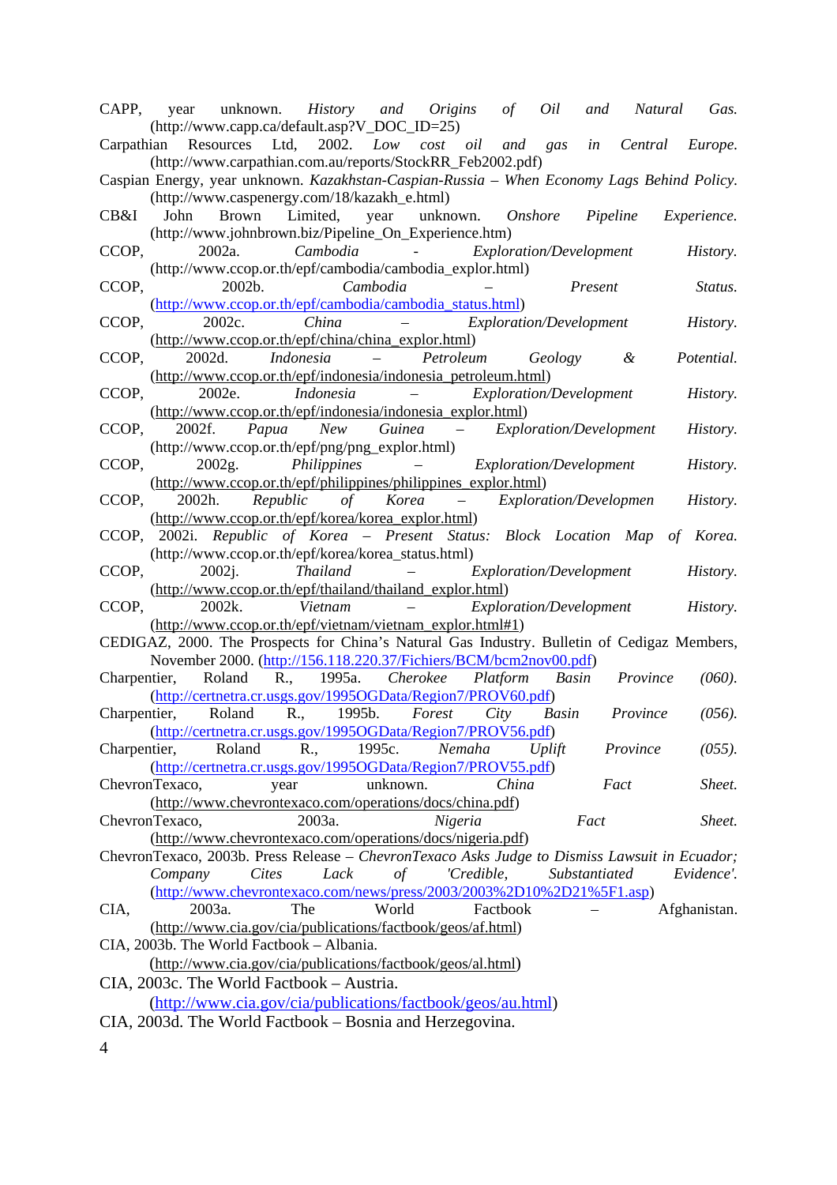CAPP, year unknown. *History and Origins of Oil and Natural Gas.* (http://www.capp.ca/default.asp?V_DOC_ID=25)

Carpathian Resources Ltd, 2002. *Low cost oil and gas in Central Europe.* (http://www.carpathian.com.au/reports/StockRR_Feb2002.pdf)

Caspian Energy, year unknown. *Kazakhstan-Caspian-Russia – When Economy Lags Behind Policy.* (http://www.caspenergy.com/18/kazakh_e.html)

CB&I John Brown Limited, year unknown. *Onshore Pipeline Experience.* (http://www.johnbrown.biz/Pipeline_On_Experience.htm)

CCOP, 2002a. *Cambodia - Exploration/Development History.* (http://www.ccop.or.th/epf/cambodia/cambodia_explor.html)

CCOP, 2002b. *Cambodia – Present Status.* (http://www.ccop.or.th/epf/cambodia/cambodia_status.html)

CCOP, 2002c. *China – Exploration/Development History.* (http://www.ccop.or.th/epf/china/china_explor.html)

CCOP, 2002d. *Indonesia – Petroleum Geology & Potential.* (http://www.ccop.or.th/epf/indonesia/indonesia_petroleum.html)

CCOP, 2002e. *Indonesia – Exploration/Development History.* (http://www.ccop.or.th/epf/indonesia/indonesia_explor.html)

CCOP, 2002f. *Papua New Guinea – Exploration/Development History.* (http://www.ccop.or.th/epf/png/png_explor.html)

CCOP, 2002g. *Philippines – Exploration/Development History.* (http://www.ccop.or.th/epf/philippines/philippines_explor.html)

CCOP, 2002h. *Republic of Korea – Exploration/Developmen History.* (http://www.ccop.or.th/epf/korea/korea_explor.html)

CCOP, 2002i. *Republic of Korea – Present Status: Block Location Map of Korea.* (http://www.ccop.or.th/epf/korea/korea_status.html)

CCOP, 2002j. *Thailand – Exploration/Development History.* (http://www.ccop.or.th/epf/thailand/thailand_explor.html)

CCOP, 2002k. *Vietnam – Exploration/Development History.* (http://www.ccop.or.th/epf/vietnam/vietnam_explor.html#1)

CEDIGAZ, 2000. The Prospects for China's Natural Gas Industry. Bulletin of Cedigaz Members, November 2000. (http://156.118.220.37/Fichiers/BCM/bcm2nov00.pdf)

Charpentier, Roland R., 1995a. *Cherokee Platform Basin Province (060).* (http://certnetra.cr.usgs.gov/1995OGData/Region7/PROV60.pdf)

Charpentier, Roland R., 1995b. *Forest City Basin Province (056).* (http://certnetra.cr.usgs.gov/1995OGData/Region7/PROV56.pdf)

Charpentier, Roland R., 1995c. *Nemaha Uplift Province (055).* (http://certnetra.cr.usgs.gov/1995OGData/Region7/PROV55.pdf)

ChevronTexaco, year unknown. *China Fact Sheet.* (http://www.chevrontexaco.com/operations/docs/china.pdf)

ChevronTexaco, 2003a. *Nigeria Fact Sheet.* (http://www.chevrontexaco.com/operations/docs/nigeria.pdf)

ChevronTexaco, 2003b. Press Release – *ChevronTexaco Asks Judge to Dismiss Lawsuit in Ecuador; Company Cites Lack of 'Credible, Substantiated Evidence'.* (http://www.chevrontexaco.com/news/press/2003/2003%2D10%2D21%5F1.asp)

CIA, 2003a. The World Factbook – Afghanistan. (http://www.cia.gov/cia/publications/factbook/geos/af.html)

CIA, 2003b. The World Factbook – Albania. (http://www.cia.gov/cia/publications/factbook/geos/al.html)

CIA, 2003c. The World Factbook – Austria. (http://www.cia.gov/cia/publications/factbook/geos/au.html)

CIA, 2003d. The World Factbook – Bosnia and Herzegovina.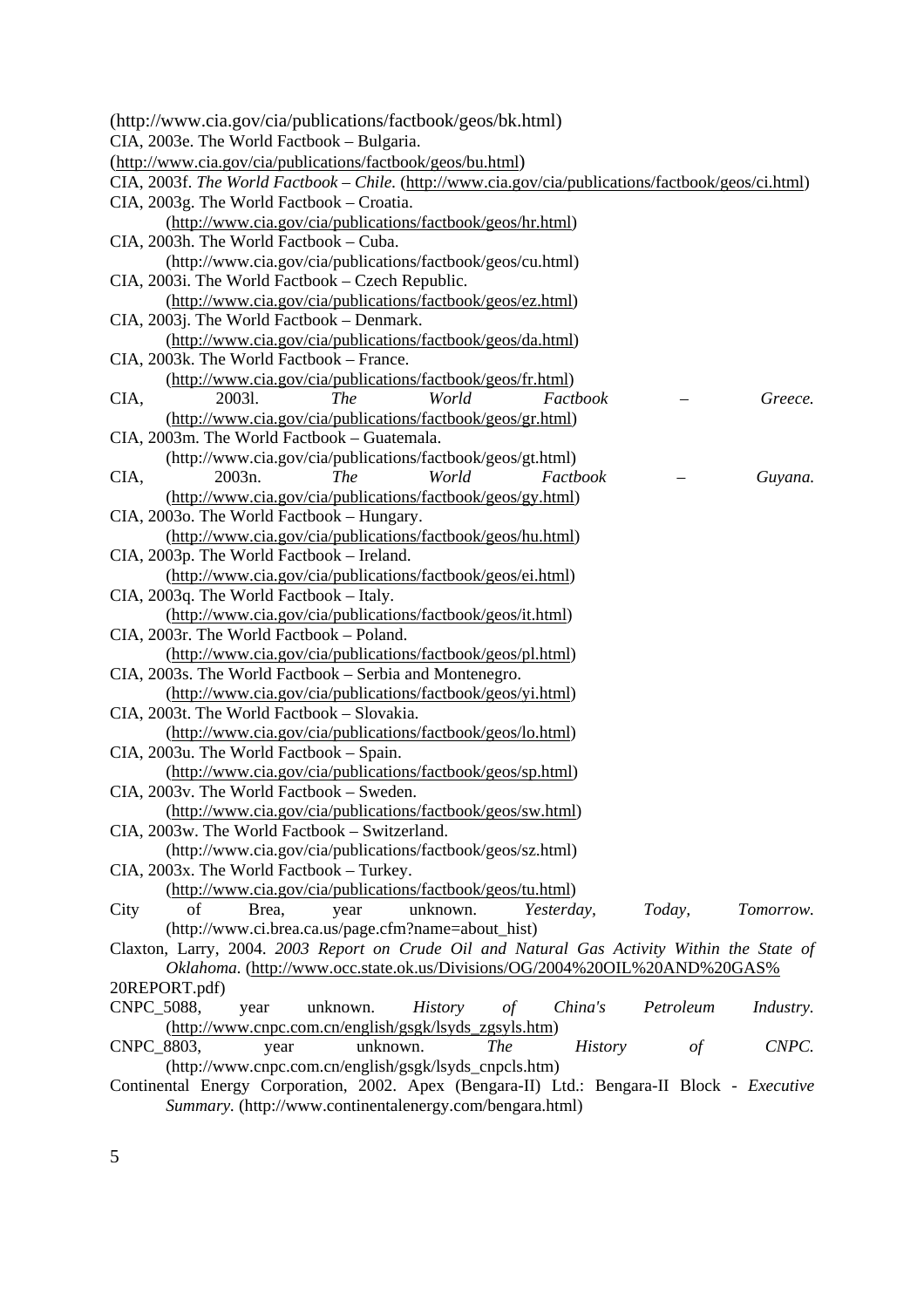(http://www.cia.gov/cia/publications/factbook/geos/bk.html)

CIA, 2003e. The World Factbook – Bulgaria. (http://www.cia.gov/cia/publications/factbook/geos/bu.html)

CIA, 2003f. *The World Factbook – Chile.* (http://www.cia.gov/cia/publications/factbook/geos/ci.html)

CIA, 2003g. The World Factbook – Croatia. (http://www.cia.gov/cia/publications/factbook/geos/hr.html)

CIA, 2003h. The World Factbook – Cuba. (http://www.cia.gov/cia/publications/factbook/geos/cu.html)

CIA, 2003i. The World Factbook – Czech Republic. (http://www.cia.gov/cia/publications/factbook/geos/ez.html)

CIA, 2003j. The World Factbook – Denmark. (http://www.cia.gov/cia/publications/factbook/geos/da.html)

CIA, 2003k. The World Factbook – France. (http://www.cia.gov/cia/publications/factbook/geos/fr.html)

CIA, 2003l. *The World Factbook – Greece.* (http://www.cia.gov/cia/publications/factbook/geos/gr.html)

CIA, 2003m. The World Factbook – Guatemala. (http://www.cia.gov/cia/publications/factbook/geos/gt.html)

CIA, 2003n. *The World Factbook – Guyana.* (http://www.cia.gov/cia/publications/factbook/geos/gy.html)

CIA, 2003o. The World Factbook – Hungary. (http://www.cia.gov/cia/publications/factbook/geos/hu.html)

CIA, 2003p. The World Factbook – Ireland. (http://www.cia.gov/cia/publications/factbook/geos/ei.html)

CIA, 2003q. The World Factbook – Italy. (http://www.cia.gov/cia/publications/factbook/geos/it.html)

CIA, 2003r. The World Factbook – Poland. (http://www.cia.gov/cia/publications/factbook/geos/pl.html)

CIA, 2003s. The World Factbook – Serbia and Montenegro. (http://www.cia.gov/cia/publications/factbook/geos/yi.html)

CIA, 2003t. The World Factbook – Slovakia. (http://www.cia.gov/cia/publications/factbook/geos/lo.html)

CIA, 2003u. The World Factbook – Spain. (http://www.cia.gov/cia/publications/factbook/geos/sp.html)

CIA, 2003v. The World Factbook – Sweden. (http://www.cia.gov/cia/publications/factbook/geos/sw.html)

CIA, 2003w. The World Factbook – Switzerland. (http://www.cia.gov/cia/publications/factbook/geos/sz.html)

CIA, 2003x. The World Factbook – Turkey. (http://www.cia.gov/cia/publications/factbook/geos/tu.html)

City of Brea, year unknown. *Yesterday, Today, Tomorrow.* (http://www.ci.brea.ca.us/page.cfm?name=about_hist)

Claxton, Larry, 2004. *2003 Report on Crude Oil and Natural Gas Activity Within the State of Oklahoma.* (http://www.occ.state.ok.us/Divisions/OG/2004%20OIL%20AND%20GAS%20REPORT.pdf)

CNPC_5088, year unknown. *History of China's Petroleum Industry.* (http://www.cnpc.com.cn/english/gsgk/lsyds_zgsyls.htm)

CNPC_8803, year unknown. *The History of CNPC.* (http://www.cnpc.com.cn/english/gsgk/lsyds_cnpcls.htm)

Continental Energy Corporation, 2002. Apex (Bengara-II) Ltd.: Bengara-II Block - *Executive Summary.* (http://www.continentalenergy.com/bengara.html)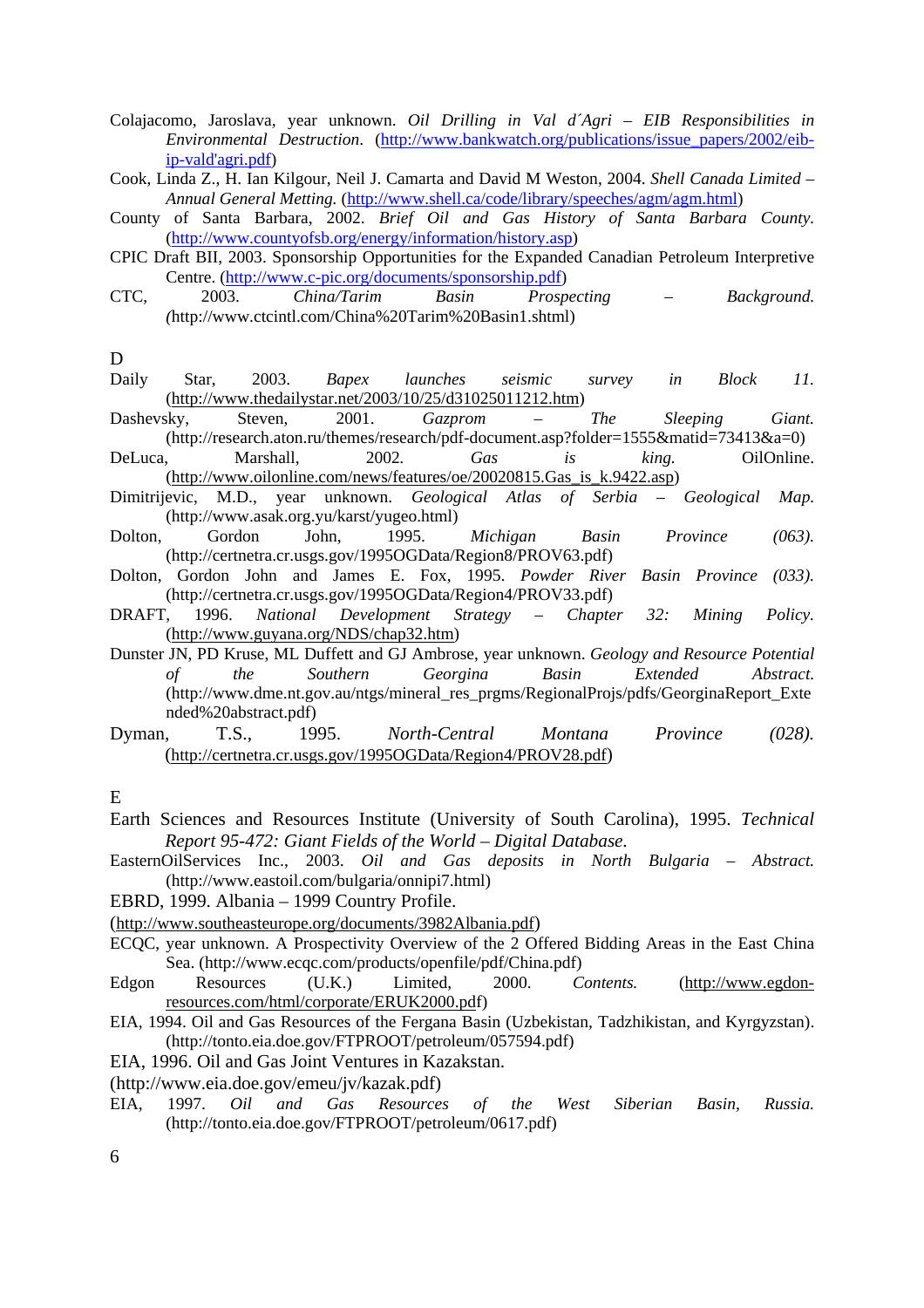Colajacomo, Jaroslava, year unknown. *Oil Drilling in Val d´Agri – EIB Responsibilities in Environmental Destruction*. (http://www.bankwatch.org/publications/issue_papers/2002/eib-ip-vald'agri.pdf)

Cook, Linda Z., H. Ian Kilgour, Neil J. Camarta and David M Weston, 2004. *Shell Canada Limited – Annual General Metting.* (http://www.shell.ca/code/library/speeches/agm/agm.html)

County of Santa Barbara, 2002. *Brief Oil and Gas History of Santa Barbara County.* (http://www.countyofsb.org/energy/information/history.asp)

CPIC Draft BII, 2003. Sponsorship Opportunities for the Expanded Canadian Petroleum Interpretive Centre. (http://www.c-pic.org/documents/sponsorship.pdf)

CTC, 2003. *China/Tarim Basin Prospecting – Background. (*http://www.ctcintl.com/China%20Tarim%20Basin1.shtml)

D

Daily Star, 2003. *Bapex launches seismic survey in Block 11.* (http://www.thedailystar.net/2003/10/25/d31025011212.htm)

Dashevsky, Steven, 2001. *Gazprom – The Sleeping Giant.* (http://research.aton.ru/themes/research/pdf-document.asp?folder=1555&matid=73413&a=0)

DeLuca, Marshall, 2002. *Gas is king.* OilOnline. (http://www.oilonline.com/news/features/oe/20020815.Gas_is_k.9422.asp)

Dimitrijevic, M.D., year unknown. *Geological Atlas of Serbia – Geological Map.* (http://www.asak.org.yu/karst/yugeo.html)

Dolton, Gordon John, 1995. *Michigan Basin Province (063).* (http://certnetra.cr.usgs.gov/1995OGData/Region8/PROV63.pdf)

Dolton, Gordon John and James E. Fox, 1995. *Powder River Basin Province (033).* (http://certnetra.cr.usgs.gov/1995OGData/Region4/PROV33.pdf)

DRAFT, 1996. *National Development Strategy – Chapter 32: Mining Policy.* (http://www.guyana.org/NDS/chap32.htm)

Dunster JN, PD Kruse, ML Duffett and GJ Ambrose, year unknown. *Geology and Resource Potential of the Southern Georgina Basin Extended Abstract.* (http://www.dme.nt.gov.au/ntgs/mineral_res_prgms/RegionalProjs/pdfs/GeorginaReport_Extended%20abstract.pdf)

Dyman, T.S., 1995. *North-Central Montana Province (028).* (http://certnetra.cr.usgs.gov/1995OGData/Region4/PROV28.pdf)

E

Earth Sciences and Resources Institute (University of South Carolina), 1995. *Technical Report 95-472: Giant Fields of the World – Digital Database.*

EasternOilServices Inc., 2003. *Oil and Gas deposits in North Bulgaria – Abstract.* (http://www.eastoil.com/bulgaria/onnipi7.html)

EBRD, 1999. Albania – 1999 Country Profile. (http://www.southeasteurope.org/documents/3982Albania.pdf)

ECQC, year unknown. A Prospectivity Overview of the 2 Offered Bidding Areas in the East China Sea. (http://www.ecqc.com/products/openfile/pdf/China.pdf)

Edgon Resources (U.K.) Limited, 2000. *Contents.* (http://www.egdon-resources.com/html/corporate/ERUK2000.pdf)

EIA, 1994. Oil and Gas Resources of the Fergana Basin (Uzbekistan, Tadzhikistan, and Kyrgyzstan). (http://tonto.eia.doe.gov/FTPROOT/petroleum/057594.pdf)

EIA, 1996. Oil and Gas Joint Ventures in Kazakstan. (http://www.eia.doe.gov/emeu/jv/kazak.pdf)

EIA, 1997. *Oil and Gas Resources of the West Siberian Basin, Russia.* (http://tonto.eia.doe.gov/FTPROOT/petroleum/0617.pdf)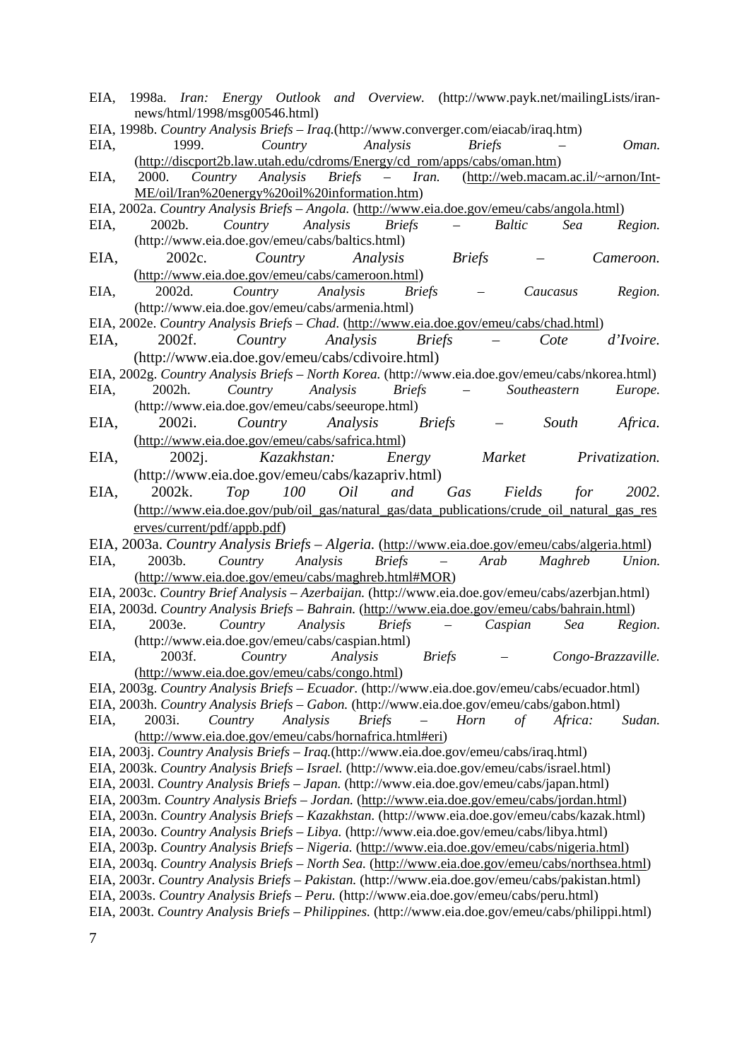EIA, 1998a. *Iran: Energy Outlook and Overview.* (http://www.payk.net/mailingLists/iran-news/html/1998/msg00546.html)

EIA, 1998b. *Country Analysis Briefs – Iraq.*(http://www.converger.com/eiacab/iraq.htm)

EIA, 1999. *Country Analysis Briefs – Oman.* (http://discport2b.law.utah.edu/cdroms/Energy/cd_rom/apps/cabs/oman.htm)

EIA, 2000. *Country Analysis Briefs – Iran.* (http://web.macam.ac.il/~arnon/Int-ME/oil/Iran%20energy%20oil%20information.htm)

EIA, 2002a. *Country Analysis Briefs – Angola.* (http://www.eia.doe.gov/emeu/cabs/angola.html)

EIA, 2002b. *Country Analysis Briefs – Baltic Sea Region.* (http://www.eia.doe.gov/emeu/cabs/baltics.html)

EIA, 2002c. *Country Analysis Briefs – Cameroon.* (http://www.eia.doe.gov/emeu/cabs/cameroon.html)

EIA, 2002d. *Country Analysis Briefs – Caucasus Region.* (http://www.eia.doe.gov/emeu/cabs/armenia.html)

EIA, 2002e. *Country Analysis Briefs – Chad.* (http://www.eia.doe.gov/emeu/cabs/chad.html)

EIA, 2002f. *Country Analysis Briefs – Cote d'Ivoire.* (http://www.eia.doe.gov/emeu/cabs/cdivoire.html)

EIA, 2002g. *Country Analysis Briefs – North Korea.* (http://www.eia.doe.gov/emeu/cabs/nkorea.html)

EIA, 2002h. *Country Analysis Briefs – Southeastern Europe.* (http://www.eia.doe.gov/emeu/cabs/seeurope.html)

EIA, 2002i. *Country Analysis Briefs – South Africa.* (http://www.eia.doe.gov/emeu/cabs/safrica.html)

EIA, 2002j. *Kazakhstan: Energy Market Privatization.* (http://www.eia.doe.gov/emeu/cabs/kazapriv.html)

EIA, 2002k. *Top 100 Oil and Gas Fields for 2002.* (http://www.eia.doe.gov/pub/oil_gas/natural_gas/data_publications/crude_oil_natural_gas_reserves/current/pdf/appb.pdf)

EIA, 2003a. *Country Analysis Briefs – Algeria.* (http://www.eia.doe.gov/emeu/cabs/algeria.html)

EIA, 2003b. *Country Analysis Briefs – Arab Maghreb Union.* (http://www.eia.doe.gov/emeu/cabs/maghreb.html#MOR)

EIA, 2003c. *Country Brief Analysis – Azerbaijan.* (http://www.eia.doe.gov/emeu/cabs/azerbjan.html)

EIA, 2003d. *Country Analysis Briefs – Bahrain.* (http://www.eia.doe.gov/emeu/cabs/bahrain.html)

EIA, 2003e. *Country Analysis Briefs – Caspian Sea Region.* (http://www.eia.doe.gov/emeu/cabs/caspian.html)

EIA, 2003f. *Country Analysis Briefs – Congo-Brazzaville.* (http://www.eia.doe.gov/emeu/cabs/congo.html)

EIA, 2003g. *Country Analysis Briefs – Ecuador.* (http://www.eia.doe.gov/emeu/cabs/ecuador.html)

EIA, 2003h. *Country Analysis Briefs – Gabon.* (http://www.eia.doe.gov/emeu/cabs/gabon.html)

EIA, 2003i. *Country Analysis Briefs – Horn of Africa: Sudan.* (http://www.eia.doe.gov/emeu/cabs/hornafrica.html#eri)

EIA, 2003j. *Country Analysis Briefs – Iraq.*(http://www.eia.doe.gov/emeu/cabs/iraq.html)

EIA, 2003k. *Country Analysis Briefs – Israel.* (http://www.eia.doe.gov/emeu/cabs/israel.html)

EIA, 2003l. *Country Analysis Briefs – Japan.* (http://www.eia.doe.gov/emeu/cabs/japan.html)

EIA, 2003m. *Country Analysis Briefs – Jordan.* (http://www.eia.doe.gov/emeu/cabs/jordan.html)

EIA, 2003n. *Country Analysis Briefs – Kazakhstan.* (http://www.eia.doe.gov/emeu/cabs/kazak.html)

EIA, 2003o. *Country Analysis Briefs – Libya.* (http://www.eia.doe.gov/emeu/cabs/libya.html)

EIA, 2003p. *Country Analysis Briefs – Nigeria.* (http://www.eia.doe.gov/emeu/cabs/nigeria.html)

EIA, 2003q. *Country Analysis Briefs – North Sea.* (http://www.eia.doe.gov/emeu/cabs/northsea.html)

EIA, 2003r. *Country Analysis Briefs – Pakistan.* (http://www.eia.doe.gov/emeu/cabs/pakistan.html)

EIA, 2003s. *Country Analysis Briefs – Peru.* (http://www.eia.doe.gov/emeu/cabs/peru.html)

EIA, 2003t. *Country Analysis Briefs – Philippines.* (http://www.eia.doe.gov/emeu/cabs/philippi.html)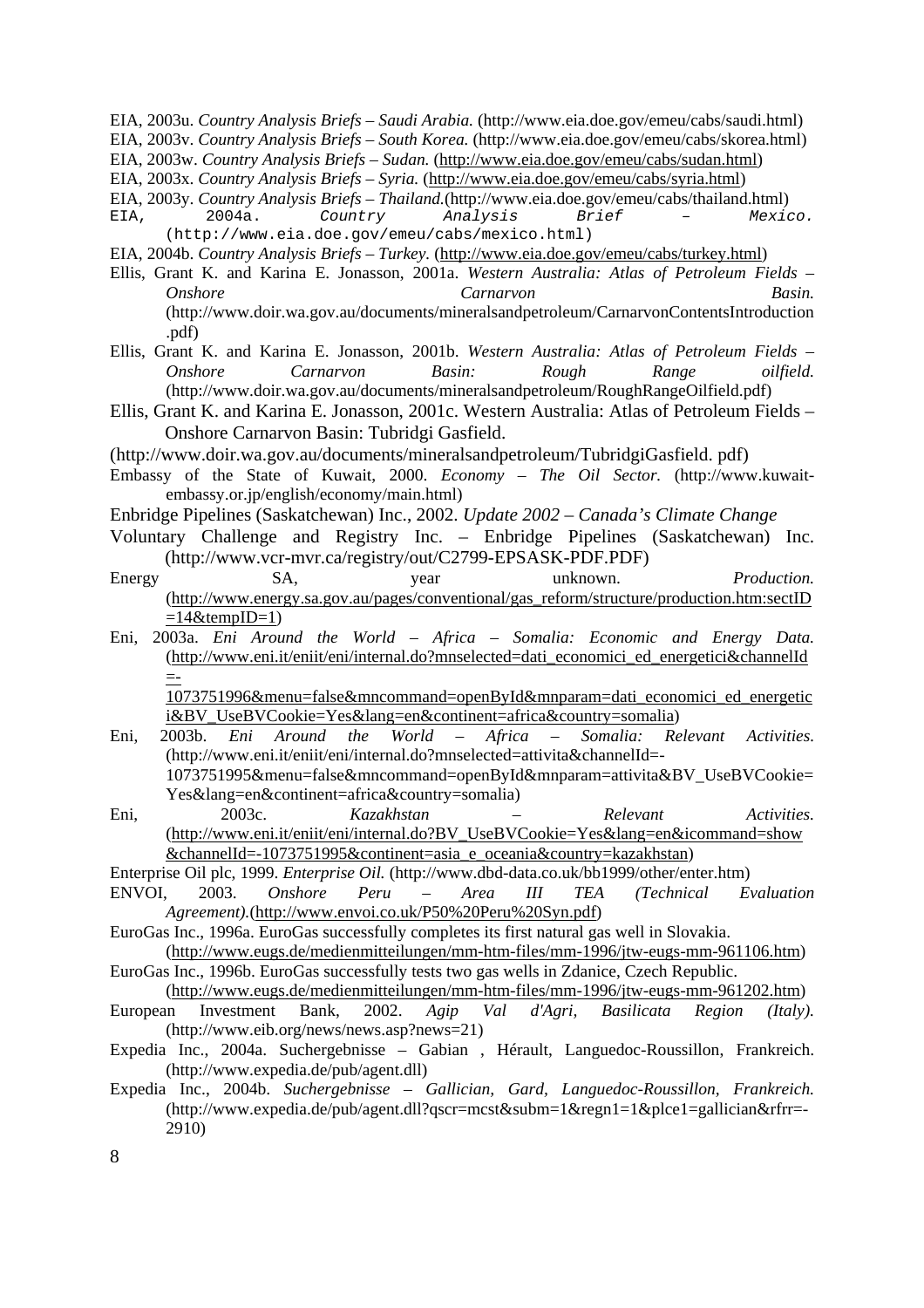EIA, 2003u. *Country Analysis Briefs – Saudi Arabia.* (http://www.eia.doe.gov/emeu/cabs/saudi.html)

EIA, 2003v. *Country Analysis Briefs – South Korea.* (http://www.eia.doe.gov/emeu/cabs/skorea.html)

EIA, 2003w. *Country Analysis Briefs – Sudan.* (http://www.eia.doe.gov/emeu/cabs/sudan.html)

EIA, 2003x. *Country Analysis Briefs – Syria.* (http://www.eia.doe.gov/emeu/cabs/syria.html)

EIA, 2003y. *Country Analysis Briefs – Thailand.*(http://www.eia.doe.gov/emeu/cabs/thailand.html)

EIA, 2004a. *Country Analysis Brief – Mexico.* (http://www.eia.doe.gov/emeu/cabs/mexico.html)

EIA, 2004b. *Country Analysis Briefs – Turkey.* (http://www.eia.doe.gov/emeu/cabs/turkey.html)

Ellis, Grant K. and Karina E. Jonasson, 2001a. *Western Australia: Atlas of Petroleum Fields – Onshore Carnarvon Basin.* (http://www.doir.wa.gov.au/documents/mineralsandpetroleum/CarnarvonContentsIntroduction.pdf)

Ellis, Grant K. and Karina E. Jonasson, 2001b. *Western Australia: Atlas of Petroleum Fields – Onshore Carnarvon Basin: Rough Range oilfield.* (http://www.doir.wa.gov.au/documents/mineralsandpetroleum/RoughRangeOilfield.pdf)

Ellis, Grant K. and Karina E. Jonasson, 2001c. Western Australia: Atlas of Petroleum Fields – Onshore Carnarvon Basin: Tubridgi Gasfield. (http://www.doir.wa.gov.au/documents/mineralsandpetroleum/TubridgiGasfield. pdf)

Embassy of the State of Kuwait, 2000. *Economy – The Oil Sector.* (http://www.kuwait-embassy.or.jp/english/economy/main.html)

Enbridge Pipelines (Saskatchewan) Inc., 2002. *Update 2002 – Canada's Climate Change* Voluntary Challenge and Registry Inc. – Enbridge Pipelines (Saskatchewan) Inc. (http://www.vcr-mvr.ca/registry/out/C2799-EPSASK-PDF.PDF)

Energy SA, year unknown. *Production.* (http://www.energy.sa.gov.au/pages/conventional/gas_reform/structure/production.htm:sectID=14&tempID=1)

Eni, 2003a. *Eni Around the World – Africa – Somalia: Economic and Energy Data.* (http://www.eni.it/eniit/eni/internal.do?mnselected=dati_economici_ed_energetici&channelId=-1073751996&menu=false&mncommand=openById&mnparam=dati_economici_ed_energetici&BV_UseBVCookie=Yes&lang=en&continent=africa&country=somalia)

Eni, 2003b. *Eni Around the World – Africa – Somalia: Relevant Activities.* (http://www.eni.it/eniit/eni/internal.do?mnselected=attivita&channelId=-1073751995&menu=false&mncommand=openById&mnparam=attivita&BV_UseBVCookie=Yes&lang=en&continent=africa&country=somalia)

Eni, 2003c. *Kazakhstan – Relevant Activities.* (http://www.eni.it/eniit/eni/internal.do?BV_UseBVCookie=Yes&lang=en&icommand=show&channelId=-1073751995&continent=asia_e_oceania&country=kazakhstan)

Enterprise Oil plc, 1999. *Enterprise Oil.* (http://www.dbd-data.co.uk/bb1999/other/enter.htm)

ENVOI, 2003. *Onshore Peru – Area III TEA (Technical Evaluation Agreement).*(http://www.envoi.co.uk/P50%20Peru%20Syn.pdf)

EuroGas Inc., 1996a. EuroGas successfully completes its first natural gas well in Slovakia. (http://www.eugs.de/medienmitteilungen/mm-htm-files/mm-1996/jtw-eugs-mm-961106.htm)

EuroGas Inc., 1996b. EuroGas successfully tests two gas wells in Zdanice, Czech Republic. (http://www.eugs.de/medienmitteilungen/mm-htm-files/mm-1996/jtw-eugs-mm-961202.htm)

European Investment Bank, 2002. *Agip Val d'Agri, Basilicata Region (Italy).* (http://www.eib.org/news/news.asp?news=21)

Expedia Inc., 2004a. Suchergebnisse – Gabian , Hérault, Languedoc-Roussillon, Frankreich. (http://www.expedia.de/pub/agent.dll)

Expedia Inc., 2004b. *Suchergebnisse – Gallician, Gard, Languedoc-Roussillon, Frankreich.* (http://www.expedia.de/pub/agent.dll?qscr=mcst&subm=1&regn1=1&plce1=gallician&rfrr=-2910)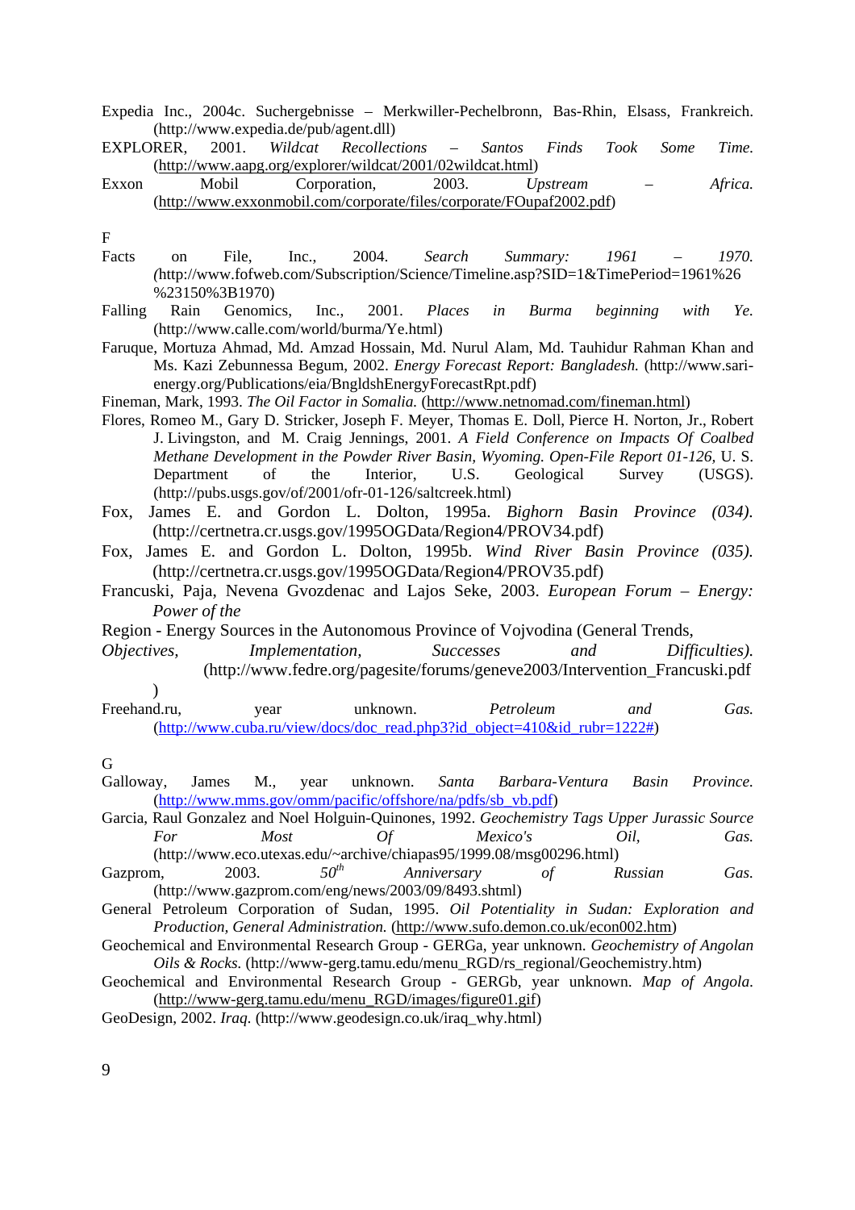Expedia Inc., 2004c. Suchergebnisse – Merkwiller-Pechelbronn, Bas-Rhin, Elsass, Frankreich. (http://www.expedia.de/pub/agent.dll)

EXPLORER, 2001. *Wildcat Recollections – Santos Finds Took Some Time.* (http://www.aapg.org/explorer/wildcat/2001/02wildcat.html)

Exxon Mobil Corporation, 2003. *Upstream – Africa.* (http://www.exxonmobil.com/corporate/files/corporate/FOupaf2002.pdf)

F

Facts on File, Inc., 2004. *Search Summary: 1961 – 1970.* (http://www.fofweb.com/Subscription/Science/Timeline.asp?SID=1&TimePeriod=1961%26%23150%3B1970)

Falling Rain Genomics, Inc., 2001. *Places in Burma beginning with Ye.* (http://www.calle.com/world/burma/Ye.html)

Faruque, Mortuza Ahmad, Md. Amzad Hossain, Md. Nurul Alam, Md. Tauhidur Rahman Khan and Ms. Kazi Zebunnessa Begum, 2002. *Energy Forecast Report: Bangladesh.* (http://www.sari-energy.org/Publications/eia/BngldshEnergyForecastRpt.pdf)

Fineman, Mark, 1993. *The Oil Factor in Somalia.* (http://www.netnomad.com/fineman.html)

Flores, Romeo M., Gary D. Stricker, Joseph F. Meyer, Thomas E. Doll, Pierce H. Norton, Jr., Robert J. Livingston, and M. Craig Jennings, 2001. *A Field Conference on Impacts Of Coalbed Methane Development in the Powder River Basin, Wyoming. Open-File Report 01-126,* U. S. Department of the Interior, U.S. Geological Survey (USGS). (http://pubs.usgs.gov/of/2001/ofr-01-126/saltcreek.html)

Fox, James E. and Gordon L. Dolton, 1995a. *Bighorn Basin Province (034).* (http://certnetra.cr.usgs.gov/1995OGData/Region4/PROV34.pdf)

Fox, James E. and Gordon L. Dolton, 1995b. *Wind River Basin Province (035).* (http://certnetra.cr.usgs.gov/1995OGData/Region4/PROV35.pdf)

Francuski, Paja, Nevena Gvozdenac and Lajos Seke, 2003. *European Forum – Energy: Power of the* Region - Energy Sources in the Autonomous Province of Vojvodina (General Trends, *Objectives, Implementation, Successes and Difficulties).* (http://www.fedre.org/pagesite/forums/geneve2003/Intervention_Francuski.pdf)

Freehand.ru, year unknown. *Petroleum and Gas.* (http://www.cuba.ru/view/docs/doc_read.php3?id_object=410&id_rubr=1222#)

G

Galloway, James M., year unknown. *Santa Barbara-Ventura Basin Province.* (http://www.mms.gov/omm/pacific/offshore/na/pdfs/sb_vb.pdf)

Garcia, Raul Gonzalez and Noel Holguin-Quinones, 1992. *Geochemistry Tags Upper Jurassic Source For Most Of Mexico's Oil, Gas.* (http://www.eco.utexas.edu/~archive/chiapas95/1999.08/msg00296.html)

Gazprom, 2003. *50th Anniversary of Russian Gas.* (http://www.gazprom.com/eng/news/2003/09/8493.shtml)

General Petroleum Corporation of Sudan, 1995. *Oil Potentiality in Sudan: Exploration and Production, General Administration.* (http://www.sufo.demon.co.uk/econ002.htm)

Geochemical and Environmental Research Group - GERGa, year unknown. *Geochemistry of Angolan Oils & Rocks.* (http://www-gerg.tamu.edu/menu_RGD/rs_regional/Geochemistry.htm)

Geochemical and Environmental Research Group - GERGb, year unknown. *Map of Angola.* (http://www-gerg.tamu.edu/menu_RGD/images/figure01.gif)

GeoDesign, 2002. *Iraq.* (http://www.geodesign.co.uk/iraq_why.html)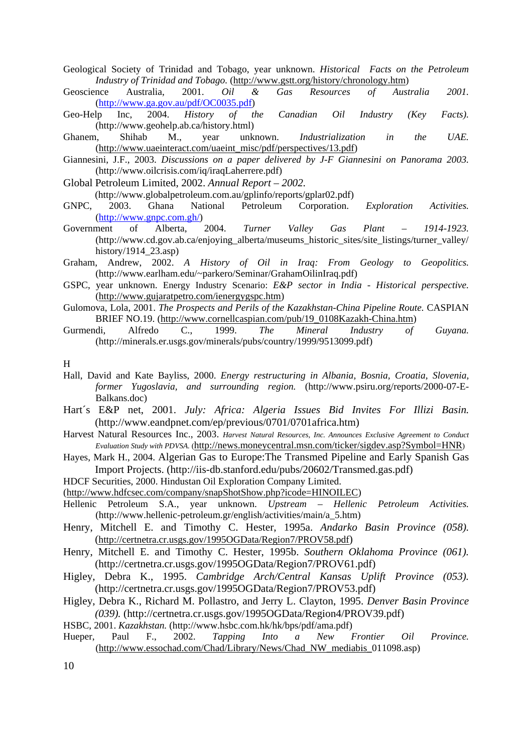Geological Society of Trinidad and Tobago, year unknown. *Historical Facts on the Petroleum Industry of Trinidad and Tobago.* (http://www.gstt.org/history/chronology.htm)

Geoscience Australia, 2001. *Oil & Gas Resources of Australia 2001.* (http://www.ga.gov.au/pdf/OC0035.pdf)

Geo-Help Inc, 2004. *History of the Canadian Oil Industry (Key Facts).* (http://www.geohelp.ab.ca/history.html)

Ghanem, Shihab M., year unknown. *Industrialization in the UAE.* (http://www.uaeinteract.com/uaeint_misc/pdf/perspectives/13.pdf)

Giannesini, J.F., 2003. *Discussions on a paper delivered by J-F Giannesini on Panorama 2003.* (http://www.oilcrisis.com/iq/iraqLaherrere.pdf)

Global Petroleum Limited, 2002. *Annual Report – 2002.* (http://www.globalpetroleum.com.au/gplinfo/reports/gplar02.pdf)

GNPC, 2003. Ghana National Petroleum Corporation. *Exploration Activities.* (http://www.gnpc.com.gh/)

Government of Alberta, 2004. *Turner Valley Gas Plant – 1914-1923.* (http://www.cd.gov.ab.ca/enjoying_alberta/museums_historic_sites/site_listings/turner_valley/history/1914_23.asp)

Graham, Andrew, 2002. *A History of Oil in Iraq: From Geology to Geopolitics.* (http://www.earlham.edu/~parkero/Seminar/GrahamOilinIraq.pdf)

GSPC, year unknown. Energy Industry Scenario: *E&P sector in India - Historical perspective.* (http://www.gujaratpetro.com/ienergygspc.htm)

Gulomova, Lola, 2001. *The Prospects and Perils of the Kazakhstan-China Pipeline Route.* CASPIAN BRIEF NO.19. (http://www.cornellcaspian.com/pub/19_0108Kazakh-China.htm)

Gurmendi, Alfredo C., 1999. *The Mineral Industry of Guyana.* (http://minerals.er.usgs.gov/minerals/pubs/country/1999/9513099.pdf)

H

Hall, David and Kate Bayliss, 2000. *Energy restructuring in Albania, Bosnia, Croatia, Slovenia, former Yugoslavia, and surrounding region.* (http://www.psiru.org/reports/2000-07-E-Balkans.doc)

Hart´s E&P net, 2001. *July: Africa: Algeria Issues Bid Invites For Illizi Basin.* (http://www.eandpnet.com/ep/previous/0701/0701africa.htm)

Harvest Natural Resources Inc., 2003. *Harvest Natural Resources, Inc. Announces Exclusive Agreement to Conduct Evaluation Study with PDVSA.* (http://news.moneycentral.msn.com/ticker/sigdev.asp?Symbol=HNR)

Hayes, Mark H., 2004. Algerian Gas to Europe:The Transmed Pipeline and Early Spanish Gas Import Projects. (http://iis-db.stanford.edu/pubs/20602/Transmed.gas.pdf)

HDCF Securities, 2000. Hindustan Oil Exploration Company Limited. (http://www.hdfcsec.com/company/snapShotShow.php?icode=HINOILEC)

Hellenic Petroleum S.A., year unknown. *Upstream – Hellenic Petroleum Activities.* (http://www.hellenic-petroleum.gr/english/activities/main/a_5.htm)

Henry, Mitchell E. and Timothy C. Hester, 1995a. *Andarko Basin Province (058).* (http://certnetra.cr.usgs.gov/1995OGData/Region7/PROV58.pdf)

Henry, Mitchell E. and Timothy C. Hester, 1995b. *Southern Oklahoma Province (061).* (http://certnetra.cr.usgs.gov/1995OGData/Region7/PROV61.pdf)

Higley, Debra K., 1995. *Cambridge Arch/Central Kansas Uplift Province (053).* (http://certnetra.cr.usgs.gov/1995OGData/Region7/PROV53.pdf)

Higley, Debra K., Richard M. Pollastro, and Jerry L. Clayton, 1995. *Denver Basin Province (039).* (http://certnetra.cr.usgs.gov/1995OGData/Region4/PROV39.pdf)

HSBC, 2001. *Kazakhstan.* (http://www.hsbc.com.hk/hk/bps/pdf/ama.pdf)

Hueper, Paul F., 2002. *Tapping Into a New Frontier Oil Province.* (http://www.essochad.com/Chad/Library/News/Chad_NW_mediabis_011098.asp)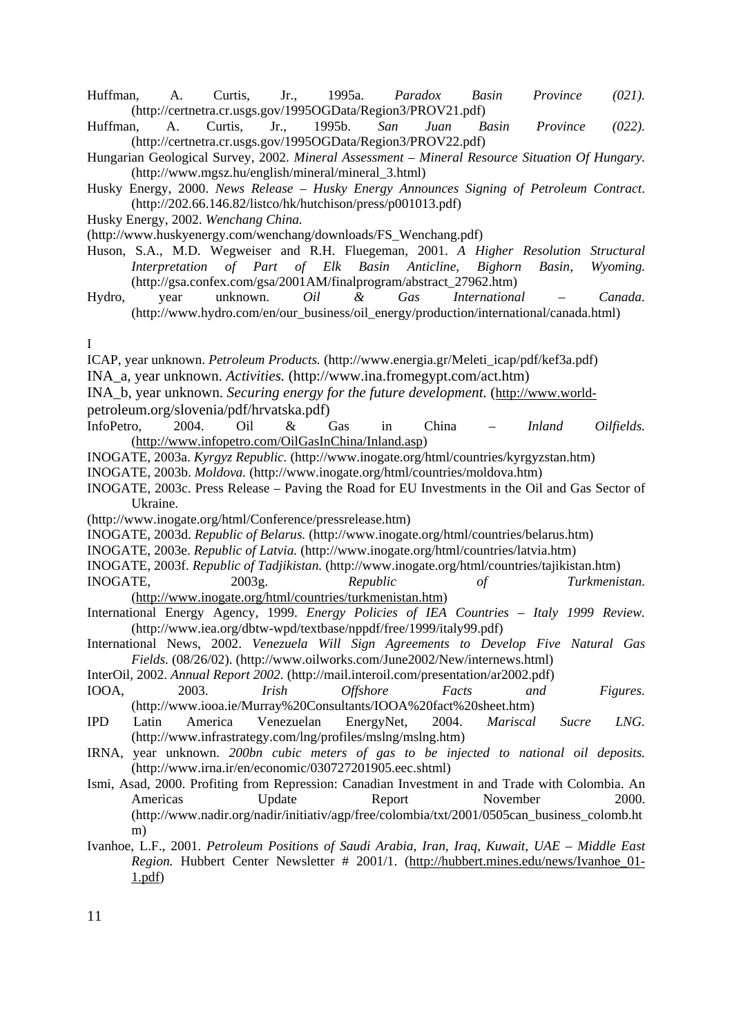Huffman, A. Curtis, Jr., 1995a. *Paradox Basin Province (021).* (http://certnetra.cr.usgs.gov/1995OGData/Region3/PROV21.pdf)

Huffman, A. Curtis, Jr., 1995b. *San Juan Basin Province (022).* (http://certnetra.cr.usgs.gov/1995OGData/Region3/PROV22.pdf)

Hungarian Geological Survey, 2002. *Mineral Assessment – Mineral Resource Situation Of Hungary.* (http://www.mgsz.hu/english/mineral/mineral_3.html)

Husky Energy, 2000. *News Release – Husky Energy Announces Signing of Petroleum Contract.* (http://202.66.146.82/listco/hk/hutchison/press/p001013.pdf)

Husky Energy, 2002. *Wenchang China.* (http://www.huskyenergy.com/wenchang/downloads/FS_Wenchang.pdf)

Huson, S.A., M.D. Wegweiser and R.H. Fluegeman, 2001. *A Higher Resolution Structural Interpretation of Part of Elk Basin Anticline, Bighorn Basin, Wyoming.* (http://gsa.confex.com/gsa/2001AM/finalprogram/abstract_27962.htm)

Hydro, year unknown. *Oil & Gas International – Canada.* (http://www.hydro.com/en/our_business/oil_energy/production/international/canada.html)

I

ICAP, year unknown. *Petroleum Products.* (http://www.energia.gr/Meleti_icap/pdf/kef3a.pdf)

INA_a, year unknown. *Activities.* (http://www.ina.fromegypt.com/act.htm)

INA_b, year unknown. *Securing energy for the future development.* (http://www.world-petroleum.org/slovenia/pdf/hrvatska.pdf)

InfoPetro, 2004. Oil & Gas in China – *Inland Oilfields.* (http://www.infopetro.com/OilGasInChina/Inland.asp)

INOGATE, 2003a. *Kyrgyz Republic.* (http://www.inogate.org/html/countries/kyrgyzstan.htm)

INOGATE, 2003b. *Moldova.* (http://www.inogate.org/html/countries/moldova.htm)

INOGATE, 2003c. Press Release – Paving the Road for EU Investments in the Oil and Gas Sector of Ukraine. (http://www.inogate.org/html/Conference/pressrelease.htm)

INOGATE, 2003d. *Republic of Belarus.* (http://www.inogate.org/html/countries/belarus.htm)

INOGATE, 2003e. *Republic of Latvia.* (http://www.inogate.org/html/countries/latvia.htm)

INOGATE, 2003f. *Republic of Tadjikistan.* (http://www.inogate.org/html/countries/tajikistan.htm)

INOGATE, 2003g. *Republic of Turkmenistan.* (http://www.inogate.org/html/countries/turkmenistan.htm)

International Energy Agency, 1999. *Energy Policies of IEA Countries – Italy 1999 Review.* (http://www.iea.org/dbtw-wpd/textbase/nppdf/free/1999/italy99.pdf)

International News, 2002. *Venezuela Will Sign Agreements to Develop Five Natural Gas Fields.* (08/26/02). (http://www.oilworks.com/June2002/New/internews.html)

InterOil, 2002. *Annual Report 2002.* (http://mail.interoil.com/presentation/ar2002.pdf)

IOOA, 2003. *Irish Offshore Facts and Figures.* (http://www.iooa.ie/Murray%20Consultants/IOOA%20fact%20sheet.htm)

IPD Latin America Venezuelan EnergyNet, 2004. *Mariscal Sucre LNG.* (http://www.infrastrategy.com/lng/profiles/mslng/mslng.htm)

IRNA, year unknown. *200bn cubic meters of gas to be injected to national oil deposits.* (http://www.irna.ir/en/economic/030727201905.eec.shtml)

Ismi, Asad, 2000. Profiting from Repression: Canadian Investment in and Trade with Colombia. An Americas Update Report November 2000. (http://www.nadir.org/nadir/initiativ/agp/free/colombia/txt/2001/0505can_business_colomb.htm)

Ivanhoe, L.F., 2001. *Petroleum Positions of Saudi Arabia, Iran, Iraq, Kuwait, UAE – Middle East Region.* Hubbert Center Newsletter # 2001/1. (http://hubbert.mines.edu/news/Ivanhoe_01-1.pdf)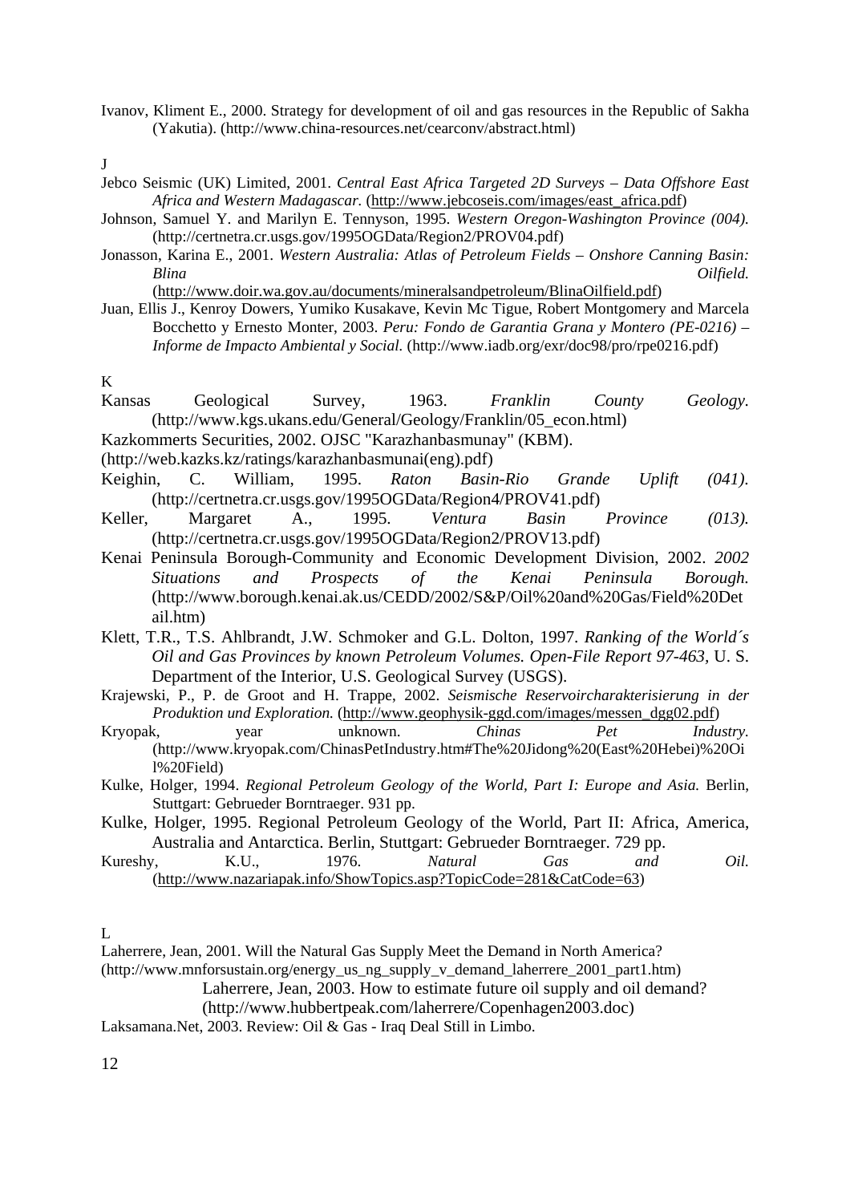Ivanov, Kliment E., 2000. Strategy for development of oil and gas resources in the Republic of Sakha (Yakutia). (http://www.china-resources.net/cearconv/abstract.html)

J

Jebco Seismic (UK) Limited, 2001. *Central East Africa Targeted 2D Surveys – Data Offshore East Africa and Western Madagascar.* (http://www.jebcoseis.com/images/east_africa.pdf)

Johnson, Samuel Y. and Marilyn E. Tennyson, 1995. *Western Oregon-Washington Province (004).* (http://certnetra.cr.usgs.gov/1995OGData/Region2/PROV04.pdf)

Jonasson, Karina E., 2001. *Western Australia: Atlas of Petroleum Fields – Onshore Canning Basin: Blina Oilfield.* (http://www.doir.wa.gov.au/documents/mineralsandpetroleum/BlinaOilfield.pdf)

Juan, Ellis J., Kenroy Dowers, Yumiko Kusakave, Kevin Mc Tigue, Robert Montgomery and Marcela Bocchetto y Ernesto Monter, 2003. *Peru: Fondo de Garantia Grana y Montero (PE-0216) – Informe de Impacto Ambiental y Social.* (http://www.iadb.org/exr/doc98/pro/rpe0216.pdf)

K

Kansas Geological Survey, 1963. *Franklin County Geology.* (http://www.kgs.ukans.edu/General/Geology/Franklin/05_econ.html)

Kazkommerts Securities, 2002. OJSC "Karazhanbasmunay" (KBM). (http://web.kazks.kz/ratings/karazhanbasmunai(eng).pdf)

Keighin, C. William, 1995. *Raton Basin-Rio Grande Uplift (041).* (http://certnetra.cr.usgs.gov/1995OGData/Region4/PROV41.pdf)

Keller, Margaret A., 1995. *Ventura Basin Province (013).* (http://certnetra.cr.usgs.gov/1995OGData/Region2/PROV13.pdf)

Kenai Peninsula Borough-Community and Economic Development Division, 2002. *2002 Situations and Prospects of the Kenai Peninsula Borough.* (http://www.borough.kenai.ak.us/CEDD/2002/S&P/Oil%20and%20Gas/Field%20Detail.htm)

Klett, T.R., T.S. Ahlbrandt, J.W. Schmoker and G.L. Dolton, 1997. *Ranking of the World´s Oil and Gas Provinces by known Petroleum Volumes. Open-File Report 97-463,* U. S. Department of the Interior, U.S. Geological Survey (USGS).

Krajewski, P., P. de Groot and H. Trappe, 2002. *Seismische Reservoircharakterisierung in der Produktion und Exploration.* (http://www.geophysik-ggd.com/images/messen_dgg02.pdf)

Kryopak, year unknown. *Chinas Pet Industry.* (http://www.kryopak.com/ChinasPetIndustry.htm#The%20Jidong%20(East%20Hebei)%20Oil%20Field)

Kulke, Holger, 1994. *Regional Petroleum Geology of the World, Part I: Europe and Asia.* Berlin, Stuttgart: Gebrueder Borntraeger. 931 pp.

Kulke, Holger, 1995. Regional Petroleum Geology of the World, Part II: Africa, America, Australia and Antarctica. Berlin, Stuttgart: Gebrueder Borntraeger. 729 pp.

Kureshy, K.U., 1976. *Natural Gas and Oil.* (http://www.nazariapak.info/ShowTopics.asp?TopicCode=281&CatCode=63)

L

Laherrere, Jean, 2001. Will the Natural Gas Supply Meet the Demand in North America? (http://www.mnforsustain.org/energy_us_ng_supply_v_demand_laherrere_2001_part1.htm)

Laherrere, Jean, 2003. How to estimate future oil supply and oil demand? (http://www.hubbertpeak.com/laherrere/Copenhagen2003.doc)

Laksamana.Net, 2003. Review: Oil & Gas - Iraq Deal Still in Limbo.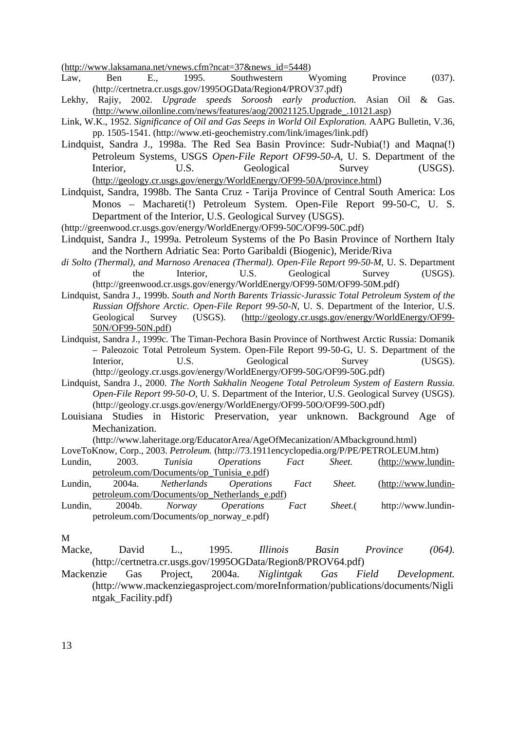(http://www.laksamana.net/vnews.cfm?ncat=37&news_id=5448)

Law, Ben E., 1995. Southwestern Wyoming Province (037). (http://certnetra.cr.usgs.gov/1995OGData/Region4/PROV37.pdf)

Lekhy, Rajiy, 2002. *Upgrade speeds Soroosh early production.* Asian Oil & Gas. (http://www.oilonline.com/news/features/aog/20021125.Upgrade_.10121.asp)

Link, W.K., 1952. *Significance of Oil and Gas Seeps in World Oil Exploration.* AAPG Bulletin, V.36, pp. 1505-1541. (http://www.eti-geochemistry.com/link/images/link.pdf)

Lindquist, Sandra J., 1998a. The Red Sea Basin Province: Sudr-Nubia(!) and Maqna(!) Petroleum Systems. USGS *Open-File Report OF99-50-A*, U. S. Department of the Interior, U.S. Geological Survey (USGS). (http://geology.cr.usgs.gov/energy/WorldEnergy/OF99-50A/province.html)

Lindquist, Sandra, 1998b. The Santa Cruz - Tarija Province of Central South America: Los Monos – Machareti(!) Petroleum System. Open-File Report 99-50-C, U. S. Department of the Interior, U.S. Geological Survey (USGS). (http://greenwood.cr.usgs.gov/energy/WorldEnergy/OF99-50C/OF99-50C.pdf)

Lindquist, Sandra J., 1999a. Petroleum Systems of the Po Basin Province of Northern Italy and the Northern Adriatic Sea: Porto Garibaldi (Biogenic), Meride/Riva *di Solto (Thermal), and Marnoso Arenacea (Thermal). Open-File Report 99-50-M*, U. S. Department of the Interior, U.S. Geological Survey (USGS). (http://greenwood.cr.usgs.gov/energy/WorldEnergy/OF99-50M/OF99-50M.pdf)

Lindquist, Sandra J., 1999b. *South and North Barents Triassic-Jurassic Total Petroleum System of the Russian Offshore Arctic. Open-File Report 99-50-N*, U. S. Department of the Interior, U.S. Geological Survey (USGS). (http://geology.cr.usgs.gov/energy/WorldEnergy/OF99-50N/OF99-50N.pdf)

Lindquist, Sandra J., 1999c. The Timan-Pechora Basin Province of Northwest Arctic Russia: Domanik – Paleozoic Total Petroleum System. Open-File Report 99-50-G, U. S. Department of the Interior, U.S. Geological Survey (USGS). (http://geology.cr.usgs.gov/energy/WorldEnergy/OF99-50G/OF99-50G.pdf)

Lindquist, Sandra J., 2000. *The North Sakhalin Neogene Total Petroleum System of Eastern Russia. Open-File Report 99-50-O*, U. S. Department of the Interior, U.S. Geological Survey (USGS). (http://geology.cr.usgs.gov/energy/WorldEnergy/OF99-50O/OF99-50O.pdf)

Louisiana Studies in Historic Preservation, year unknown. Background Age of Mechanization. (http://www.laheritage.org/EducatorArea/AgeOfMecanization/AMbackground.html)

LoveToKnow, Corp., 2003. *Petroleum.* (http://73.1911encyclopedia.org/P/PE/PETROLEUM.htm)

Lundin, 2003. *Tunisia Operations Fact Sheet.* (http://www.lundin-petroleum.com/Documents/op_Tunisia_e.pdf)

Lundin, 2004a. *Netherlands Operations Fact Sheet.* (http://www.lundin-petroleum.com/Documents/op_Netherlands_e.pdf)

Lundin, 2004b. *Norway Operations Fact Sheet.*( http://www.lundin-petroleum.com/Documents/op_norway_e.pdf)

M

Macke, David L., 1995. *Illinois Basin Province (064).* (http://certnetra.cr.usgs.gov/1995OGData/Region8/PROV64.pdf)

Mackenzie Gas Project, 2004a. *Niglintgak Gas Field Development.* (http://www.mackenziegasproject.com/moreInformation/publications/documents/Niglintgak_Facility.pdf)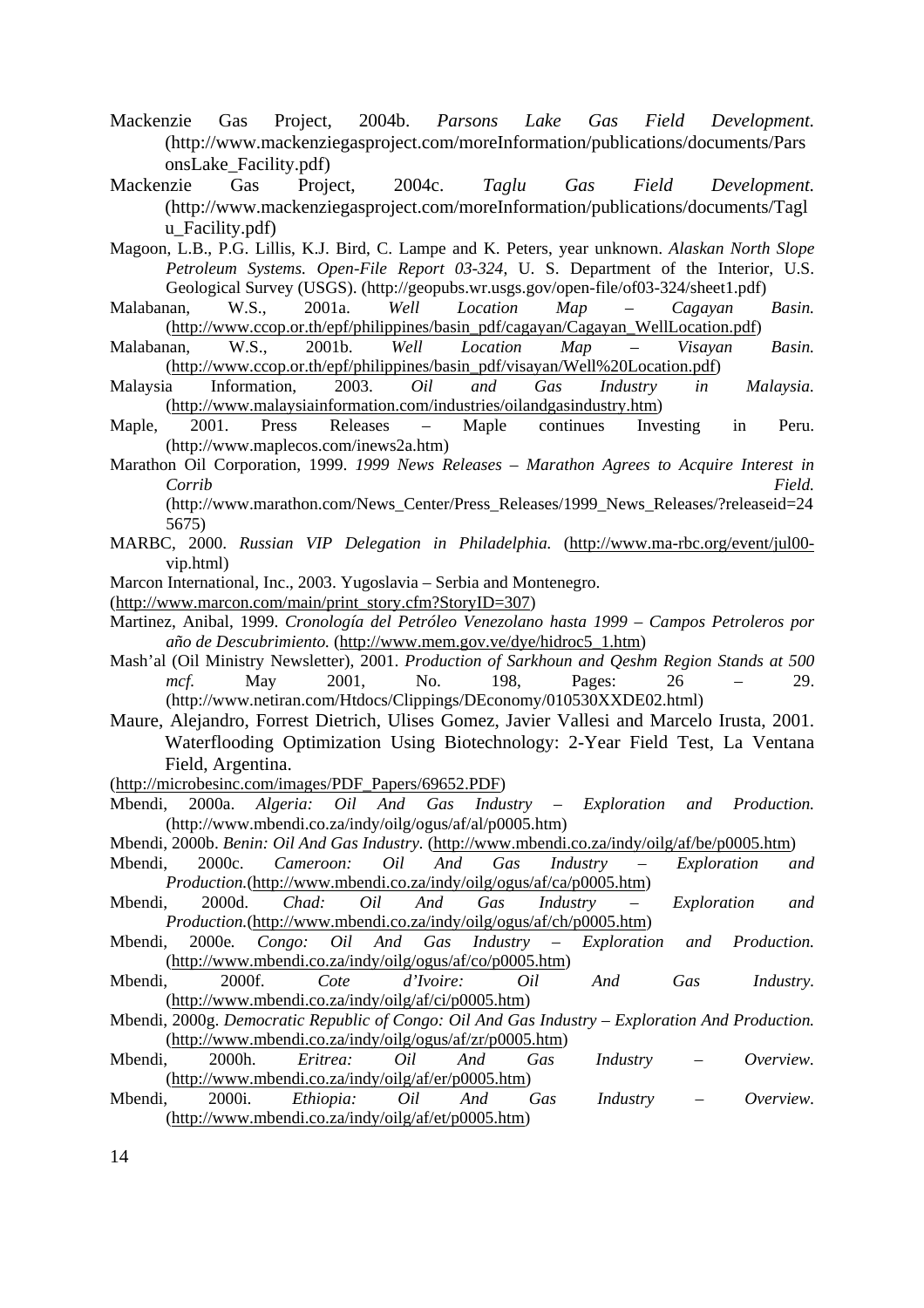Mackenzie Gas Project, 2004b. *Parsons Lake Gas Field Development.* (http://www.mackenziegasproject.com/moreInformation/publications/documents/ParsonsLake_Facility.pdf)

Mackenzie Gas Project, 2004c. *Taglu Gas Field Development.* (http://www.mackenziegasproject.com/moreInformation/publications/documents/Taglu_Facility.pdf)

Magoon, L.B., P.G. Lillis, K.J. Bird, C. Lampe and K. Peters, year unknown. *Alaskan North Slope Petroleum Systems. Open-File Report 03-324*, U. S. Department of the Interior, U.S. Geological Survey (USGS). (http://geopubs.wr.usgs.gov/open-file/of03-324/sheet1.pdf)

Malabanan, W.S., 2001a. *Well Location Map – Cagayan Basin.* (http://www.ccop.or.th/epf/philippines/basin_pdf/cagayan/Cagayan_WellLocation.pdf)

Malabanan, W.S., 2001b. *Well Location Map – Visayan Basin.* (http://www.ccop.or.th/epf/philippines/basin_pdf/visayan/Well%20Location.pdf)

Malaysia Information, 2003. *Oil and Gas Industry in Malaysia.* (http://www.malaysiainformation.com/industries/oilandgasindustry.htm)

Maple, 2001. Press Releases – Maple continues Investing in Peru. (http://www.maplecos.com/inews2a.htm)

Marathon Oil Corporation, 1999. *1999 News Releases – Marathon Agrees to Acquire Interest in Corrib Field.* (http://www.marathon.com/News_Center/Press_Releases/1999_News_Releases/?releaseid=245675)

MARBC, 2000. *Russian VIP Delegation in Philadelphia.* (http://www.ma-rbc.org/event/jul00-vip.html)

Marcon International, Inc., 2003. Yugoslavia – Serbia and Montenegro. (http://www.marcon.com/main/print_story.cfm?StoryID=307)

Martinez, Anibal, 1999. *Cronología del Petróleo Venezolano hasta 1999 – Campos Petroleros por año de Descubrimiento.* (http://www.mem.gov.ve/dye/hidroc5_1.htm)

Mash'al (Oil Ministry Newsletter), 2001. *Production of Sarkhoun and Qeshm Region Stands at 500 mcf.* May 2001, No. 198, Pages: 26 – 29. (http://www.netiran.com/Htdocs/Clippings/DEconomy/010530XXDE02.html)

Maure, Alejandro, Forrest Dietrich, Ulises Gomez, Javier Vallesi and Marcelo Irusta, 2001. Waterflooding Optimization Using Biotechnology: 2-Year Field Test, La Ventana Field, Argentina. (http://microbesinc.com/images/PDF_Papers/69652.PDF)

Mbendi, 2000a. *Algeria: Oil And Gas Industry – Exploration and Production.* (http://www.mbendi.co.za/indy/oilg/ogus/af/al/p0005.htm)

Mbendi, 2000b. *Benin: Oil And Gas Industry.* (http://www.mbendi.co.za/indy/oilg/af/be/p0005.htm)

Mbendi, 2000c. *Cameroon: Oil And Gas Industry – Exploration and Production.*(http://www.mbendi.co.za/indy/oilg/ogus/af/ca/p0005.htm)

Mbendi, 2000d. *Chad: Oil And Gas Industry – Exploration and Production.*(http://www.mbendi.co.za/indy/oilg/ogus/af/ch/p0005.htm)

Mbendi, 2000e. *Congo: Oil And Gas Industry – Exploration and Production.* (http://www.mbendi.co.za/indy/oilg/ogus/af/co/p0005.htm)

Mbendi, 2000f. *Cote d'Ivoire: Oil And Gas Industry.* (http://www.mbendi.co.za/indy/oilg/af/ci/p0005.htm)

Mbendi, 2000g. *Democratic Republic of Congo: Oil And Gas Industry – Exploration And Production.* (http://www.mbendi.co.za/indy/oilg/ogus/af/zr/p0005.htm)

Mbendi, 2000h. *Eritrea: Oil And Gas Industry – Overview.* (http://www.mbendi.co.za/indy/oilg/af/er/p0005.htm)

Mbendi, 2000i. *Ethiopia: Oil And Gas Industry – Overview.* (http://www.mbendi.co.za/indy/oilg/af/et/p0005.htm)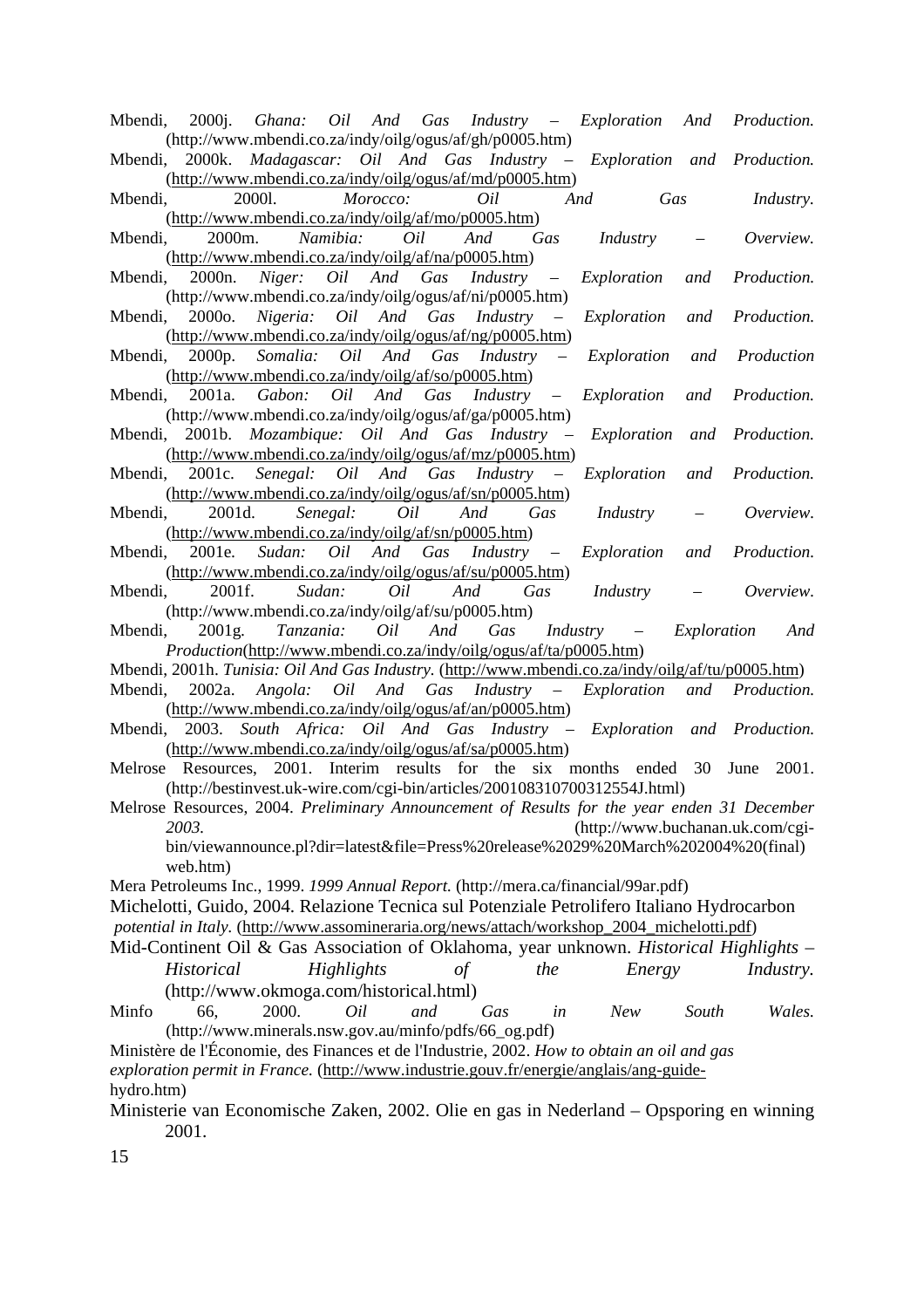Mbendi, 2000j. *Ghana: Oil And Gas Industry – Exploration And Production.* (http://www.mbendi.co.za/indy/oilg/ogus/af/gh/p0005.htm)

Mbendi, 2000k. *Madagascar: Oil And Gas Industry – Exploration and Production.* (http://www.mbendi.co.za/indy/oilg/ogus/af/md/p0005.htm)

Mbendi, 2000l. *Morocco: Oil And Gas Industry.* (http://www.mbendi.co.za/indy/oilg/af/mo/p0005.htm)

Mbendi, 2000m. *Namibia: Oil And Gas Industry – Overview.* (http://www.mbendi.co.za/indy/oilg/af/na/p0005.htm)

Mbendi, 2000n. *Niger: Oil And Gas Industry – Exploration and Production.* (http://www.mbendi.co.za/indy/oilg/ogus/af/ni/p0005.htm)

Mbendi, 2000o. *Nigeria: Oil And Gas Industry – Exploration and Production.* (http://www.mbendi.co.za/indy/oilg/ogus/af/ng/p0005.htm)

Mbendi, 2000p. *Somalia: Oil And Gas Industry – Exploration and Production* (http://www.mbendi.co.za/indy/oilg/af/so/p0005.htm)

Mbendi, 2001a. *Gabon: Oil And Gas Industry – Exploration and Production.* (http://www.mbendi.co.za/indy/oilg/ogus/af/ga/p0005.htm)

Mbendi, 2001b. *Mozambique: Oil And Gas Industry – Exploration and Production.* (http://www.mbendi.co.za/indy/oilg/ogus/af/mz/p0005.htm)

Mbendi, 2001c. *Senegal: Oil And Gas Industry – Exploration and Production.* (http://www.mbendi.co.za/indy/oilg/ogus/af/sn/p0005.htm)

Mbendi, 2001d. *Senegal: Oil And Gas Industry – Overview.* (http://www.mbendi.co.za/indy/oilg/af/sn/p0005.htm)

Mbendi, 2001e. *Sudan: Oil And Gas Industry – Exploration and Production.* (http://www.mbendi.co.za/indy/oilg/ogus/af/su/p0005.htm)

Mbendi, 2001f. *Sudan: Oil And Gas Industry – Overview.* (http://www.mbendi.co.za/indy/oilg/af/su/p0005.htm)

Mbendi, 2001g. *Tanzania: Oil And Gas Industry – Exploration And Production*(http://www.mbendi.co.za/indy/oilg/ogus/af/ta/p0005.htm)

Mbendi, 2001h. *Tunisia: Oil And Gas Industry.* (http://www.mbendi.co.za/indy/oilg/af/tu/p0005.htm)

Mbendi, 2002a. *Angola: Oil And Gas Industry – Exploration and Production.* (http://www.mbendi.co.za/indy/oilg/ogus/af/an/p0005.htm)

Mbendi, 2003. *South Africa: Oil And Gas Industry – Exploration and Production.* (http://www.mbendi.co.za/indy/oilg/ogus/af/sa/p0005.htm)

Melrose Resources, 2001. Interim results for the six months ended 30 June 2001. (http://bestinvest.uk-wire.com/cgi-bin/articles/20010831070031 2554J.html)

Melrose Resources, 2004. *Preliminary Announcement of Results for the year enden 31 December 2003.* (http://www.buchanan.uk.com/cgi-bin/viewannounce.pl?dir=latest&file=Press%20release%2029%20March%202004%20(final)web.htm)

Mera Petroleums Inc., 1999. *1999 Annual Report.* (http://mera.ca/financial/99ar.pdf)

Michelotti, Guido, 2004. Relazione Tecnica sul Potenziale Petrolifero Italiano Hydrocarbon *potential in Italy.* (http://www.assomineraria.org/news/attach/workshop_2004_michelotti.pdf)

Mid-Continent Oil & Gas Association of Oklahoma, year unknown. *Historical Highlights – Historical Highlights of the Energy Industry.* (http://www.okmoga.com/historical.html)

Minfo 66, 2000. *Oil and Gas in New South Wales.* (http://www.minerals.nsw.gov.au/minfo/pdfs/66_og.pdf)

Ministère de l'Économie, des Finances et de l'Industrie, 2002. *How to obtain an oil and gas exploration permit in France.* (http://www.industrie.gouv.fr/energie/anglais/ang-guide-hydro.htm)

Ministerie van Economische Zaken, 2002. Olie en gas in Nederland – Opsporing en winning 2001.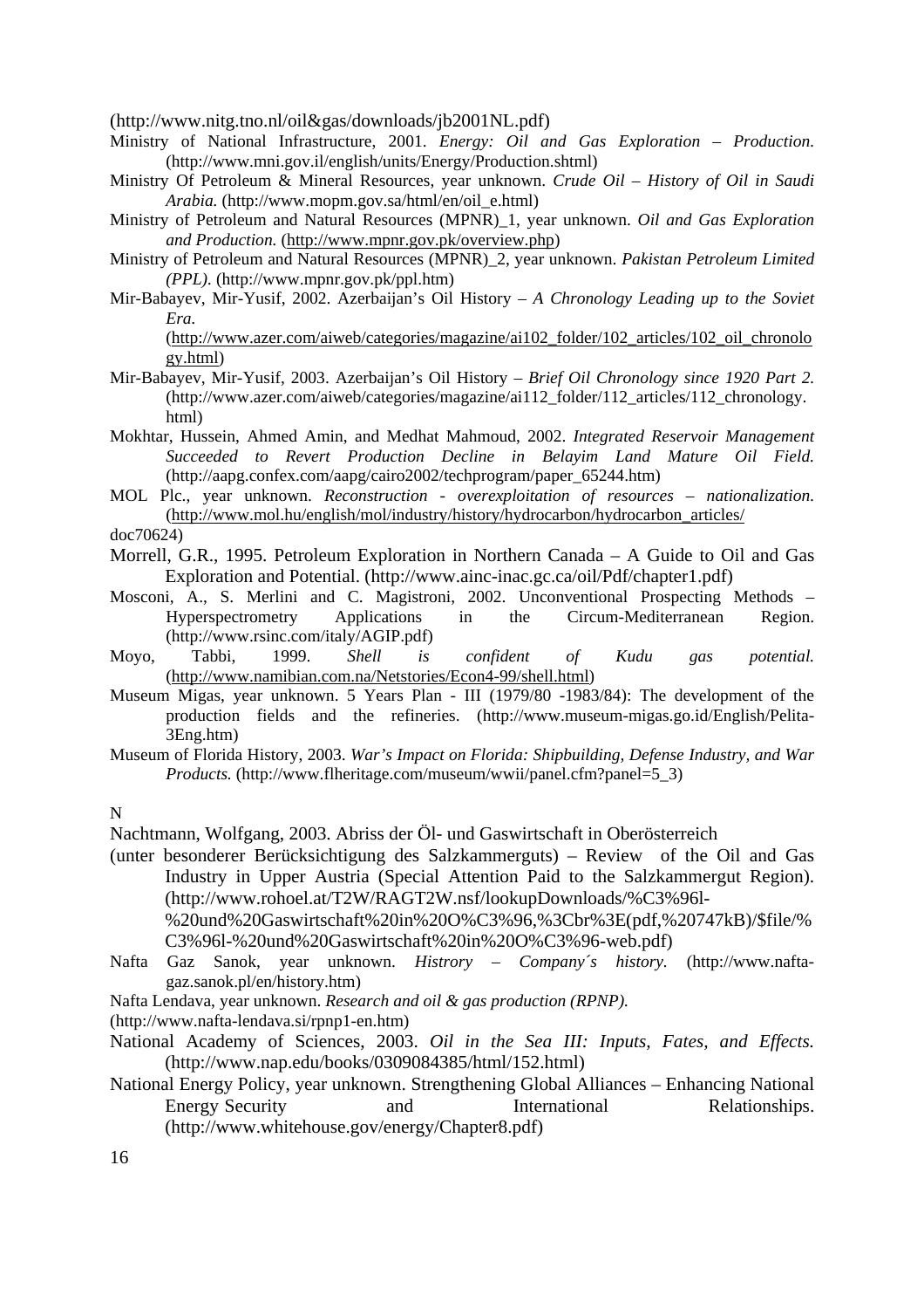(http://www.nitg.tno.nl/oil&gas/downloads/jb2001NL.pdf)

Ministry of National Infrastructure, 2001. *Energy: Oil and Gas Exploration – Production.* (http://www.mni.gov.il/english/units/Energy/Production.shtml)

Ministry Of Petroleum & Mineral Resources, year unknown. *Crude Oil – History of Oil in Saudi Arabia.* (http://www.mopm.gov.sa/html/en/oil_e.html)

Ministry of Petroleum and Natural Resources (MPNR)_1, year unknown. *Oil and Gas Exploration and Production.* (http://www.mpnr.gov.pk/overview.php)

Ministry of Petroleum and Natural Resources (MPNR)_2, year unknown. *Pakistan Petroleum Limited (PPL).* (http://www.mpnr.gov.pk/ppl.htm)

Mir-Babayev, Mir-Yusif, 2002. Azerbaijan's Oil History – *A Chronology Leading up to the Soviet Era.* (http://www.azer.com/aiweb/categories/magazine/ai102_folder/102_articles/102_oil_chronology.html)

Mir-Babayev, Mir-Yusif, 2003. Azerbaijan's Oil History – *Brief Oil Chronology since 1920 Part 2.* (http://www.azer.com/aiweb/categories/magazine/ai112_folder/112_articles/112_chronology.html)

Mokhtar, Hussein, Ahmed Amin, and Medhat Mahmoud, 2002. *Integrated Reservoir Management Succeeded to Revert Production Decline in Belayim Land Mature Oil Field.* (http://aapg.confex.com/aapg/cairo2002/techprogram/paper_65244.htm)

MOL Plc., year unknown. *Reconstruction - overexploitation of resources – nationalization.* (http://www.mol.hu/english/mol/industry/history/hydrocarbon/hydrocarbon_articles/doc70624)

Morrell, G.R., 1995. Petroleum Exploration in Northern Canada – A Guide to Oil and Gas Exploration and Potential. (http://www.ainc-inac.gc.ca/oil/Pdf/chapter1.pdf)

Mosconi, A., S. Merlini and C. Magistroni, 2002. Unconventional Prospecting Methods – Hyperspectrometry Applications in the Circum-Mediterranean Region. (http://www.rsinc.com/italy/AGIP.pdf)

Moyo, Tabbi, 1999. *Shell is confident of Kudu gas potential.* (http://www.namibian.com.na/Netstories/Econ4-99/shell.html)

Museum Migas, year unknown. 5 Years Plan - III (1979/80 -1983/84): The development of the production fields and the refineries. (http://www.museum-migas.go.id/English/Pelita-3Eng.htm)

Museum of Florida History, 2003. *War's Impact on Florida: Shipbuilding, Defense Industry, and War Products.* (http://www.flheritage.com/museum/wwii/panel.cfm?panel=5_3)

N

Nachtmann, Wolfgang, 2003. Abriss der Öl- und Gaswirtschaft in Oberösterreich (unter besonderer Berücksichtigung des Salzkammerguts) – Review of the Oil and Gas Industry in Upper Austria (Special Attention Paid to the Salzkammergut Region). (http://www.rohoel.at/T2W/RAGT2W.nsf/lookupDownloads/%C3%96l-%20und%20Gaswirtschaft%20in%20O%C3%96,%3Cbr%3E(pdf,%20747kB)/$file/%C3%96l-%20und%20Gaswirtschaft%20in%20O%C3%96-web.pdf)

Nafta Gaz Sanok, year unknown. *Histrory – Company´s history.* (http://www.nafta-gaz.sanok.pl/en/history.htm)

Nafta Lendava, year unknown. *Research and oil & gas production (RPNP).* (http://www.nafta-lendava.si/rpnp1-en.htm)

National Academy of Sciences, 2003. *Oil in the Sea III: Inputs, Fates, and Effects.* (http://www.nap.edu/books/0309084385/html/152.html)

National Energy Policy, year unknown. Strengthening Global Alliances – Enhancing National Energy Security and International Relationships. (http://www.whitehouse.gov/energy/Chapter8.pdf)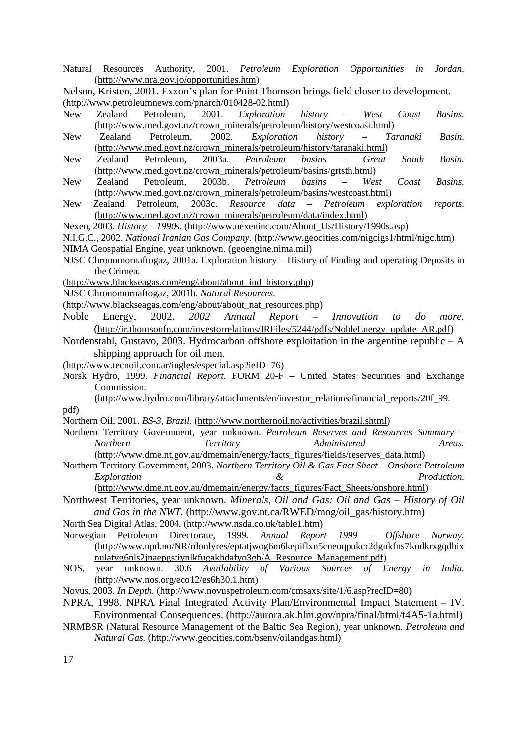Natural Resources Authority, 2001. *Petroleum Exploration Opportunities in Jordan.* (http://www.nra.gov.jo/opportunities.htm)

Nelson, Kristen, 2001. Exxon's plan for Point Thomson brings field closer to development. (http://www.petroleumnews.com/pnarch/010428-02.html)

New Zealand Petroleum, 2001. *Exploration history – West Coast Basins.* (http://www.med.govt.nz/crown_minerals/petroleum/history/westcoast.html)

New Zealand Petroleum, 2002. *Exploration history – Taranaki Basin.* (http://www.med.govt.nz/crown_minerals/petroleum/history/taranaki.html)

New Zealand Petroleum, 2003a. *Petroleum basins – Great South Basin.* (http://www.med.govt.nz/crown_minerals/petroleum/basins/grtsth.html)

New Zealand Petroleum, 2003b. *Petroleum basins – West Coast Basins.* (http://www.med.govt.nz/crown_minerals/petroleum/basins/westcoast.html)

New Zealand Petroleum, 2003c. *Resource data – Petroleum exploration reports.* (http://www.med.govt.nz/crown_minerals/petroleum/data/index.html)

Nexen, 2003. *History – 1990s.* (http://www.nexeninc.com/About_Us/History/1990s.asp)

N.I.G.C., 2002. *National Iranian Gas Company.* (http://www.geocities.com/nigcigs1/html/nigc.htm)

NIMA Geospatial Engine, year unknown. (geoengine.nima.mil)

NJSC Chronomornaftogaz, 2001a. Exploration history – History of Finding and operating Deposits in the Crimea. (http://www.blackseagas.com/eng/about/about_ind_history.php)

NJSC Chronomornaftogaz, 2001b. *Natural Resources.* (http://www.blackseagas.com/eng/about/about_nat_resources.php)

Noble Energy, 2002. *2002 Annual Report – Innovation to do more.* (http://ir.thomsonfn.com/investorrelations/IRFiles/5244/pdfs/NobleEnergy_update_AR.pdf)

Nordenstahl, Gustavo, 2003. Hydrocarbon offshore exploitation in the argentine republic – A shipping approach for oil men. (http://www.tecnoil.com.ar/ingles/especial.asp?ieID=76)

Norsk Hydro, 1999. *Financial Report*. FORM 20-F – United States Securities and Exchange Commission. (http://www.hydro.com/library/attachments/en/investor_relations/financial_reports/20f_99.pdf)

Northern Oil, 2001. *BS-3, Brazil.* (http://www.northernoil.no/activities/brazil.shtml)

Northern Territory Government, year unknown. *Petroleum Reserves and Resources Summary – Northern Territory Administered Areas.* (http://www.dme.nt.gov.au/dmemain/energy/facts_figures/fields/reserves_data.html)

Northern Territory Government, 2003. *Northern Territory Oil & Gas Fact Sheet – Onshore Petroleum Exploration & Production.* (http://www.dme.nt.gov.au/dmemain/energy/facts_figures/Fact_Sheets/onshore.html)

Northwest Territories, year unknown. *Minerals, Oil and Gas: Oil and Gas – History of Oil and Gas in the NWT.* (http://www.gov.nt.ca/RWED/mog/oil_gas/history.htm)

North Sea Digital Atlas, 2004. (http://www.nsda.co.uk/table1.htm)

Norwegian Petroleum Directorate, 1999. *Annual Report 1999 – Offshore Norway.* (http://www.npd.no/NR/rdonlyres/eptatjwog6m6kepiflxn5cneuqpukcr2dgnkfns7kodkrxgqdhixnulatvg6nls2jnaepgstiynlkfugakhdafyo3gb/A_Resource_Management.pdf)

NOS, year unknown. 30.6 *Availability of Various Sources of Energy in India.* (http://www.nos.org/eco12/es6h30.1.htm)

Novus, 2003. *In Depth.* (http://www.novuspetroleum.com/cmsaxs/site/1/6.asp?recID=80)

NPRA, 1998. NPRA Final Integrated Activity Plan/Environmental Impact Statement – IV. Environmental Consequences. (http://aurora.ak.blm.gov/npra/final/html/t4A5-1a.html)

NRMBSR (Natural Resource Management of the Baltic Sea Region), year unknown. *Petroleum and Natural Gas.* (http://www.geocities.com/bsenv/oilandgas.html)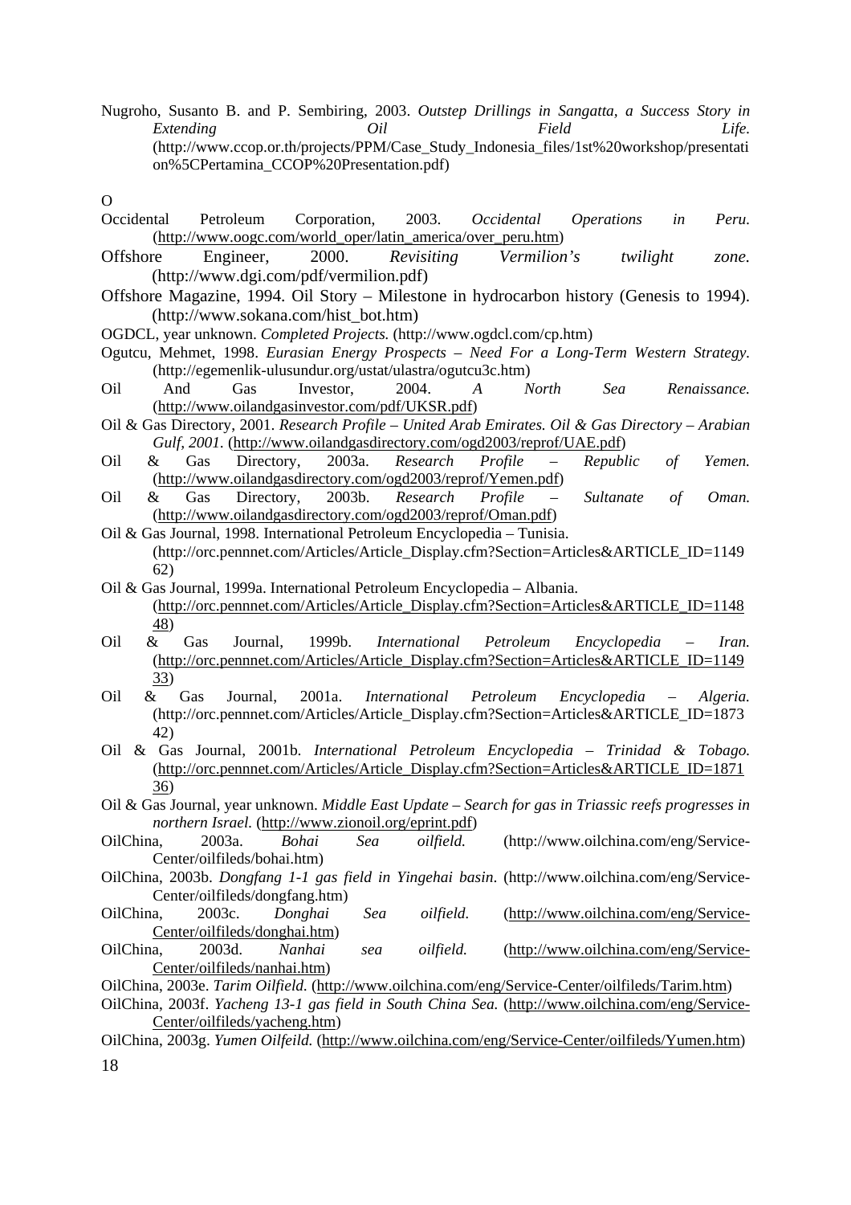Nugroho, Susanto B. and P. Sembiring, 2003. *Outstep Drillings in Sangatta, a Success Story in Extending Oil Field Life.* (http://www.ccop.or.th/projects/PPM/Case_Study_Indonesia_files/1st%20workshop/presentation%5CPertamina_CCOP%20Presentation.pdf)

O

Occidental Petroleum Corporation, 2003. *Occidental Operations in Peru.* (http://www.oogc.com/world_oper/latin_america/over_peru.htm)

Offshore Engineer, 2000. *Revisiting Vermilion's twilight zone.* (http://www.dgi.com/pdf/vermilion.pdf)

Offshore Magazine, 1994. Oil Story – Milestone in hydrocarbon history (Genesis to 1994). (http://www.sokana.com/hist_bot.htm)

OGDCL, year unknown. *Completed Projects.* (http://www.ogdcl.com/cp.htm)

Ogutcu, Mehmet, 1998. *Eurasian Energy Prospects – Need For a Long-Term Western Strategy.* (http://egemenlik-ulusundur.org/ustat/ulastra/ogutcu3c.htm)

Oil And Gas Investor, 2004. *A North Sea Renaissance.* (http://www.oilandgasinvestor.com/pdf/UKSR.pdf)

Oil & Gas Directory, 2001. *Research Profile – United Arab Emirates. Oil & Gas Directory – Arabian Gulf, 2001.* (http://www.oilandgasdirectory.com/ogd2003/reprof/UAE.pdf)

Oil & Gas Directory, 2003a. *Research Profile – Republic of Yemen.* (http://www.oilandgasdirectory.com/ogd2003/reprof/Yemen.pdf)

Oil & Gas Directory, 2003b. *Research Profile – Sultanate of Oman.* (http://www.oilandgasdirectory.com/ogd2003/reprof/Oman.pdf)

Oil & Gas Journal, 1998. International Petroleum Encyclopedia – Tunisia. (http://orc.pennnet.com/Articles/Article_Display.cfm?Section=Articles&ARTICLE_ID=114962)

Oil & Gas Journal, 1999a. International Petroleum Encyclopedia – Albania. (http://orc.pennnet.com/Articles/Article_Display.cfm?Section=Articles&ARTICLE_ID=114848)

Oil & Gas Journal, 1999b. *International Petroleum Encyclopedia – Iran.* (http://orc.pennnet.com/Articles/Article_Display.cfm?Section=Articles&ARTICLE_ID=114933)

Oil & Gas Journal, 2001a. *International Petroleum Encyclopedia – Algeria.* (http://orc.pennnet.com/Articles/Article_Display.cfm?Section=Articles&ARTICLE_ID=187342)

Oil & Gas Journal, 2001b. *International Petroleum Encyclopedia – Trinidad & Tobago.* (http://orc.pennnet.com/Articles/Article_Display.cfm?Section=Articles&ARTICLE_ID=187136)

Oil & Gas Journal, year unknown. *Middle East Update – Search for gas in Triassic reefs progresses in northern Israel.* (http://www.zionoil.org/eprint.pdf)

OilChina, 2003a. *Bohai Sea oilfield.* (http://www.oilchina.com/eng/Service-Center/oilfileds/bohai.htm)

OilChina, 2003b. *Dongfang 1-1 gas field in Yingehai basin.* (http://www.oilchina.com/eng/Service-Center/oilfileds/dongfang.htm)

OilChina, 2003c. *Donghai Sea oilfield.* (http://www.oilchina.com/eng/Service-Center/oilfileds/donghai.htm)

OilChina, 2003d. *Nanhai sea oilfield.* (http://www.oilchina.com/eng/Service-Center/oilfileds/nanhai.htm)

OilChina, 2003e. *Tarim Oilfield.* (http://www.oilchina.com/eng/Service-Center/oilfileds/Tarim.htm)

OilChina, 2003f. *Yacheng 13-1 gas field in South China Sea.* (http://www.oilchina.com/eng/Service-Center/oilfileds/yacheng.htm)

OilChina, 2003g. *Yumen Oilfeild.* (http://www.oilchina.com/eng/Service-Center/oilfileds/Yumen.htm)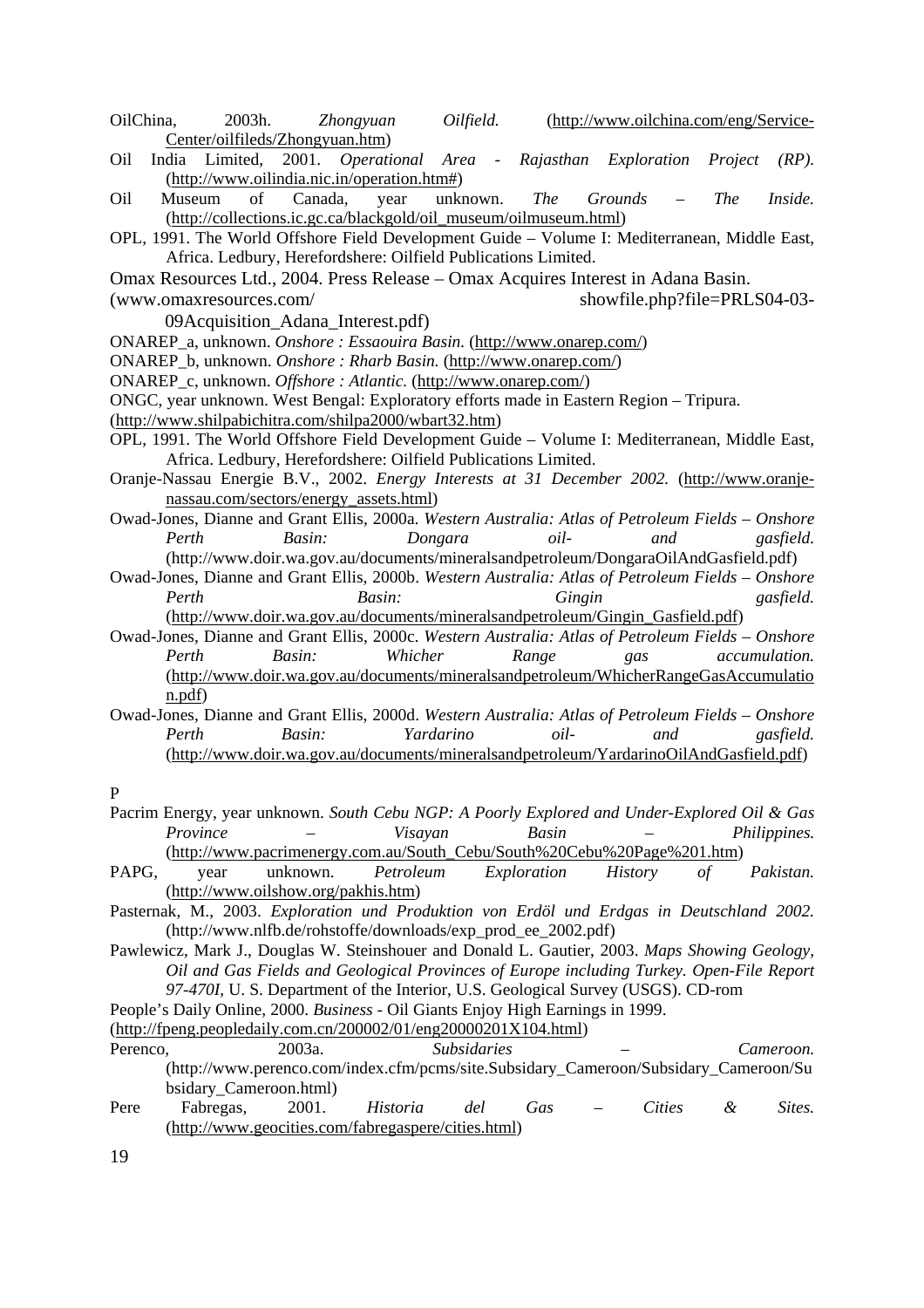OilChina, 2003h. *Zhongyuan Oilfield.* (http://www.oilchina.com/eng/Service-Center/oilfileds/Zhongyuan.htm)

Oil India Limited, 2001. *Operational Area - Rajasthan Exploration Project (RP).* (http://www.oilindia.nic.in/operation.htm#)

Oil Museum of Canada, year unknown. *The Grounds – The Inside.* (http://collections.ic.gc.ca/blackgold/oil_museum/oilmuseum.html)

OPL, 1991. The World Offshore Field Development Guide – Volume I: Mediterranean, Middle East, Africa. Ledbury, Herefordshere: Oilfield Publications Limited.

Omax Resources Ltd., 2004. Press Release – Omax Acquires Interest in Adana Basin. (www.omaxresources.com/ showfile.php?file=PRLS04-03-09Acquisition_Adana_Interest.pdf)

ONAREP_a, unknown. *Onshore : Essaouira Basin.* (http://www.onarep.com/)

ONAREP_b, unknown. *Onshore : Rharb Basin.* (http://www.onarep.com/)

ONAREP_c, unknown. *Offshore : Atlantic.* (http://www.onarep.com/)

ONGC, year unknown. West Bengal: Exploratory efforts made in Eastern Region – Tripura. (http://www.shilpabichitra.com/shilpa2000/wbart32.htm)

OPL, 1991. The World Offshore Field Development Guide – Volume I: Mediterranean, Middle East, Africa. Ledbury, Herefordshere: Oilfield Publications Limited.

Oranje-Nassau Energie B.V., 2002. *Energy Interests at 31 December 2002.* (http://www.oranje-nassau.com/sectors/energy_assets.html)

Owad-Jones, Dianne and Grant Ellis, 2000a. *Western Australia: Atlas of Petroleum Fields – Onshore Perth Basin: Dongara oil- and gasfield.* (http://www.doir.wa.gov.au/documents/mineralsandpetroleum/DongaraOilAndGasfield.pdf)

Owad-Jones, Dianne and Grant Ellis, 2000b. *Western Australia: Atlas of Petroleum Fields – Onshore Perth Basin: Gingin gasfield.* (http://www.doir.wa.gov.au/documents/mineralsandpetroleum/Gingin_Gasfield.pdf)

Owad-Jones, Dianne and Grant Ellis, 2000c. *Western Australia: Atlas of Petroleum Fields – Onshore Perth Basin: Whicher Range gas accumulation.* (http://www.doir.wa.gov.au/documents/mineralsandpetroleum/WhicherRangeGasAccumulation.pdf)

Owad-Jones, Dianne and Grant Ellis, 2000d. *Western Australia: Atlas of Petroleum Fields – Onshore Perth Basin: Yardarino oil- and gasfield.* (http://www.doir.wa.gov.au/documents/mineralsandpetroleum/YardarinoOilAndGasfield.pdf)

P

Pacrim Energy, year unknown. *South Cebu NGP: A Poorly Explored and Under-Explored Oil & Gas Province – Visayan Basin – Philippines.* (http://www.pacrimenergy.com.au/South_Cebu/South%20Cebu%20Page%201.htm)

PAPG, year unknown. *Petroleum Exploration History of Pakistan.* (http://www.oilshow.org/pakhis.htm)

Pasternak, M., 2003. *Exploration und Produktion von Erdöl und Erdgas in Deutschland 2002.* (http://www.nlfb.de/rohstoffe/downloads/exp_prod_ee_2002.pdf)

Pawlewicz, Mark J., Douglas W. Steinshouer and Donald L. Gautier, 2003. *Maps Showing Geology, Oil and Gas Fields and Geological Provinces of Europe including Turkey. Open-File Report 97-470I*, U. S. Department of the Interior, U.S. Geological Survey (USGS). CD-rom

People's Daily Online, 2000. *Business* - Oil Giants Enjoy High Earnings in 1999. (http://fpeng.peopledaily.com.cn/200002/01/eng20000201X104.html)

Perenco, 2003a. *Subsidaries – Cameroon.* (http://www.perenco.com/index.cfm/pcms/site.Subsidary_Cameroon/Subsidary_Cameroon/Subsidary_Cameroon.html)

Pere Fabregas, 2001. *Historia del Gas – Cities & Sites.* (http://www.geocities.com/fabregaspere/cities.html)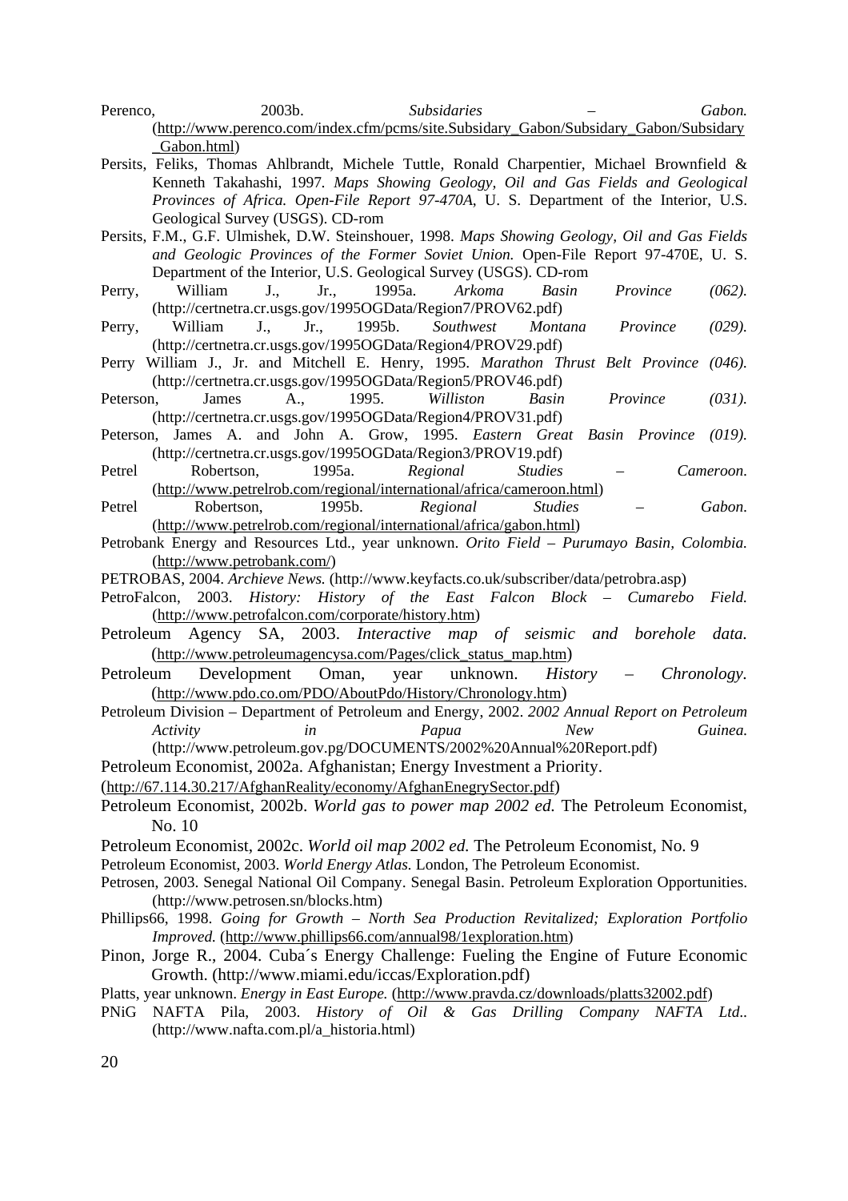Perenco, 2003b. *Subsidaries – Gabon.* (http://www.perenco.com/index.cfm/pcms/site.Subsidary_Gabon/Subsidary_Gabon/Subsidary_Gabon.html)

Persits, Feliks, Thomas Ahlbrandt, Michele Tuttle, Ronald Charpentier, Michael Brownfield & Kenneth Takahashi, 1997. *Maps Showing Geology, Oil and Gas Fields and Geological Provinces of Africa. Open-File Report 97-470A*, U. S. Department of the Interior, U.S. Geological Survey (USGS). CD-rom

Persits, F.M., G.F. Ulmishek, D.W. Steinshouer, 1998. *Maps Showing Geology, Oil and Gas Fields and Geologic Provinces of the Former Soviet Union.* Open-File Report 97-470E, U. S. Department of the Interior, U.S. Geological Survey (USGS). CD-rom

Perry, William J., Jr., 1995a. *Arkoma Basin Province (062).* (http://certnetra.cr.usgs.gov/1995OGData/Region7/PROV62.pdf)

Perry, William J., Jr., 1995b. *Southwest Montana Province (029).* (http://certnetra.cr.usgs.gov/1995OGData/Region4/PROV29.pdf)

Perry William J., Jr. and Mitchell E. Henry, 1995. *Marathon Thrust Belt Province (046).* (http://certnetra.cr.usgs.gov/1995OGData/Region5/PROV46.pdf)

Peterson, James A., 1995. *Williston Basin Province (031).* (http://certnetra.cr.usgs.gov/1995OGData/Region4/PROV31.pdf)

Peterson, James A. and John A. Grow, 1995. *Eastern Great Basin Province (019).* (http://certnetra.cr.usgs.gov/1995OGData/Region3/PROV19.pdf)

Petrel Robertson, 1995a. *Regional Studies – Cameroon.* (http://www.petrelrob.com/regional/international/africa/cameroon.html)

Petrel Robertson, 1995b. *Regional Studies – Gabon.* (http://www.petrelrob.com/regional/international/africa/gabon.html)

Petrobank Energy and Resources Ltd., year unknown. *Orito Field – Purumayo Basin, Colombia.* (http://www.petrobank.com/)

PETROBAS, 2004. *Archieve News.* (http://www.keyfacts.co.uk/subscriber/data/petrobra.asp)

PetroFalcon, 2003. *History: History of the East Falcon Block – Cumarebo Field.* (http://www.petrofalcon.com/corporate/history.htm)

Petroleum Agency SA, 2003. *Interactive map of seismic and borehole data.* (http://www.petroleumagencysa.com/Pages/click_status_map.htm)

Petroleum Development Oman, year unknown. *History – Chronology.* (http://www.pdo.co.om/PDO/AboutPdo/History/Chronology.htm)

Petroleum Division – Department of Petroleum and Energy, 2002. *2002 Annual Report on Petroleum Activity in Papua New Guinea.* (http://www.petroleum.gov.pg/DOCUMENTS/2002%20Annual%20Report.pdf)

Petroleum Economist, 2002a. Afghanistan; Energy Investment a Priority. (http://67.114.30.217/AfghanReality/economy/AfghanEnegrySector.pdf)

Petroleum Economist, 2002b. *World gas to power map 2002 ed.* The Petroleum Economist, No. 10

Petroleum Economist, 2002c. *World oil map 2002 ed.* The Petroleum Economist, No. 9

Petroleum Economist, 2003. *World Energy Atlas.* London, The Petroleum Economist.

Petrosen, 2003. Senegal National Oil Company. Senegal Basin. Petroleum Exploration Opportunities. (http://www.petrosen.sn/blocks.htm)

Phillips66, 1998. *Going for Growth – North Sea Production Revitalized; Exploration Portfolio Improved.* (http://www.phillips66.com/annual98/1exploration.htm)

Pinon, Jorge R., 2004. Cuba´s Energy Challenge: Fueling the Engine of Future Economic Growth. (http://www.miami.edu/iccas/Exploration.pdf)

Platts, year unknown. *Energy in East Europe.* (http://www.pravda.cz/downloads/platts32002.pdf)

PNiG NAFTA Pila, 2003. *History of Oil & Gas Drilling Company NAFTA Ltd..* (http://www.nafta.com.pl/a_historia.html)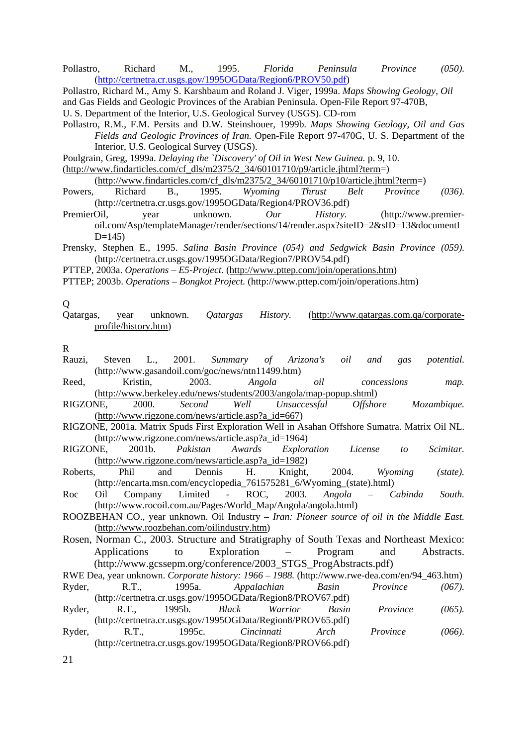Pollastro, Richard M., 1995. *Florida Peninsula Province (050).* (http://certnetra.cr.usgs.gov/1995OGData/Region6/PROV50.pdf)

Pollastro, Richard M., Amy S. Karshbaum and Roland J. Viger, 1999a. *Maps Showing Geology, Oil and Gas Fields and Geologic Provinces of the Arabian Peninsula.* Open-File Report 97-470B, U. S. Department of the Interior, U.S. Geological Survey (USGS). CD-rom

Pollastro, R.M., F.M. Persits and D.W. Steinshouer, 1999b. *Maps Showing Geology, Oil and Gas Fields and Geologic Provinces of Iran.* Open-File Report 97-470G, U. S. Department of the Interior, U.S. Geological Survey (USGS).

Poulgrain, Greg, 1999a. *Delaying the `Discovery' of Oil in West New Guinea.* p. 9, 10. (http://www.findarticles.com/cf_dls/m2375/2_34/60101710/p9/article.jhtml?term=) (http://www.findarticles.com/cf_dls/m2375/2_34/60101710/p10/article.jhtml?term=)

Powers, Richard B., 1995. *Wyoming Thrust Belt Province (036).* (http://certnetra.cr.usgs.gov/1995OGData/Region4/PROV36.pdf)

PremierOil, year unknown. *Our History.* (http://www.premier-oil.com/Asp/templateManager/render/sections/14/render.aspx?siteID=2&sID=13&documentID=145)

Prensky, Stephen E., 1995. *Salina Basin Province (054) and Sedgwick Basin Province (059).* (http://certnetra.cr.usgs.gov/1995OGData/Region7/PROV54.pdf)

PTTEP, 2003a. *Operations – E5-Project.* (http://www.pttep.com/join/operations.htm)

PTTEP; 2003b. *Operations – Bongkot Project.* (http://www.pttep.com/join/operations.htm)

Q

Qatargas, year unknown. *Qatargas History.* (http://www.qatargas.com.qa/corporate-profile/history.htm)

R

Rauzi, Steven L., 2001. *Summary of Arizona's oil and gas potential.* (http://www.gasandoil.com/goc/news/ntn11499.htm)

Reed, Kristin, 2003. *Angola oil concessions map.* (http://www.berkeley.edu/news/students/2003/angola/map-popup.shtml)

RIGZONE, 2000. *Second Well Unsuccessful Offshore Mozambique.* (http://www.rigzone.com/news/article.asp?a_id=667)

RIGZONE, 2001a. Matrix Spuds First Exploration Well in Asahan Offshore Sumatra. Matrix Oil NL. (http://www.rigzone.com/news/article.asp?a_id=1964)

RIGZONE, 2001b. *Pakistan Awards Exploration License to Scimitar.* (http://www.rigzone.com/news/article.asp?a_id=1982)

Roberts, Phil and Dennis H. Knight, 2004. *Wyoming (state).* (http://encarta.msn.com/encyclopedia_761575281_6/Wyoming_(state).html)

Roc Oil Company Limited - ROC, 2003. *Angola – Cabinda South.* (http://www.rocoil.com.au/Pages/World_Map/Angola/angola.html)

ROOZBEHAN CO., year unknown. Oil Industry – *Iran: Pioneer source of oil in the Middle East.* (http://www.roozbehan.com/oilindustry.htm)

Rosen, Norman C., 2003. Structure and Stratigraphy of South Texas and Northeast Mexico: Applications to Exploration – Program and Abstracts. (http://www.gcssepm.org/conference/2003_STGS_ProgAbstracts.pdf)

RWE Dea, year unknown. *Corporate history: 1966 – 1988.* (http://www.rwe-dea.com/en/94_463.htm)

Ryder, R.T., 1995a. *Appalachian Basin Province (067).* (http://certnetra.cr.usgs.gov/1995OGData/Region8/PROV67.pdf)

Ryder, R.T., 1995b. *Black Warrior Basin Province (065).* (http://certnetra.cr.usgs.gov/1995OGData/Region8/PROV65.pdf)

Ryder, R.T., 1995c. *Cincinnati Arch Province (066).* (http://certnetra.cr.usgs.gov/1995OGData/Region8/PROV66.pdf)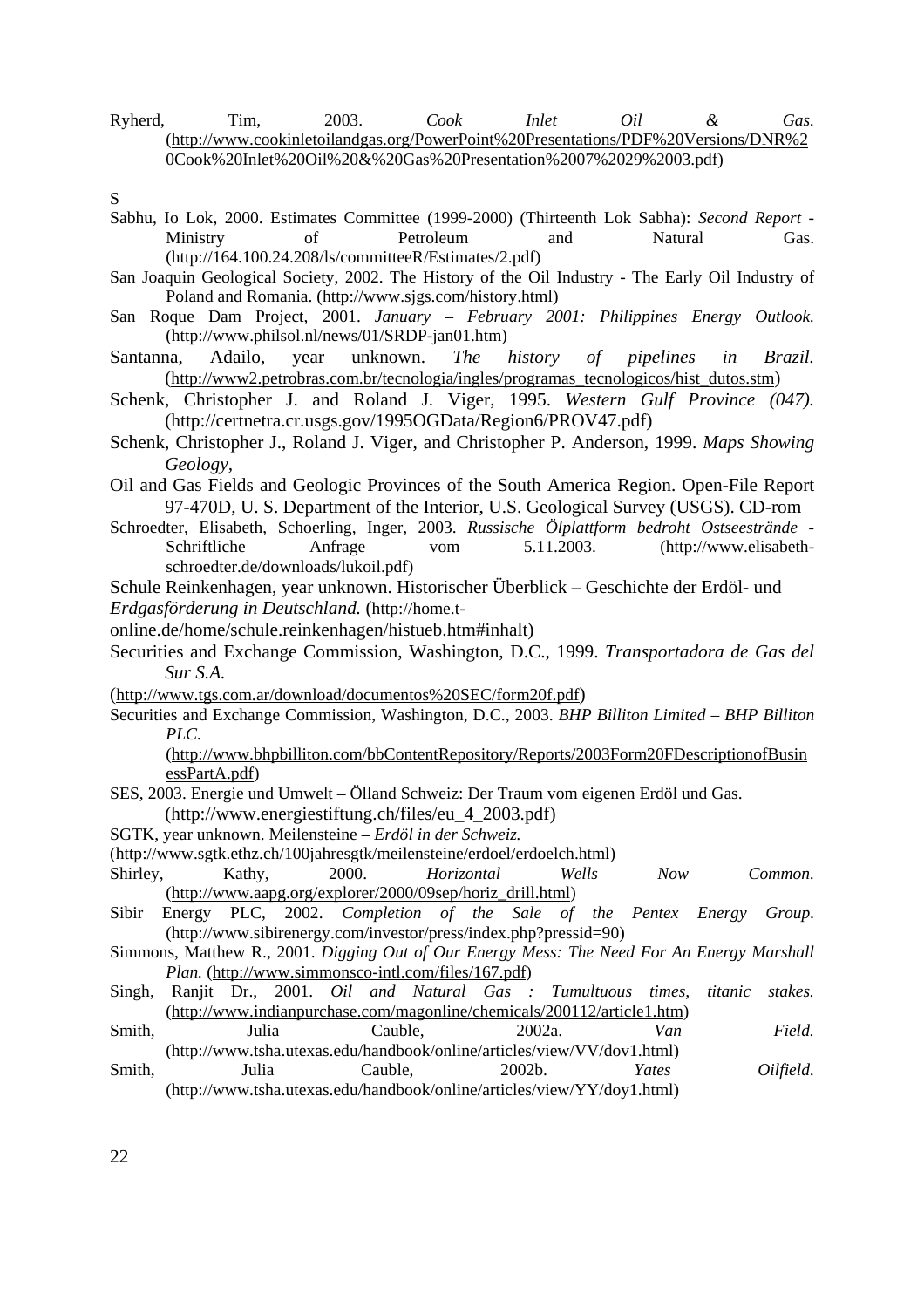Ryherd, Tim, 2003. *Cook Inlet Oil & Gas.* (http://www.cookinletoilandgas.org/PowerPoint%20Presentations/PDF%20Versions/DNR%20Cook%20Inlet%20Oil%20&%20Gas%20Presentation%2007%2029%2003.pdf)

S

Sabhu, Io Lok, 2000. Estimates Committee (1999-2000) (Thirteenth Lok Sabha): *Second Report* - Ministry of Petroleum and Natural Gas. (http://164.100.24.208/ls/committeeR/Estimates/2.pdf)

San Joaquin Geological Society, 2002. The History of the Oil Industry - The Early Oil Industry of Poland and Romania. (http://www.sjgs.com/history.html)

San Roque Dam Project, 2001. *January – February 2001: Philippines Energy Outlook.* (http://www.philsol.nl/news/01/SRDP-jan01.htm)

Santanna, Adailo, year unknown. *The history of pipelines in Brazil.* (http://www2.petrobras.com.br/tecnologia/ingles/programas_tecnologicos/hist_dutos.stm)

Schenk, Christopher J. and Roland J. Viger, 1995. *Western Gulf Province (047).* (http://certnetra.cr.usgs.gov/1995OGData/Region6/PROV47.pdf)

Schenk, Christopher J., Roland J. Viger, and Christopher P. Anderson, 1999. *Maps Showing Geology,*

Oil and Gas Fields and Geologic Provinces of the South America Region. Open-File Report 97-470D, U. S. Department of the Interior, U.S. Geological Survey (USGS). CD-rom

Schroedter, Elisabeth, Schoerling, Inger, 2003. *Russische Ölplattform bedroht Ostseestrände* - Schriftliche Anfrage vom 5.11.2003. (http://www.elisabeth-schroedter.de/downloads/lukoil.pdf)

Schule Reinkenhagen, year unknown. Historischer Überblick – Geschichte der Erdöl- und *Erdgasförderung in Deutschland.* (http://home.t-online.de/home/schule.reinkenhagen/histueb.htm#inhalt)

Securities and Exchange Commission, Washington, D.C., 1999. *Transportadora de Gas del Sur S.A.* (http://www.tgs.com.ar/download/documentos%20SEC/form20f.pdf)

Securities and Exchange Commission, Washington, D.C., 2003. *BHP Billiton Limited – BHP Billiton PLC.* (http://www.bhpbilliton.com/bbContentRepository/Reports/2003Form20FDescriptionofBusinessPartA.pdf)

SES, 2003. Energie und Umwelt – Ölland Schweiz: Der Traum vom eigenen Erdöl und Gas. (http://www.energiestiftung.ch/files/eu_4_2003.pdf)

SGTK, year unknown. Meilensteine – *Erdöl in der Schweiz.* (http://www.sgtk.ethz.ch/100jahresgtk/meilensteine/erdoel/erdoelch.html)

Shirley, Kathy, 2000. *Horizontal Wells Now Common.* (http://www.aapg.org/explorer/2000/09sep/horiz_drill.html)

Sibir Energy PLC, 2002. *Completion of the Sale of the Pentex Energy Group.* (http://www.sibirenergy.com/investor/press/index.php?pressid=90)

Simmons, Matthew R., 2001. *Digging Out of Our Energy Mess: The Need For An Energy Marshall Plan.* (http://www.simmonsco-intl.com/files/167.pdf)

Singh, Ranjit Dr., 2001. *Oil and Natural Gas : Tumultuous times, titanic stakes.* (http://www.indianpurchase.com/magonline/chemicals/200112/article1.htm)

Smith, Julia Cauble, 2002a. *Van Field.* (http://www.tsha.utexas.edu/handbook/online/articles/view/VV/dov1.html)

Smith, Julia Cauble, 2002b. *Yates Oilfield.* (http://www.tsha.utexas.edu/handbook/online/articles/view/YY/doy1.html)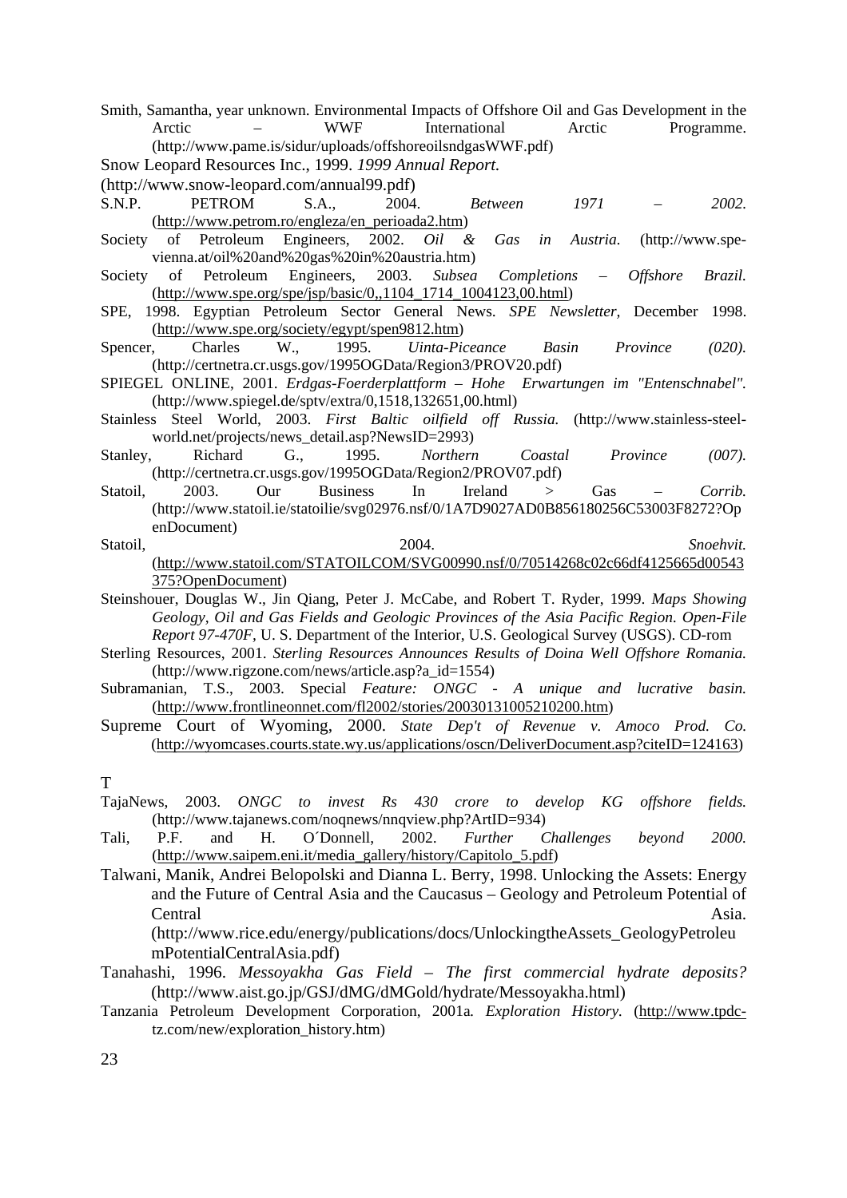Smith, Samantha, year unknown. Environmental Impacts of Offshore Oil and Gas Development in the Arctic – WWF International Arctic Programme. (http://www.pame.is/sidur/uploads/offshoreoilsndgasWWF.pdf)

Snow Leopard Resources Inc., 1999. *1999 Annual Report.* (http://www.snow-leopard.com/annual99.pdf)

S.N.P. PETROM S.A., 2004. *Between 1971 – 2002.* (http://www.petrom.ro/engleza/en_perioada2.htm)

Society of Petroleum Engineers, 2002. *Oil & Gas in Austria.* (http://www.spe-vienna.at/oil%20and%20gas%20in%20austria.htm)

Society of Petroleum Engineers, 2003. *Subsea Completions – Offshore Brazil.* (http://www.spe.org/spe/jsp/basic/0,,1104_1714_1004123,00.html)

SPE, 1998. Egyptian Petroleum Sector General News. *SPE Newsletter,* December 1998. (http://www.spe.org/society/egypt/spen9812.htm)

Spencer, Charles W., 1995. *Uinta-Piceance Basin Province (020).* (http://certnetra.cr.usgs.gov/1995OGData/Region3/PROV20.pdf)

SPIEGEL ONLINE, 2001. *Erdgas-Foerderplattform – Hohe Erwartungen im "Entenschnabel".* (http://www.spiegel.de/sptv/extra/0,1518,132651,00.html)

Stainless Steel World, 2003. *First Baltic oilfield off Russia.* (http://www.stainless-steel-world.net/projects/news_detail.asp?NewsID=2993)

Stanley, Richard G., 1995. *Northern Coastal Province (007).* (http://certnetra.cr.usgs.gov/1995OGData/Region2/PROV07.pdf)

Statoil, 2003. Our Business In Ireland > Gas – *Corrib.* (http://www.statoil.ie/statoilie/svg02976.nsf/0/1A7D9027AD0B856180256C53003F8272?OpenDocument)

Statoil, 2004. *Snoehvit.* (http://www.statoil.com/STATOILCOM/SVG00990.nsf/0/70514268c02c66df4125665d00543375?OpenDocument)

Steinshouer, Douglas W., Jin Qiang, Peter J. McCabe, and Robert T. Ryder, 1999. *Maps Showing Geology, Oil and Gas Fields and Geologic Provinces of the Asia Pacific Region. Open-File Report 97-470F,* U. S. Department of the Interior, U.S. Geological Survey (USGS). CD-rom

Sterling Resources, 2001. *Sterling Resources Announces Results of Doina Well Offshore Romania.* (http://www.rigzone.com/news/article.asp?a_id=1554)

Subramanian, T.S., 2003. Special *Feature: ONGC - A unique and lucrative basin.* (http://www.frontlineonnet.com/fl2002/stories/20030131005210200.htm)

Supreme Court of Wyoming, 2000. *State Dep't of Revenue v. Amoco Prod. Co.* (http://wyomcases.courts.state.wy.us/applications/oscn/DeliverDocument.asp?citeID=124163)

T

TajaNews, 2003. *ONGC to invest Rs 430 crore to develop KG offshore fields.* (http://www.tajanews.com/noqnews/nnqview.php?ArtID=934)

Tali, P.F. and H. O´Donnell, 2002. *Further Challenges beyond 2000.* (http://www.saipem.eni.it/media_gallery/history/Capitolo_5.pdf)

Talwani, Manik, Andrei Belopolski and Dianna L. Berry, 1998. Unlocking the Assets: Energy and the Future of Central Asia and the Caucasus – Geology and Petroleum Potential of Central Asia. (http://www.rice.edu/energy/publications/docs/UnlockingtheAssets_GeologyPetroleumPotentialCentralAsia.pdf)

Tanahashi, 1996. *Messoyakha Gas Field – The first commercial hydrate deposits?* (http://www.aist.go.jp/GSJ/dMG/dMGold/hydrate/Messoyakha.html)

Tanzania Petroleum Development Corporation, 2001a. *Exploration History.* (http://www.tpdc-tz.com/new/exploration_history.htm)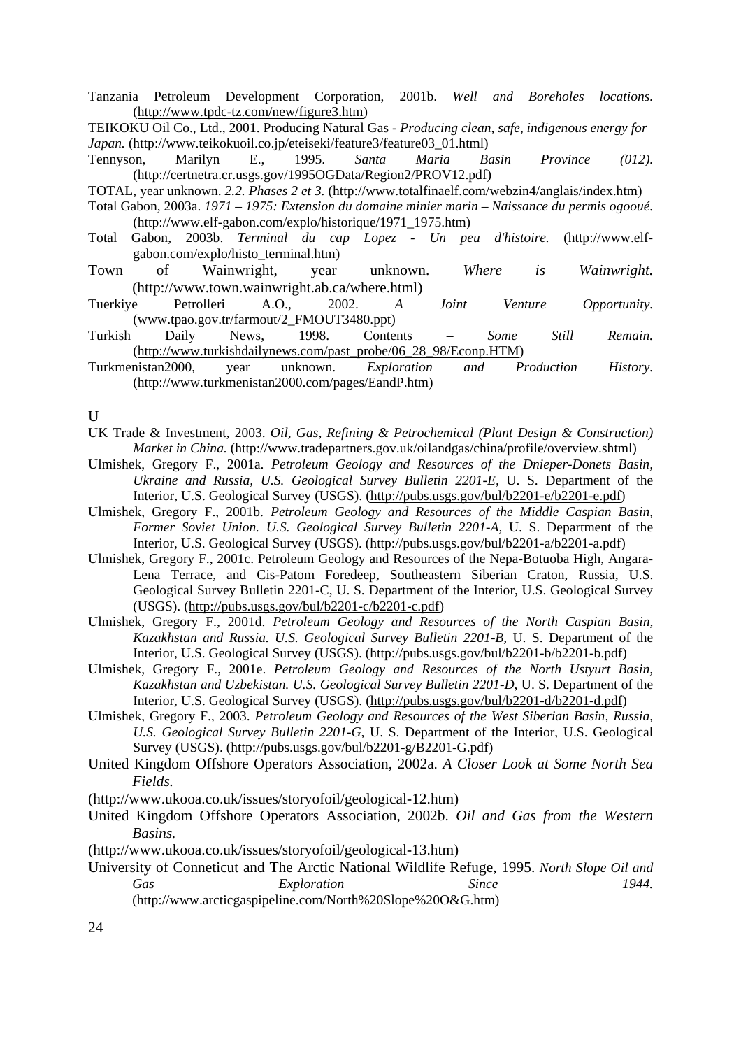Tanzania Petroleum Development Corporation, 2001b. *Well and Boreholes locations.* (http://www.tpdc-tz.com/new/figure3.htm)

TEIKOKU Oil Co., Ltd., 2001. Producing Natural Gas - *Producing clean, safe, indigenous energy for Japan.* (http://www.teikokuoil.co.jp/eteiseki/feature3/feature03_01.html)

Tennyson, Marilyn E., 1995. *Santa Maria Basin Province (012).* (http://certnetra.cr.usgs.gov/1995OGData/Region2/PROV12.pdf)

TOTAL, year unknown. *2.2. Phases 2 et 3.* (http://www.totalfinaelf.com/webzin4/anglais/index.htm)

Total Gabon, 2003a. *1971 – 1975: Extension du domaine minier marin – Naissance du permis ogooué.* (http://www.elf-gabon.com/explo/historique/1971_1975.htm)

Total Gabon, 2003b. *Terminal du cap Lopez - Un peu d'histoire.* (http://www.elf-gabon.com/explo/histo_terminal.htm)

Town of Wainwright, year unknown. *Where is Wainwright.* (http://www.town.wainwright.ab.ca/where.html)

Tuerkiye Petrolleri A.O., 2002. *A Joint Venture Opportunity.* (www.tpao.gov.tr/farmout/2_FMOUT3480.ppt)

Turkish Daily News, 1998. Contents – *Some Still Remain.* (http://www.turkishdailynews.com/past_probe/06_28_98/Econp.HTM)

Turkmenistan2000, year unknown. *Exploration and Production History.* (http://www.turkmenistan2000.com/pages/EandP.htm)

U

UK Trade & Investment, 2003. *Oil, Gas, Refining & Petrochemical (Plant Design & Construction) Market in China.* (http://www.tradepartners.gov.uk/oilandgas/china/profile/overview.shtml)

Ulmishek, Gregory F., 2001a. *Petroleum Geology and Resources of the Dnieper-Donets Basin, Ukraine and Russia, U.S. Geological Survey Bulletin 2201-E,* U. S. Department of the Interior, U.S. Geological Survey (USGS). (http://pubs.usgs.gov/bul/b2201-e/b2201-e.pdf)

Ulmishek, Gregory F., 2001b. *Petroleum Geology and Resources of the Middle Caspian Basin, Former Soviet Union. U.S. Geological Survey Bulletin 2201-A,* U. S. Department of the Interior, U.S. Geological Survey (USGS). (http://pubs.usgs.gov/bul/b2201-a/b2201-a.pdf)

Ulmishek, Gregory F., 2001c. Petroleum Geology and Resources of the Nepa-Botuoba High, Angara-Lena Terrace, and Cis-Patom Foredeep, Southeastern Siberian Craton, Russia, U.S. Geological Survey Bulletin 2201-C, U. S. Department of the Interior, U.S. Geological Survey (USGS). (http://pubs.usgs.gov/bul/b2201-c/b2201-c.pdf)

Ulmishek, Gregory F., 2001d. *Petroleum Geology and Resources of the North Caspian Basin, Kazakhstan and Russia. U.S. Geological Survey Bulletin 2201-B,* U. S. Department of the Interior, U.S. Geological Survey (USGS). (http://pubs.usgs.gov/bul/b2201-b/b2201-b.pdf)

Ulmishek, Gregory F., 2001e. *Petroleum Geology and Resources of the North Ustyurt Basin, Kazakhstan and Uzbekistan. U.S. Geological Survey Bulletin 2201-D,* U. S. Department of the Interior, U.S. Geological Survey (USGS). (http://pubs.usgs.gov/bul/b2201-d/b2201-d.pdf)

Ulmishek, Gregory F., 2003. *Petroleum Geology and Resources of the West Siberian Basin, Russia, U.S. Geological Survey Bulletin 2201-G,* U. S. Department of the Interior, U.S. Geological Survey (USGS). (http://pubs.usgs.gov/bul/b2201-g/B2201-G.pdf)

United Kingdom Offshore Operators Association, 2002a. *A Closer Look at Some North Sea Fields.*
(http://www.ukooa.co.uk/issues/storyofoil/geological-12.htm)

United Kingdom Offshore Operators Association, 2002b. *Oil and Gas from the Western Basins.*
(http://www.ukooa.co.uk/issues/storyofoil/geological-13.htm)

University of Conneticut and The Arctic National Wildlife Refuge, 1995. *North Slope Oil and Gas Exploration Since 1944.* (http://www.arcticgaspipeline.com/North%20Slope%20O&G.htm)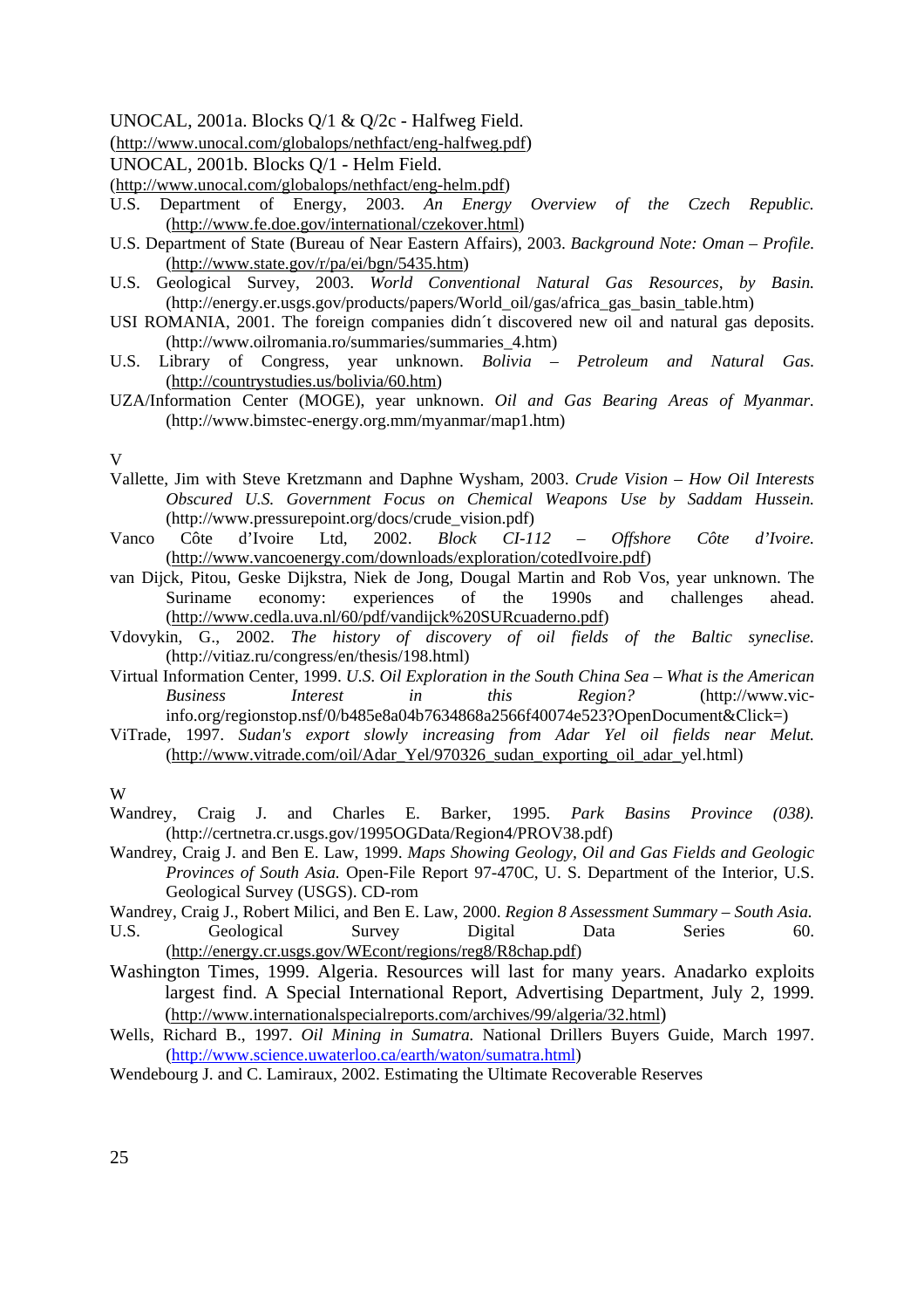UNOCAL, 2001a. Blocks Q/1 & Q/2c - Halfweg Field.
(http://www.unocal.com/globalops/nethfact/eng-halfweg.pdf)

UNOCAL, 2001b. Blocks Q/1 - Helm Field.
(http://www.unocal.com/globalops/nethfact/eng-helm.pdf)

U.S. Department of Energy, 2003. *An Energy Overview of the Czech Republic.* (http://www.fe.doe.gov/international/czekover.html)

U.S. Department of State (Bureau of Near Eastern Affairs), 2003. *Background Note: Oman – Profile.* (http://www.state.gov/r/pa/ei/bgn/5435.htm)

U.S. Geological Survey, 2003. *World Conventional Natural Gas Resources, by Basin.* (http://energy.er.usgs.gov/products/papers/World_oil/gas/africa_gas_basin_table.htm)

USI ROMANIA, 2001. The foreign companies didn´t discovered new oil and natural gas deposits. (http://www.oilromania.ro/summaries/summaries_4.htm)

U.S. Library of Congress, year unknown. *Bolivia – Petroleum and Natural Gas.* (http://countrystudies.us/bolivia/60.htm)

UZA/Information Center (MOGE), year unknown. *Oil and Gas Bearing Areas of Myanmar.* (http://www.bimstec-energy.org.mm/myanmar/map1.htm)

V

Vallette, Jim with Steve Kretzmann and Daphne Wysham, 2003. *Crude Vision – How Oil Interests Obscured U.S. Government Focus on Chemical Weapons Use by Saddam Hussein.* (http://www.pressurepoint.org/docs/crude_vision.pdf)

Vanco Côte d'Ivoire Ltd, 2002. *Block CI-112 – Offshore Côte d'Ivoire.* (http://www.vancoenergy.com/downloads/exploration/cotedIvoire.pdf)

van Dijck, Pitou, Geske Dijkstra, Niek de Jong, Dougal Martin and Rob Vos, year unknown. The Suriname economy: experiences of the 1990s and challenges ahead. (http://www.cedla.uva.nl/60/pdf/vandijck%20SURcuaderno.pdf)

Vdovykin, G., 2002. *The history of discovery of oil fields of the Baltic syneclise.* (http://vitiaz.ru/congress/en/thesis/198.html)

Virtual Information Center, 1999. *U.S. Oil Exploration in the South China Sea – What is the American Business Interest in this Region?* (http://www.vic-info.org/regionstop.nsf/0/b485e8a04b7634868a2566f40074e523?OpenDocument&Click=)

ViTrade, 1997. *Sudan's export slowly increasing from Adar Yel oil fields near Melut.* (http://www.vitrade.com/oil/Adar_Yel/970326_sudan_exporting_oil_adar_yel.html)

W

Wandrey, Craig J. and Charles E. Barker, 1995. *Park Basins Province (038).* (http://certnetra.cr.usgs.gov/1995OGData/Region4/PROV38.pdf)

Wandrey, Craig J. and Ben E. Law, 1999. *Maps Showing Geology, Oil and Gas Fields and Geologic Provinces of South Asia.* Open-File Report 97-470C, U. S. Department of the Interior, U.S. Geological Survey (USGS). CD-rom

Wandrey, Craig J., Robert Milici, and Ben E. Law, 2000. *Region 8 Assessment Summary – South Asia.* U.S. Geological Survey Digital Data Series 60. (http://energy.cr.usgs.gov/WEcont/regions/reg8/R8chap.pdf)

Washington Times, 1999. Algeria. Resources will last for many years. Anadarko exploits largest find. A Special International Report, Advertising Department, July 2, 1999. (http://www.internationalspecialreports.com/archives/99/algeria/32.html)

Wells, Richard B., 1997. *Oil Mining in Sumatra.* National Drillers Buyers Guide, March 1997. (http://www.science.uwaterloo.ca/earth/waton/sumatra.html)

Wendebourg J. and C. Lamiraux, 2002. Estimating the Ultimate Recoverable Reserves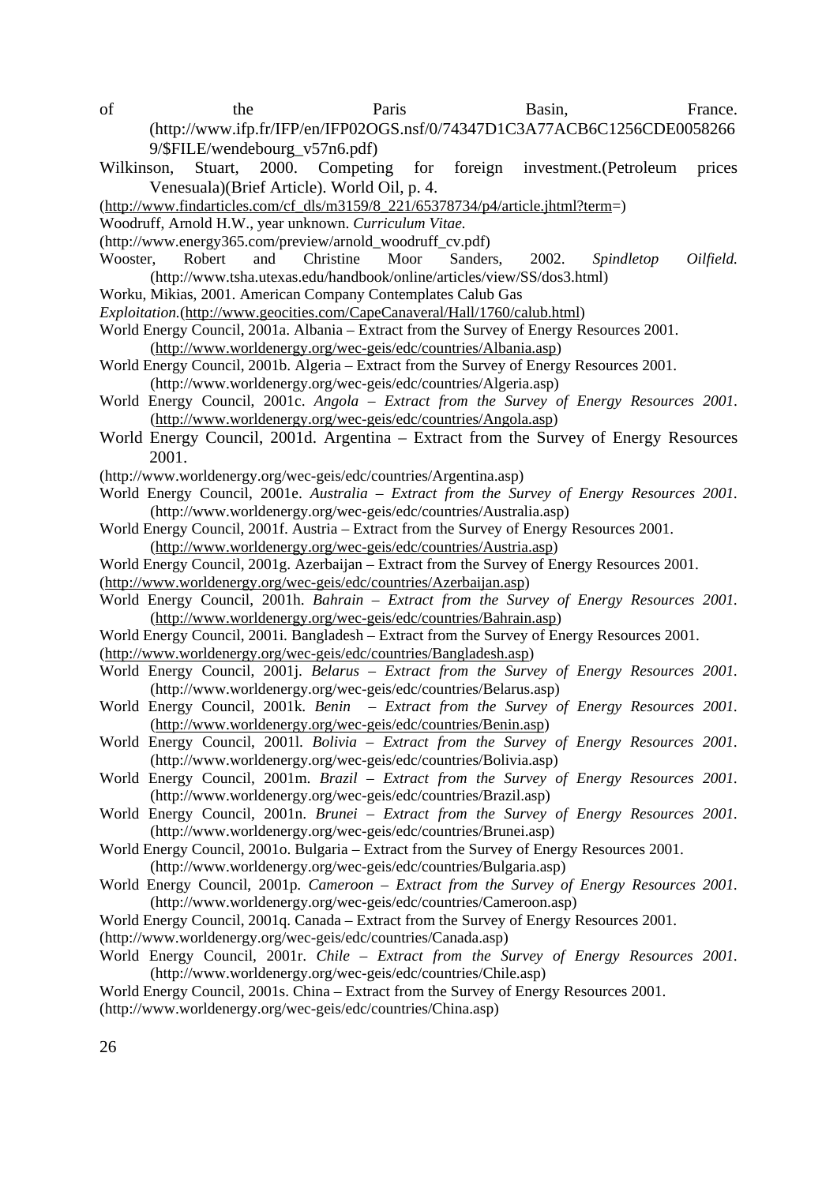of the Paris Basin, France. (http://www.ifp.fr/IFP/en/IFP02OGS.nsf/0/74347D1C3A77ACB6C1256CDE00582669/$FILE/wendebourg_v57n6.pdf)

Wilkinson, Stuart, 2000. Competing for foreign investment.(Petroleum prices Venesuala)(Brief Article). World Oil, p. 4. (http://www.findarticles.com/cf_dls/m3159/8_221/65378734/p4/article.jhtml?term=)

Woodruff, Arnold H.W., year unknown. *Curriculum Vitae.* (http://www.energy365.com/preview/arnold_woodruff_cv.pdf)

Wooster, Robert and Christine Moor Sanders, 2002. *Spindletop Oilfield.* (http://www.tsha.utexas.edu/handbook/online/articles/view/SS/dos3.html)

Worku, Mikias, 2001. American Company Contemplates Calub Gas *Exploitation.*(http://www.geocities.com/CapeCanaveral/Hall/1760/calub.html)

World Energy Council, 2001a. Albania – Extract from the Survey of Energy Resources 2001. (http://www.worldenergy.org/wec-geis/edc/countries/Albania.asp)

World Energy Council, 2001b. Algeria – Extract from the Survey of Energy Resources 2001. (http://www.worldenergy.org/wec-geis/edc/countries/Algeria.asp)

World Energy Council, 2001c. *Angola – Extract from the Survey of Energy Resources 2001.* (http://www.worldenergy.org/wec-geis/edc/countries/Angola.asp)

World Energy Council, 2001d. Argentina – Extract from the Survey of Energy Resources 2001. (http://www.worldenergy.org/wec-geis/edc/countries/Argentina.asp)

World Energy Council, 2001e. *Australia – Extract from the Survey of Energy Resources 2001.* (http://www.worldenergy.org/wec-geis/edc/countries/Australia.asp)

World Energy Council, 2001f. Austria – Extract from the Survey of Energy Resources 2001. (http://www.worldenergy.org/wec-geis/edc/countries/Austria.asp)

World Energy Council, 2001g. Azerbaijan – Extract from the Survey of Energy Resources 2001. (http://www.worldenergy.org/wec-geis/edc/countries/Azerbaijan.asp)

World Energy Council, 2001h. *Bahrain – Extract from the Survey of Energy Resources 2001.* (http://www.worldenergy.org/wec-geis/edc/countries/Bahrain.asp)

World Energy Council, 2001i. Bangladesh – Extract from the Survey of Energy Resources 2001. (http://www.worldenergy.org/wec-geis/edc/countries/Bangladesh.asp)

World Energy Council, 2001j. *Belarus – Extract from the Survey of Energy Resources 2001.* (http://www.worldenergy.org/wec-geis/edc/countries/Belarus.asp)

World Energy Council, 2001k. *Benin – Extract from the Survey of Energy Resources 2001.* (http://www.worldenergy.org/wec-geis/edc/countries/Benin.asp)

World Energy Council, 2001l. *Bolivia – Extract from the Survey of Energy Resources 2001.* (http://www.worldenergy.org/wec-geis/edc/countries/Bolivia.asp)

World Energy Council, 2001m. *Brazil – Extract from the Survey of Energy Resources 2001.* (http://www.worldenergy.org/wec-geis/edc/countries/Brazil.asp)

World Energy Council, 2001n. *Brunei – Extract from the Survey of Energy Resources 2001.* (http://www.worldenergy.org/wec-geis/edc/countries/Brunei.asp)

World Energy Council, 2001o. Bulgaria – Extract from the Survey of Energy Resources 2001. (http://www.worldenergy.org/wec-geis/edc/countries/Bulgaria.asp)

World Energy Council, 2001p. *Cameroon – Extract from the Survey of Energy Resources 2001.* (http://www.worldenergy.org/wec-geis/edc/countries/Cameroon.asp)

World Energy Council, 2001q. Canada – Extract from the Survey of Energy Resources 2001. (http://www.worldenergy.org/wec-geis/edc/countries/Canada.asp)

World Energy Council, 2001r. *Chile – Extract from the Survey of Energy Resources 2001.* (http://www.worldenergy.org/wec-geis/edc/countries/Chile.asp)

World Energy Council, 2001s. China – Extract from the Survey of Energy Resources 2001. (http://www.worldenergy.org/wec-geis/edc/countries/China.asp)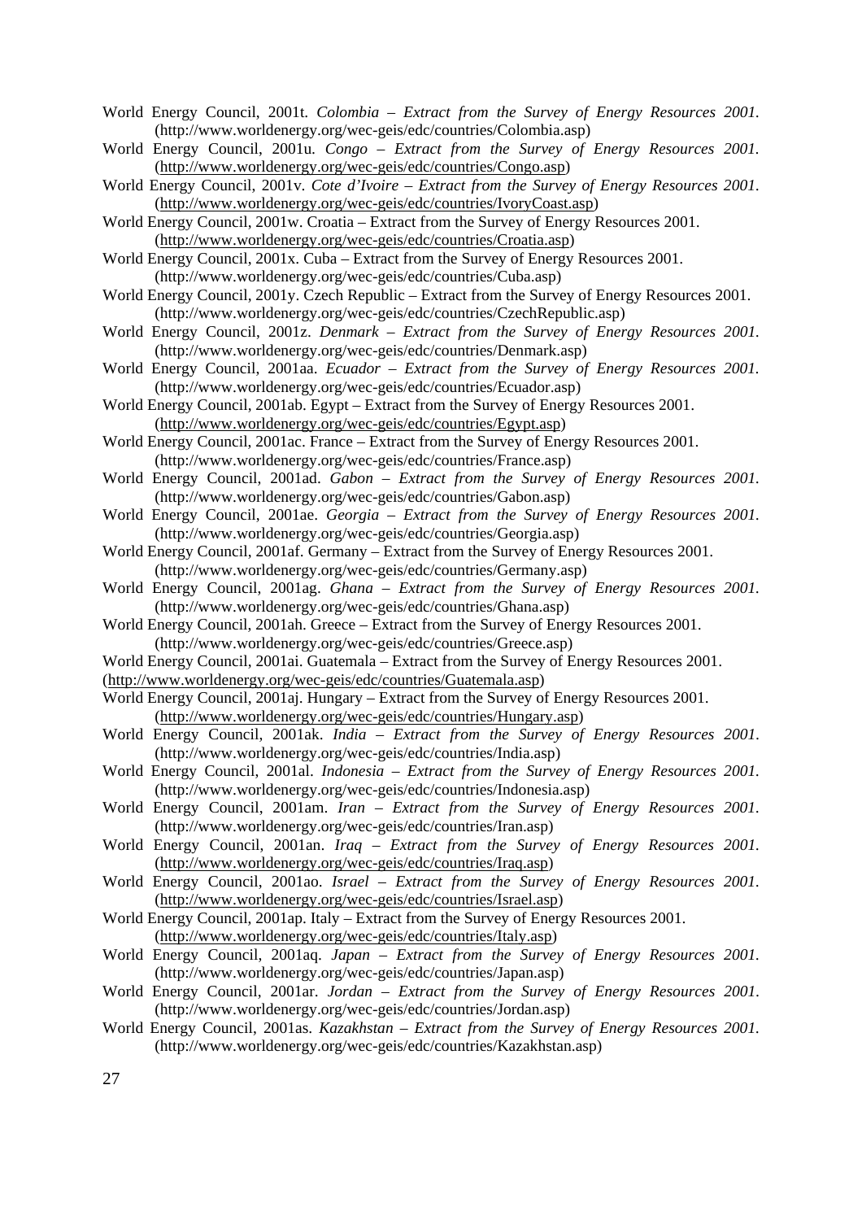World Energy Council, 2001t. *Colombia – Extract from the Survey of Energy Resources 2001.* (http://www.worldenergy.org/wec-geis/edc/countries/Colombia.asp)

World Energy Council, 2001u. *Congo – Extract from the Survey of Energy Resources 2001.* (http://www.worldenergy.org/wec-geis/edc/countries/Congo.asp)

World Energy Council, 2001v. *Cote d'Ivoire – Extract from the Survey of Energy Resources 2001.* (http://www.worldenergy.org/wec-geis/edc/countries/IvoryCoast.asp)

World Energy Council, 2001w. Croatia – Extract from the Survey of Energy Resources 2001. (http://www.worldenergy.org/wec-geis/edc/countries/Croatia.asp)

World Energy Council, 2001x. Cuba – Extract from the Survey of Energy Resources 2001. (http://www.worldenergy.org/wec-geis/edc/countries/Cuba.asp)

World Energy Council, 2001y. Czech Republic – Extract from the Survey of Energy Resources 2001. (http://www.worldenergy.org/wec-geis/edc/countries/CzechRepublic.asp)

World Energy Council, 2001z. *Denmark – Extract from the Survey of Energy Resources 2001.* (http://www.worldenergy.org/wec-geis/edc/countries/Denmark.asp)

World Energy Council, 2001aa. *Ecuador – Extract from the Survey of Energy Resources 2001.* (http://www.worldenergy.org/wec-geis/edc/countries/Ecuador.asp)

World Energy Council, 2001ab. Egypt – Extract from the Survey of Energy Resources 2001. (http://www.worldenergy.org/wec-geis/edc/countries/Egypt.asp)

World Energy Council, 2001ac. France – Extract from the Survey of Energy Resources 2001. (http://www.worldenergy.org/wec-geis/edc/countries/France.asp)

World Energy Council, 2001ad. *Gabon – Extract from the Survey of Energy Resources 2001.* (http://www.worldenergy.org/wec-geis/edc/countries/Gabon.asp)

World Energy Council, 2001ae. *Georgia – Extract from the Survey of Energy Resources 2001.* (http://www.worldenergy.org/wec-geis/edc/countries/Georgia.asp)

World Energy Council, 2001af. Germany – Extract from the Survey of Energy Resources 2001. (http://www.worldenergy.org/wec-geis/edc/countries/Germany.asp)

World Energy Council, 2001ag. *Ghana – Extract from the Survey of Energy Resources 2001.* (http://www.worldenergy.org/wec-geis/edc/countries/Ghana.asp)

World Energy Council, 2001ah. Greece – Extract from the Survey of Energy Resources 2001. (http://www.worldenergy.org/wec-geis/edc/countries/Greece.asp)

World Energy Council, 2001ai. Guatemala – Extract from the Survey of Energy Resources 2001. (http://www.worldenergy.org/wec-geis/edc/countries/Guatemala.asp)

World Energy Council, 2001aj. Hungary – Extract from the Survey of Energy Resources 2001. (http://www.worldenergy.org/wec-geis/edc/countries/Hungary.asp)

World Energy Council, 2001ak. *India – Extract from the Survey of Energy Resources 2001.* (http://www.worldenergy.org/wec-geis/edc/countries/India.asp)

World Energy Council, 2001al. *Indonesia – Extract from the Survey of Energy Resources 2001.* (http://www.worldenergy.org/wec-geis/edc/countries/Indonesia.asp)

World Energy Council, 2001am. *Iran – Extract from the Survey of Energy Resources 2001.* (http://www.worldenergy.org/wec-geis/edc/countries/Iran.asp)

World Energy Council, 2001an. *Iraq – Extract from the Survey of Energy Resources 2001.* (http://www.worldenergy.org/wec-geis/edc/countries/Iraq.asp)

World Energy Council, 2001ao. *Israel – Extract from the Survey of Energy Resources 2001.* (http://www.worldenergy.org/wec-geis/edc/countries/Israel.asp)

World Energy Council, 2001ap. Italy – Extract from the Survey of Energy Resources 2001. (http://www.worldenergy.org/wec-geis/edc/countries/Italy.asp)

World Energy Council, 2001aq. *Japan – Extract from the Survey of Energy Resources 2001.* (http://www.worldenergy.org/wec-geis/edc/countries/Japan.asp)

World Energy Council, 2001ar. *Jordan – Extract from the Survey of Energy Resources 2001.* (http://www.worldenergy.org/wec-geis/edc/countries/Jordan.asp)

World Energy Council, 2001as. *Kazakhstan – Extract from the Survey of Energy Resources 2001.* (http://www.worldenergy.org/wec-geis/edc/countries/Kazakhstan.asp)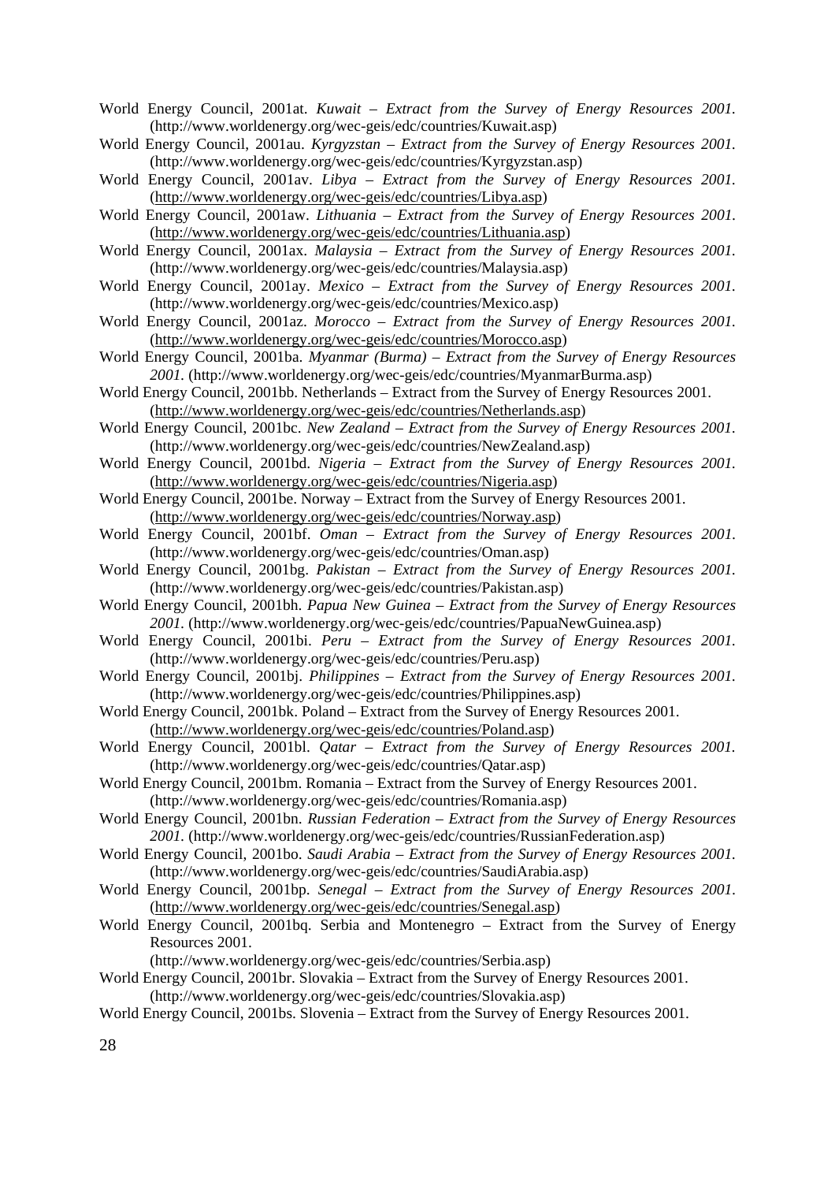World Energy Council, 2001at. *Kuwait – Extract from the Survey of Energy Resources 2001.* (http://www.worldenergy.org/wec-geis/edc/countries/Kuwait.asp)

World Energy Council, 2001au. *Kyrgyzstan – Extract from the Survey of Energy Resources 2001.* (http://www.worldenergy.org/wec-geis/edc/countries/Kyrgyzstan.asp)

World Energy Council, 2001av. *Libya – Extract from the Survey of Energy Resources 2001.* (http://www.worldenergy.org/wec-geis/edc/countries/Libya.asp)

World Energy Council, 2001aw. *Lithuania – Extract from the Survey of Energy Resources 2001.* (http://www.worldenergy.org/wec-geis/edc/countries/Lithuania.asp)

World Energy Council, 2001ax. *Malaysia – Extract from the Survey of Energy Resources 2001.* (http://www.worldenergy.org/wec-geis/edc/countries/Malaysia.asp)

World Energy Council, 2001ay. *Mexico – Extract from the Survey of Energy Resources 2001.* (http://www.worldenergy.org/wec-geis/edc/countries/Mexico.asp)

World Energy Council, 2001az. *Morocco – Extract from the Survey of Energy Resources 2001.* (http://www.worldenergy.org/wec-geis/edc/countries/Morocco.asp)

World Energy Council, 2001ba. *Myanmar (Burma) – Extract from the Survey of Energy Resources 2001.* (http://www.worldenergy.org/wec-geis/edc/countries/MyanmarBurma.asp)

World Energy Council, 2001bb. Netherlands – Extract from the Survey of Energy Resources 2001. (http://www.worldenergy.org/wec-geis/edc/countries/Netherlands.asp)

World Energy Council, 2001bc. *New Zealand – Extract from the Survey of Energy Resources 2001.* (http://www.worldenergy.org/wec-geis/edc/countries/NewZealand.asp)

World Energy Council, 2001bd. *Nigeria – Extract from the Survey of Energy Resources 2001.* (http://www.worldenergy.org/wec-geis/edc/countries/Nigeria.asp)

World Energy Council, 2001be. Norway – Extract from the Survey of Energy Resources 2001. (http://www.worldenergy.org/wec-geis/edc/countries/Norway.asp)

World Energy Council, 2001bf. *Oman – Extract from the Survey of Energy Resources 2001.* (http://www.worldenergy.org/wec-geis/edc/countries/Oman.asp)

World Energy Council, 2001bg. *Pakistan – Extract from the Survey of Energy Resources 2001.* (http://www.worldenergy.org/wec-geis/edc/countries/Pakistan.asp)

World Energy Council, 2001bh. *Papua New Guinea – Extract from the Survey of Energy Resources 2001.* (http://www.worldenergy.org/wec-geis/edc/countries/PapuaNewGuinea.asp)

World Energy Council, 2001bi. *Peru – Extract from the Survey of Energy Resources 2001.* (http://www.worldenergy.org/wec-geis/edc/countries/Peru.asp)

World Energy Council, 2001bj. *Philippines – Extract from the Survey of Energy Resources 2001.* (http://www.worldenergy.org/wec-geis/edc/countries/Philippines.asp)

World Energy Council, 2001bk. Poland – Extract from the Survey of Energy Resources 2001. (http://www.worldenergy.org/wec-geis/edc/countries/Poland.asp)

World Energy Council, 2001bl. *Qatar – Extract from the Survey of Energy Resources 2001.* (http://www.worldenergy.org/wec-geis/edc/countries/Qatar.asp)

World Energy Council, 2001bm. Romania – Extract from the Survey of Energy Resources 2001. (http://www.worldenergy.org/wec-geis/edc/countries/Romania.asp)

World Energy Council, 2001bn. *Russian Federation – Extract from the Survey of Energy Resources 2001.* (http://www.worldenergy.org/wec-geis/edc/countries/RussianFederation.asp)

World Energy Council, 2001bo. *Saudi Arabia – Extract from the Survey of Energy Resources 2001.* (http://www.worldenergy.org/wec-geis/edc/countries/SaudiArabia.asp)

World Energy Council, 2001bp. *Senegal – Extract from the Survey of Energy Resources 2001.* (http://www.worldenergy.org/wec-geis/edc/countries/Senegal.asp)

World Energy Council, 2001bq. Serbia and Montenegro – Extract from the Survey of Energy Resources 2001. (http://www.worldenergy.org/wec-geis/edc/countries/Serbia.asp)

World Energy Council, 2001br. Slovakia – Extract from the Survey of Energy Resources 2001. (http://www.worldenergy.org/wec-geis/edc/countries/Slovakia.asp)

World Energy Council, 2001bs. Slovenia – Extract from the Survey of Energy Resources 2001.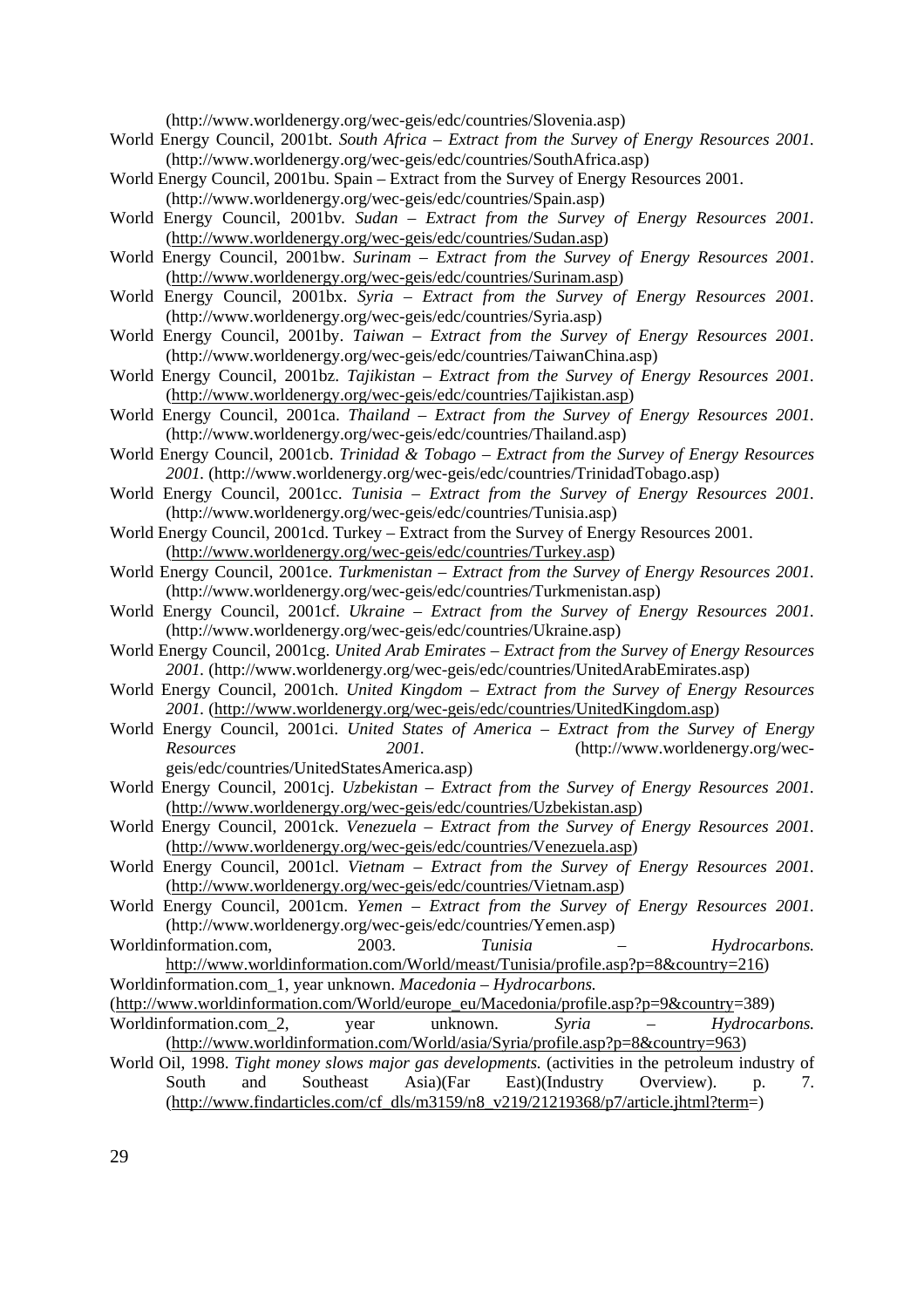(http://www.worldenergy.org/wec-geis/edc/countries/Slovenia.asp)

World Energy Council, 2001bt. *South Africa – Extract from the Survey of Energy Resources 2001.* (http://www.worldenergy.org/wec-geis/edc/countries/SouthAfrica.asp)

World Energy Council, 2001bu. Spain – Extract from the Survey of Energy Resources 2001. (http://www.worldenergy.org/wec-geis/edc/countries/Spain.asp)

World Energy Council, 2001bv. *Sudan – Extract from the Survey of Energy Resources 2001.* (http://www.worldenergy.org/wec-geis/edc/countries/Sudan.asp)

World Energy Council, 2001bw. *Surinam – Extract from the Survey of Energy Resources 2001.* (http://www.worldenergy.org/wec-geis/edc/countries/Surinam.asp)

World Energy Council, 2001bx. *Syria – Extract from the Survey of Energy Resources 2001.* (http://www.worldenergy.org/wec-geis/edc/countries/Syria.asp)

World Energy Council, 2001by. *Taiwan – Extract from the Survey of Energy Resources 2001.* (http://www.worldenergy.org/wec-geis/edc/countries/TaiwanChina.asp)

World Energy Council, 2001bz. *Tajikistan – Extract from the Survey of Energy Resources 2001.* (http://www.worldenergy.org/wec-geis/edc/countries/Tajikistan.asp)

World Energy Council, 2001ca. *Thailand – Extract from the Survey of Energy Resources 2001.* (http://www.worldenergy.org/wec-geis/edc/countries/Thailand.asp)

World Energy Council, 2001cb. *Trinidad & Tobago – Extract from the Survey of Energy Resources 2001.* (http://www.worldenergy.org/wec-geis/edc/countries/TrinidadTobago.asp)

World Energy Council, 2001cc. *Tunisia – Extract from the Survey of Energy Resources 2001.* (http://www.worldenergy.org/wec-geis/edc/countries/Tunisia.asp)

World Energy Council, 2001cd. Turkey – Extract from the Survey of Energy Resources 2001. (http://www.worldenergy.org/wec-geis/edc/countries/Turkey.asp)

World Energy Council, 2001ce. *Turkmenistan – Extract from the Survey of Energy Resources 2001.* (http://www.worldenergy.org/wec-geis/edc/countries/Turkmenistan.asp)

World Energy Council, 2001cf. *Ukraine – Extract from the Survey of Energy Resources 2001.* (http://www.worldenergy.org/wec-geis/edc/countries/Ukraine.asp)

World Energy Council, 2001cg. *United Arab Emirates – Extract from the Survey of Energy Resources 2001.* (http://www.worldenergy.org/wec-geis/edc/countries/UnitedArabEmirates.asp)

World Energy Council, 2001ch. *United Kingdom – Extract from the Survey of Energy Resources 2001.* (http://www.worldenergy.org/wec-geis/edc/countries/UnitedKingdom.asp)

World Energy Council, 2001ci. *United States of America – Extract from the Survey of Energy Resources 2001.* (http://www.worldenergy.org/wec-geis/edc/countries/UnitedStatesAmerica.asp)

World Energy Council, 2001cj. *Uzbekistan – Extract from the Survey of Energy Resources 2001.* (http://www.worldenergy.org/wec-geis/edc/countries/Uzbekistan.asp)

World Energy Council, 2001ck. *Venezuela – Extract from the Survey of Energy Resources 2001.* (http://www.worldenergy.org/wec-geis/edc/countries/Venezuela.asp)

World Energy Council, 2001cl. *Vietnam – Extract from the Survey of Energy Resources 2001.* (http://www.worldenergy.org/wec-geis/edc/countries/Vietnam.asp)

World Energy Council, 2001cm. *Yemen – Extract from the Survey of Energy Resources 2001.* (http://www.worldenergy.org/wec-geis/edc/countries/Yemen.asp)

Worldinformation.com, 2003. *Tunisia – Hydrocarbons.* http://www.worldinformation.com/World/meast/Tunisia/profile.asp?p=8&country=216)

Worldinformation.com_1, year unknown. *Macedonia – Hydrocarbons.* (http://www.worldinformation.com/World/europe_eu/Macedonia/profile.asp?p=9&country=389)

Worldinformation.com_2, year unknown. *Syria – Hydrocarbons.* (http://www.worldinformation.com/World/asia/Syria/profile.asp?p=8&country=963)

World Oil, 1998. *Tight money slows major gas developments.* (activities in the petroleum industry of South and Southeast Asia)(Far East)(Industry Overview). p. 7. (http://www.findarticles.com/cf_dls/m3159/n8_v219/21219368/p7/article.jhtml?term=)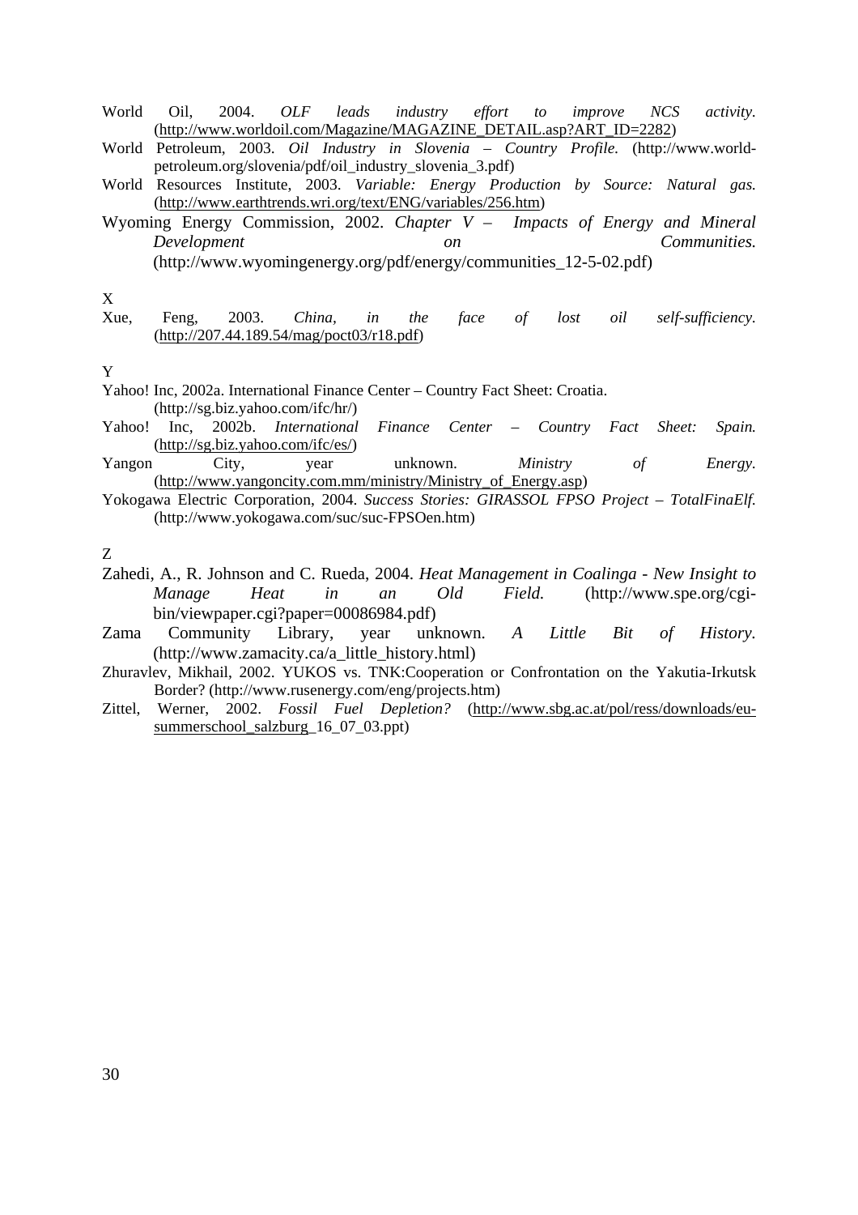World Oil, 2004. *OLF leads industry effort to improve NCS activity.* (http://www.worldoil.com/Magazine/MAGAZINE_DETAIL.asp?ART_ID=2282)

World Petroleum, 2003. *Oil Industry in Slovenia – Country Profile.* (http://www.world-petroleum.org/slovenia/pdf/oil_industry_slovenia_3.pdf)

World Resources Institute, 2003. *Variable: Energy Production by Source: Natural gas.* (http://www.earthtrends.wri.org/text/ENG/variables/256.htm)

Wyoming Energy Commission, 2002. *Chapter V – Impacts of Energy and Mineral Development on Communities.* (http://www.wyomingenergy.org/pdf/energy/communities_12-5-02.pdf)

X

Xue, Feng, 2003. *China, in the face of lost oil self-sufficiency.* (http://207.44.189.54/mag/poct03/r18.pdf)

Y

Yahoo! Inc, 2002a. International Finance Center – Country Fact Sheet: Croatia. (http://sg.biz.yahoo.com/ifc/hr/)

Yahoo! Inc, 2002b. *International Finance Center – Country Fact Sheet: Spain.* (http://sg.biz.yahoo.com/ifc/es/)

Yangon City, year unknown. *Ministry of Energy.* (http://www.yangoncity.com.mm/ministry/Ministry_of_Energy.asp)

Yokogawa Electric Corporation, 2004. *Success Stories: GIRASSOL FPSO Project – TotalFinaElf.* (http://www.yokogawa.com/suc/suc-FPSOen.htm)

Z

Zahedi, A., R. Johnson and C. Rueda, 2004. *Heat Management in Coalinga - New Insight to Manage Heat in an Old Field.* (http://www.spe.org/cgi-bin/viewpaper.cgi?paper=00086984.pdf)

Zama Community Library, year unknown. *A Little Bit of History.* (http://www.zamacity.ca/a_little_history.html)

Zhuravlev, Mikhail, 2002. YUKOS vs. TNK:Cooperation or Confrontation on the Yakutia-Irkutsk Border? (http://www.rusenergy.com/eng/projects.htm)

Zittel, Werner, 2002. *Fossil Fuel Depletion?* (http://www.sbg.ac.at/pol/ress/downloads/eu-summerschool_salzburg_16_07_03.ppt)